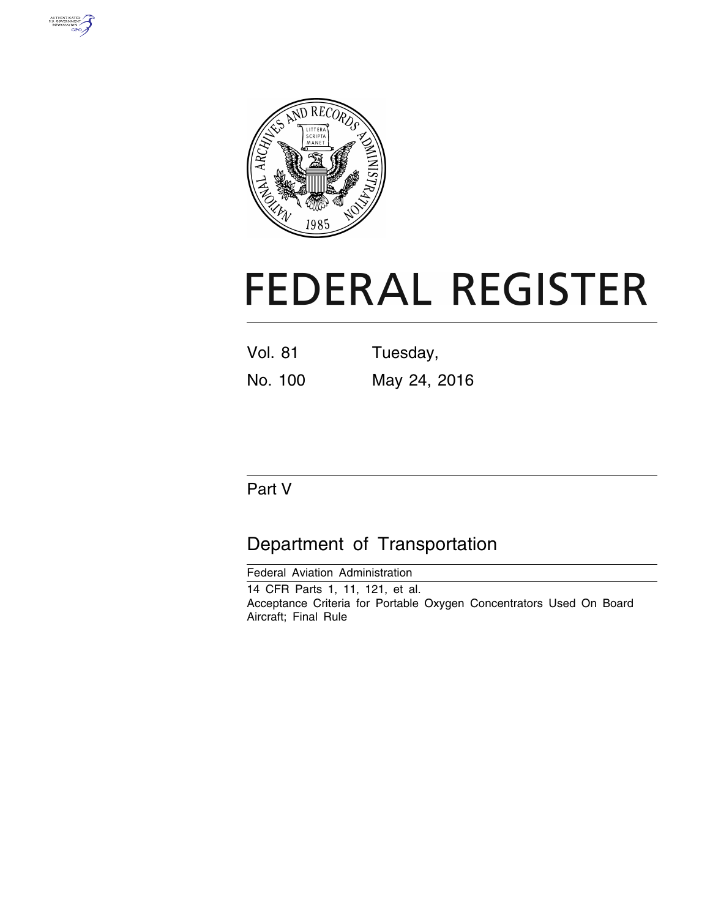# FEDERAL REGISTER

Vol. 81 Tuesday,

No. 100 May 24, 2016

## Part V

## Department of Transportation

Federal Aviation Administration

14 CFR Parts 1, 11, 121, et al.

Acceptance Criteria for Portable Oxygen Concentrators Used On Board Aircraft; Final Rule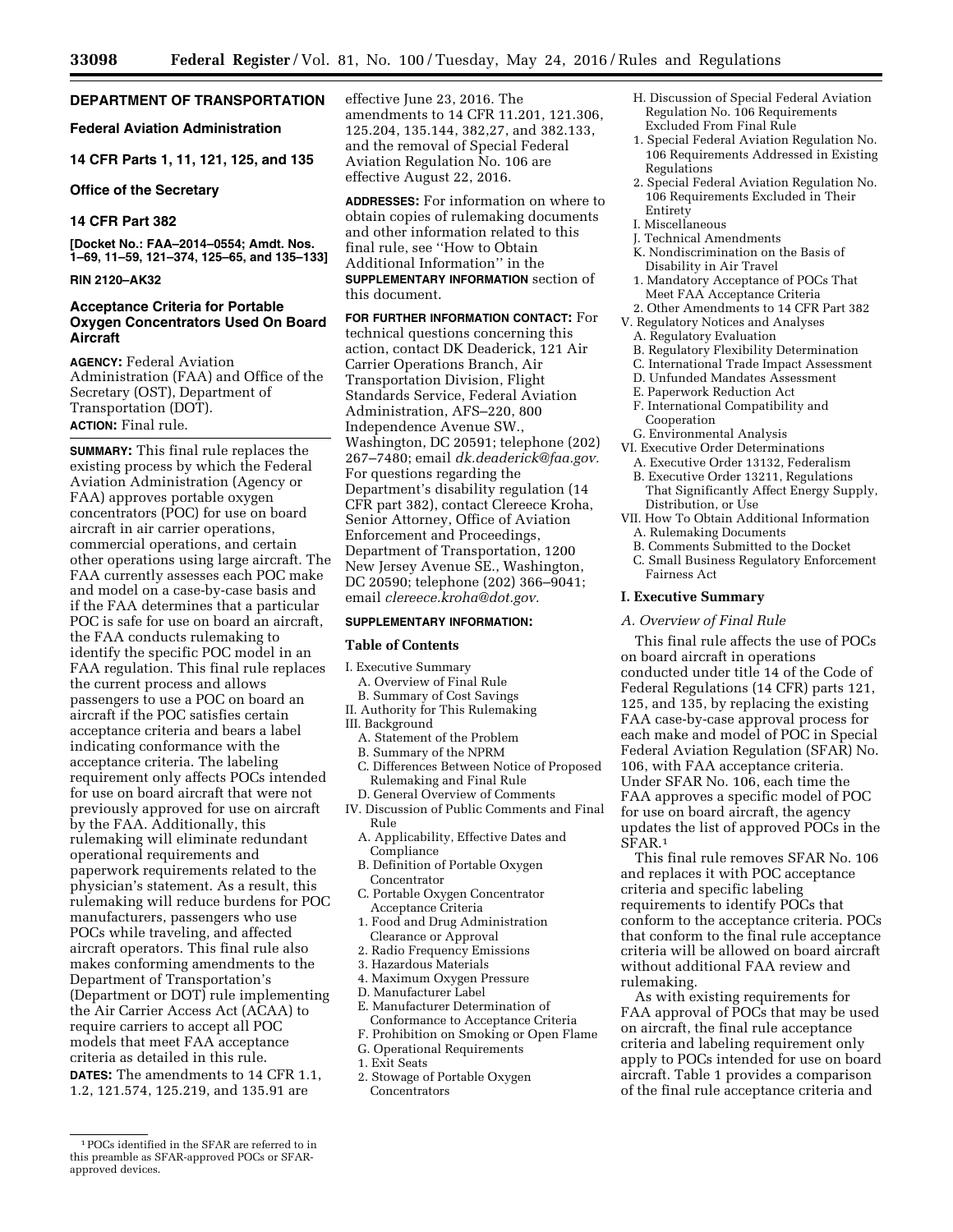**DEPARTMENT OF TRANSPORTATION**

**Federal Aviation Administration**

**14 CFR Parts 1, 11, 121, 125, and 135**

**Office of the Secretary**

**14 CFR Part 382**

**[Docket No.: FAA–2014–0554; Amdt. Nos. 1–69, 11–59, 121–374, 125–65, and 135–133]**

**RIN 2120–AK32**

## Acceptance Criteria for Portable Oxygen Concentrators Used On Board Aircraft

**AGENCY:** Federal Aviation Administration (FAA) and Office of the Secretary (OST), Department of Transportation (DOT).

**ACTION:** Final rule.

**SUMMARY:** This final rule replaces the existing process by which the Federal Aviation Administration (Agency or FAA) approves portable oxygen concentrators (POC) for use on board aircraft in air carrier operations, commercial operations, and certain other operations using large aircraft. The FAA currently assesses each POC make and model on a case-by-case basis and if the FAA determines that a particular POC is safe for use on board an aircraft, the FAA conducts rulemaking to identify the specific POC model in an FAA regulation. This final rule replaces the current process and allows passengers to use a POC on board an aircraft if the POC satisfies certain acceptance criteria and bears a label indicating conformance with the acceptance criteria. The labeling requirement only affects POCs intended for use on board aircraft that were not previously approved for use on aircraft by the FAA. Additionally, this rulemaking will eliminate redundant operational requirements and paperwork requirements related to the physician's statement. As a result, this rulemaking will reduce burdens for POC manufacturers, passengers who use POCs while traveling, and affected aircraft operators. This final rule also makes conforming amendments to the Department of Transportation's (Department or DOT) rule implementing the Air Carrier Access Act (ACAA) to require carriers to accept all POC models that meet FAA acceptance criteria as detailed in this rule.

**DATES:** The amendments to 14 CFR 1.1, 1.2, 121.574, 125.219, and 135.91 are effective June 23, 2016. The amendments to 14 CFR 11.201, 121.306, 125.204, 135.144, 382,27, and 382.133, and the removal of Special Federal Aviation Regulation No. 106 are effective August 22, 2016.

**ADDRESSES:** For information on where to obtain copies of rulemaking documents and other information related to this final rule, see ''How to Obtain Additional Information'' in the **SUPPLEMENTARY INFORMATION** section of this document.

**FOR FURTHER INFORMATION CONTACT:** For technical questions concerning this action, contact DK Deaderick, 121 Air Carrier Operations Branch, Air Transportation Division, Flight Standards Service, Federal Aviation Administration, AFS–220, 800 Independence Avenue SW., Washington, DC 20591; telephone (202) 267–7480; email *dk.deaderick@faa.gov.* For questions regarding the Department's disability regulation (14 CFR part 382), contact Clereece Kroha, Senior Attorney, Office of Aviation Enforcement and Proceedings, Department of Transportation, 1200 New Jersey Avenue SE., Washington, DC 20590; telephone (202) 366–9041; email *clereece.kroha@dot.gov.*

**SUPPLEMENTARY INFORMATION:**

**Table of Contents**

I. Executive Summary
 A. Overview of Final Rule
 B. Summary of Cost Savings
II. Authority for This Rulemaking
III. Background
 A. Statement of the Problem
 B. Summary of the NPRM
 C. Differences Between Notice of Proposed Rulemaking and Final Rule
 D. General Overview of Comments
IV. Discussion of Public Comments and Final Rule
 A. Applicability, Effective Dates and Compliance
 B. Definition of Portable Oxygen Concentrator
 C. Portable Oxygen Concentrator Acceptance Criteria
 1. Food and Drug Administration Clearance or Approval
 2. Radio Frequency Emissions
 3. Hazardous Materials
 4. Maximum Oxygen Pressure
 D. Manufacturer Label
 E. Manufacturer Determination of Conformance to Acceptance Criteria
 F. Prohibition on Smoking or Open Flame
 G. Operational Requirements
 1. Exit Seats
 2. Stowage of Portable Oxygen Concentrators
 H. Discussion of Special Federal Aviation Regulation No. 106 Requirements Excluded From Final Rule
 1. Special Federal Aviation Regulation No. 106 Requirements Addressed in Existing Regulations
 2. Special Federal Aviation Regulation No. 106 Requirements Excluded in Their Entirety
 I. Miscellaneous
 J. Technical Amendments
 K. Nondiscrimination on the Basis of Disability in Air Travel
 1. Mandatory Acceptance of POCs That Meet FAA Acceptance Criteria
 2. Other Amendments to 14 CFR Part 382
V. Regulatory Notices and Analyses
 A. Regulatory Evaluation
 B. Regulatory Flexibility Determination
 C. International Trade Impact Assessment
 D. Unfunded Mandates Assessment
 E. Paperwork Reduction Act
 F. International Compatibility and Cooperation
 G. Environmental Analysis
VI. Executive Order Determinations
 A. Executive Order 13132, Federalism
 B. Executive Order 13211, Regulations That Significantly Affect Energy Supply, Distribution, or Use
VII. How To Obtain Additional Information
 A. Rulemaking Documents
 B. Comments Submitted to the Docket
 C. Small Business Regulatory Enforcement Fairness Act

## I. Executive Summary

### A. Overview of Final Rule

This final rule affects the use of POCs on board aircraft in operations conducted under title 14 of the Code of Federal Regulations (14 CFR) parts 121, 125, and 135, by replacing the existing FAA case-by-case approval process for each make and model of POC in Special Federal Aviation Regulation (SFAR) No. 106, with FAA acceptance criteria. Under SFAR No. 106, each time the FAA approves a specific model of POC for use on board aircraft, the agency updates the list of approved POCs in the SFAR.[1]

This final rule removes SFAR No. 106 and replaces it with POC acceptance criteria and specific labeling requirements to identify POCs that conform to the acceptance criteria. POCs that conform to the final rule acceptance criteria will be allowed on board aircraft without additional FAA review and rulemaking.

As with existing requirements for FAA approval of POCs that may be used on aircraft, the final rule acceptance criteria and labeling requirement only apply to POCs intended for use on board aircraft. Table 1 provides a comparison of the final rule acceptance criteria and

[1] POCs identified in the SFAR are referred to in this preamble as SFAR-approved POCs or SFAR-approved devices.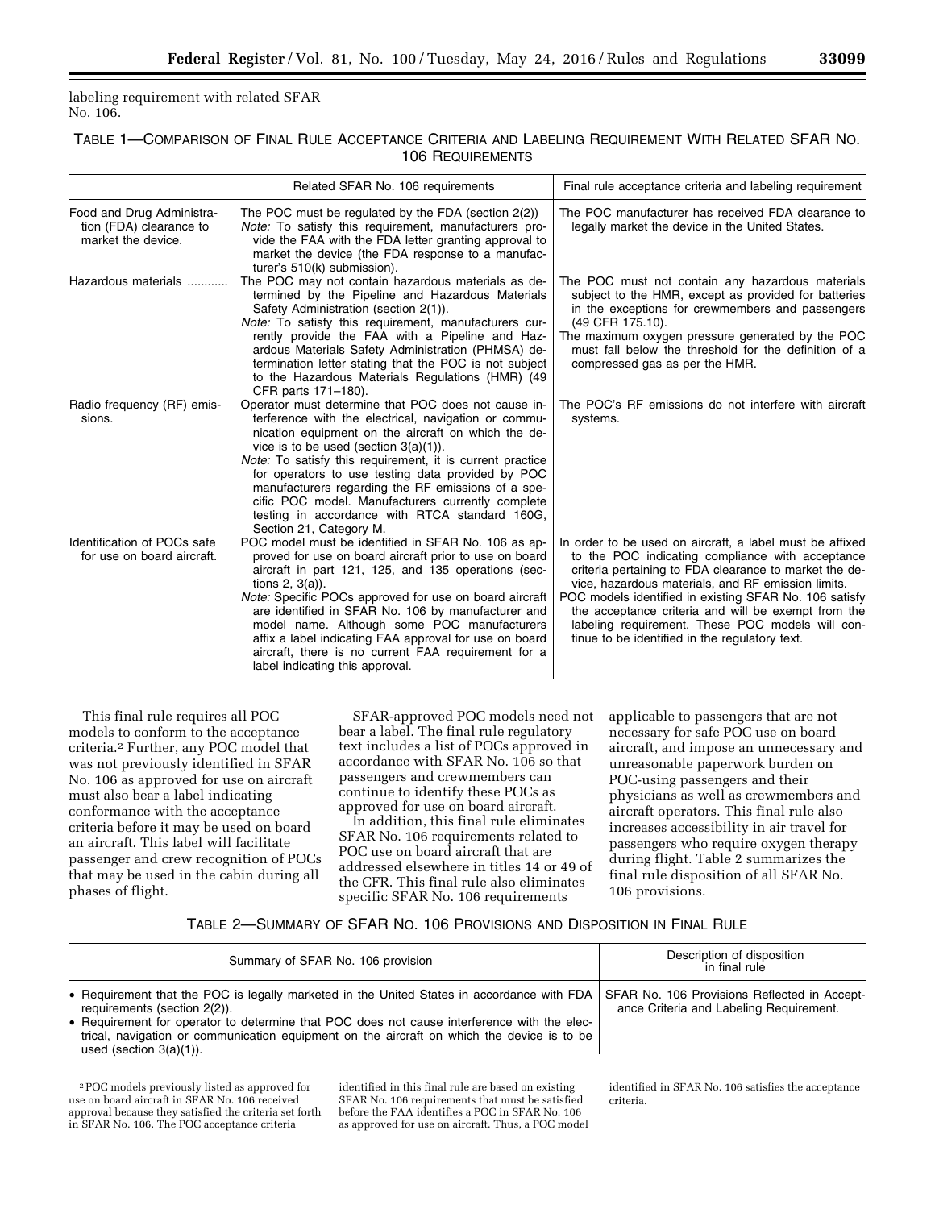labeling requirement with related SFAR No. 106.

TABLE 1—COMPARISON OF FINAL RULE ACCEPTANCE CRITERIA AND LABELING REQUIREMENT WITH RELATED SFAR NO. 106 REQUIREMENTS

| | Related SFAR No. 106 requirements | Final rule acceptance criteria and labeling requirement |
|---|---|---|
| Food and Drug Administration (FDA) clearance to market the device. | The POC must be regulated by the FDA (section 2(2)). *Note:* To satisfy this requirement, manufacturers provide the FAA with the FDA letter granting approval to market the device (the FDA response to a manufacturer's 510(k) submission). | The POC manufacturer has received FDA clearance to legally market the device in the United States. |
| Hazardous materials ............ | The POC may not contain hazardous materials as determined by the Pipeline and Hazardous Materials Safety Administration (section 2(1)). *Note:* To satisfy this requirement, manufacturers currently provide the FAA with a Pipeline and Hazardous Materials Safety Administration (PHMSA) determination letter stating that the POC is not subject to the Hazardous Materials Regulations (HMR) (49 CFR parts 171–180). | The POC must not contain any hazardous materials subject to the HMR, except as provided for batteries in the exceptions for crewmembers and passengers (49 CFR 175.10). The maximum oxygen pressure generated by the POC must fall below the threshold for the definition of a compressed gas as per the HMR. |
| Radio frequency (RF) emissions. | Operator must determine that POC does not cause interference with the electrical, navigation or communication equipment on the aircraft on which the device is to be used (section 3(a)(1)). *Note:* To satisfy this requirement, it is current practice for operators to use testing data provided by POC manufacturers regarding the RF emissions of a specific POC model. Manufacturers currently complete testing in accordance with RTCA standard 160G, Section 21, Category M. | The POC's RF emissions do not interfere with aircraft systems. |
| Identification of POCs safe for use on board aircraft. | POC model must be identified in SFAR No. 106 as approved for use on board aircraft prior to use on board aircraft in part 121, 125, and 135 operations (sections 2, 3(a)). *Note:* Specific POCs approved for use on board aircraft are identified in SFAR No. 106 by manufacturer and model name. Although some POC manufacturers affix a label indicating FAA approval for use on board aircraft, there is no current FAA requirement for a label indicating this approval. | In order to be used on aircraft, a label must be affixed to the POC indicating compliance with acceptance criteria pertaining to FDA clearance to market the device, hazardous materials, and RF emission limits. POC models identified in existing SFAR No. 106 satisfy the acceptance criteria and will be exempt from the labeling requirement. These POC models will continue to be identified in the regulatory text. |

This final rule requires all POC models to conform to the acceptance criteria.[2] Further, any POC model that was not previously identified in SFAR No. 106 as approved for use on aircraft must also bear a label indicating conformance with the acceptance criteria before it may be used on board an aircraft. This label will facilitate passenger and crew recognition of POCs that may be used in the cabin during all phases of flight.

SFAR-approved POC models need not bear a label. The final rule regulatory text includes a list of POCs approved in accordance with SFAR No. 106 so that passengers and crewmembers can continue to identify these POCs as approved for use on board aircraft.

In addition, this final rule eliminates SFAR No. 106 requirements related to POC use on board aircraft that are addressed elsewhere in titles 14 or 49 of the CFR. This final rule also eliminates specific SFAR No. 106 requirements applicable to passengers that are not necessary for safe POC use on board aircraft, and impose an unnecessary and unreasonable paperwork burden on POC-using passengers and their physicians as well as crewmembers and aircraft operators. This final rule also increases accessibility in air travel for passengers who require oxygen therapy during flight. Table 2 summarizes the final rule disposition of all SFAR No. 106 provisions.

TABLE 2—SUMMARY OF SFAR NO. 106 PROVISIONS AND DISPOSITION IN FINAL RULE

| Summary of SFAR No. 106 provision | Description of disposition in final rule |
|---|---|
| • Requirement that the POC is legally marketed in the United States in accordance with FDA requirements (section 2(2)).<br>• Requirement for operator to determine that POC does not cause interference with the electrical, navigation or communication equipment on the aircraft on which the device is to be used (section 3(a)(1)). | SFAR No. 106 Provisions Reflected in Acceptance Criteria and Labeling Requirement. |

[2] POC models previously listed as approved for use on board aircraft in SFAR No. 106 received approval because they satisfied the criteria set forth in SFAR No. 106. The POC acceptance criteria identified in this final rule are based on existing SFAR No. 106 requirements that must be satisfied before the FAA identifies a POC in SFAR No. 106 as approved for use on aircraft. Thus, a POC model identified in SFAR No. 106 satisfies the acceptance criteria.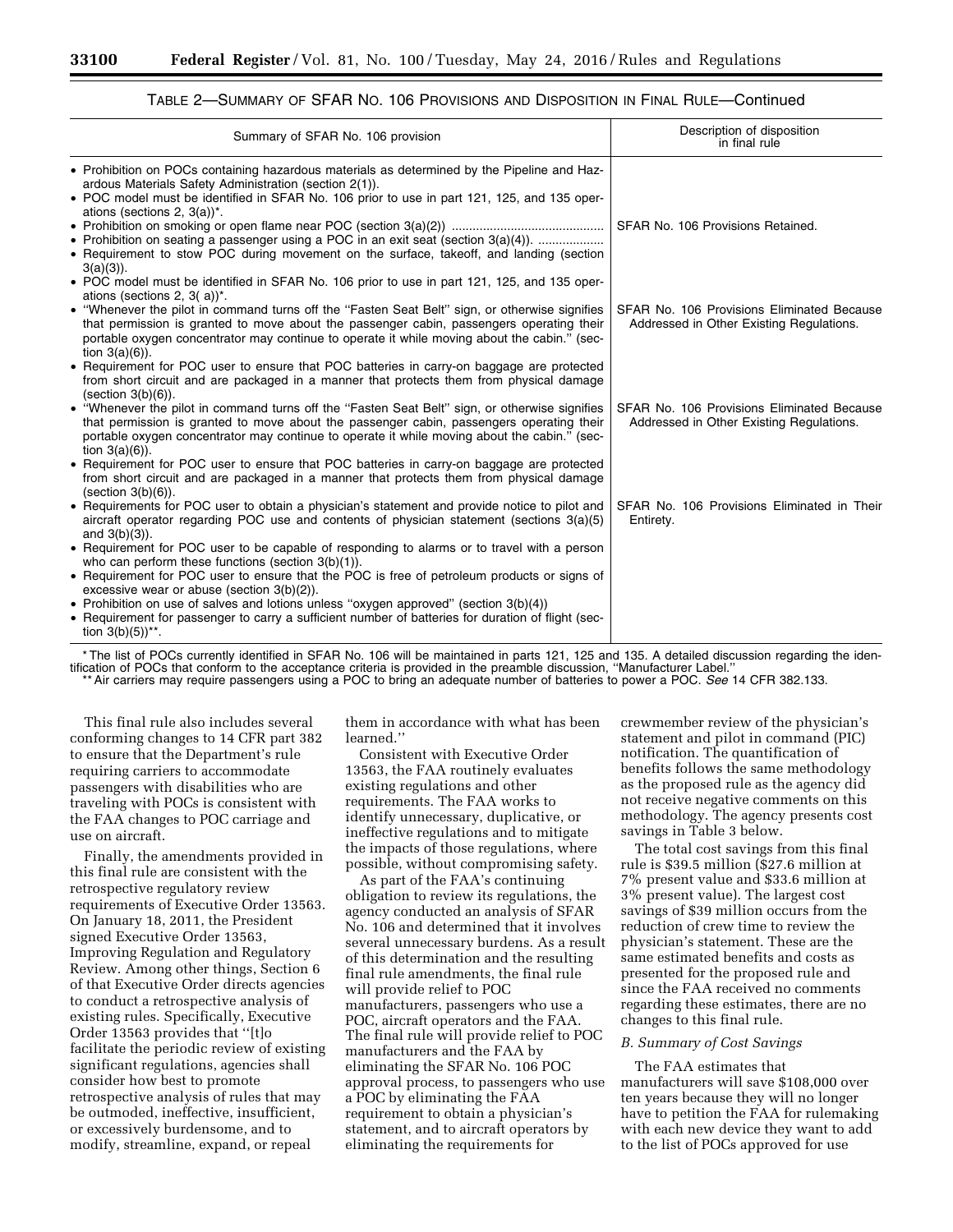TABLE 2—SUMMARY OF SFAR NO. 106 PROVISIONS AND DISPOSITION IN FINAL RULE—Continued

| Summary of SFAR No. 106 provision | Description of disposition in final rule |
| --- | --- |
| • Prohibition on POCs containing hazardous materials as determined by the Pipeline and Hazardous Materials Safety Administration (section 2(1)).<br>• POC model must be identified in SFAR No. 106 prior to use in part 121, 125, and 135 operations (sections 2, 3(a))*.<br>• Prohibition on smoking or open flame near POC (section 3(a)(2))<br>• Prohibition on seating a passenger using a POC in an exit seat (section 3(a)(4)).<br>• Requirement to stow POC during movement on the surface, takeoff, and landing (section 3(a)(3)).<br>• POC model must be identified in SFAR No. 106 prior to use in part 121, 125, and 135 operations (sections 2, 3( a))*. | SFAR No. 106 Provisions Retained. |
| • "Whenever the pilot in command turns off the "Fasten Seat Belt" sign, or otherwise signifies that permission is granted to move about the passenger cabin, passengers operating their portable oxygen concentrator may continue to operate it while moving about the cabin." (section 3(a)(6)).<br>• Requirement for POC user to ensure that POC batteries in carry-on baggage are protected from short circuit and are packaged in a manner that protects them from physical damage (section 3(b)(6)). | SFAR No. 106 Provisions Eliminated Because Addressed in Other Existing Regulations. |
| • "Whenever the pilot in command turns off the "Fasten Seat Belt" sign, or otherwise signifies that permission is granted to move about the passenger cabin, passengers operating their portable oxygen concentrator may continue to operate it while moving about the cabin." (section 3(a)(6)).<br>• Requirement for POC user to ensure that POC batteries in carry-on baggage are protected from short circuit and are packaged in a manner that protects them from physical damage (section 3(b)(6)). | SFAR No. 106 Provisions Eliminated Because Addressed in Other Existing Regulations. |
| • Requirements for POC user to obtain a physician's statement and provide notice to pilot and aircraft operator regarding POC use and contents of physician statement (sections 3(a)(5) and 3(b)(3)).<br>• Requirement for POC user to be capable of responding to alarms or to travel with a person who can perform these functions (section 3(b)(1)).<br>• Requirement for POC user to ensure that the POC is free of petroleum products or signs of excessive wear or abuse (section 3(b)(2)).<br>• Prohibition on use of salves and lotions unless "oxygen approved" (section 3(b)(4))<br>• Requirement for passenger to carry a sufficient number of batteries for duration of flight (section 3(b)(5))**. | SFAR No. 106 Provisions Eliminated in Their Entirety. |

\* The list of POCs currently identified in SFAR No. 106 will be maintained in parts 121, 125 and 135. A detailed discussion regarding the identification of POCs that conform to the acceptance criteria is provided in the preamble discussion, "Manufacturer Label."

\*\* Air carriers may require passengers using a POC to bring an adequate number of batteries to power a POC. *See* 14 CFR 382.133.

This final rule also includes several conforming changes to 14 CFR part 382 to ensure that the Department's rule requiring carriers to accommodate passengers with disabilities who are traveling with POCs is consistent with the FAA changes to POC carriage and use on aircraft.

Finally, the amendments provided in this final rule are consistent with the retrospective regulatory review requirements of Executive Order 13563. On January 18, 2011, the President signed Executive Order 13563, Improving Regulation and Regulatory Review. Among other things, Section 6 of that Executive Order directs agencies to conduct a retrospective analysis of existing rules. Specifically, Executive Order 13563 provides that "[t]o facilitate the periodic review of existing significant regulations, agencies shall consider how best to promote retrospective analysis of rules that may be outmoded, ineffective, insufficient, or excessively burdensome, and to modify, streamline, expand, or repeal them in accordance with what has been learned."

Consistent with Executive Order 13563, the FAA routinely evaluates existing regulations and other requirements. The FAA works to identify unnecessary, duplicative, or ineffective regulations and to mitigate the impacts of those regulations, where possible, without compromising safety.

As part of the FAA's continuing obligation to review its regulations, the agency conducted an analysis of SFAR No. 106 and determined that it involves several unnecessary burdens. As a result of this determination and the resulting final rule amendments, the final rule will provide relief to POC manufacturers, passengers who use a POC, aircraft operators and the FAA. The final rule will provide relief to POC manufacturers and the FAA by eliminating the SFAR No. 106 POC approval process, to passengers who use a POC by eliminating the FAA requirement to obtain a physician's statement, and to aircraft operators by eliminating the requirements for crewmember review of the physician's statement and pilot in command (PIC) notification. The quantification of benefits follows the same methodology as the proposed rule as the agency did not receive negative comments on this methodology. The agency presents cost savings in Table 3 below.

The total cost savings from this final rule is $39.5 million ($27.6 million at 7% present value and $33.6 million at 3% present value). The largest cost savings of $39 million occurs from the reduction of crew time to review the physician's statement. These are the same estimated benefits and costs as presented for the proposed rule and since the FAA received no comments regarding these estimates, there are no changes to this final rule.

### *B. Summary of Cost Savings*

The FAA estimates that manufacturers will save $108,000 over ten years because they will no longer have to petition the FAA for rulemaking with each new device they want to add to the list of POCs approved for use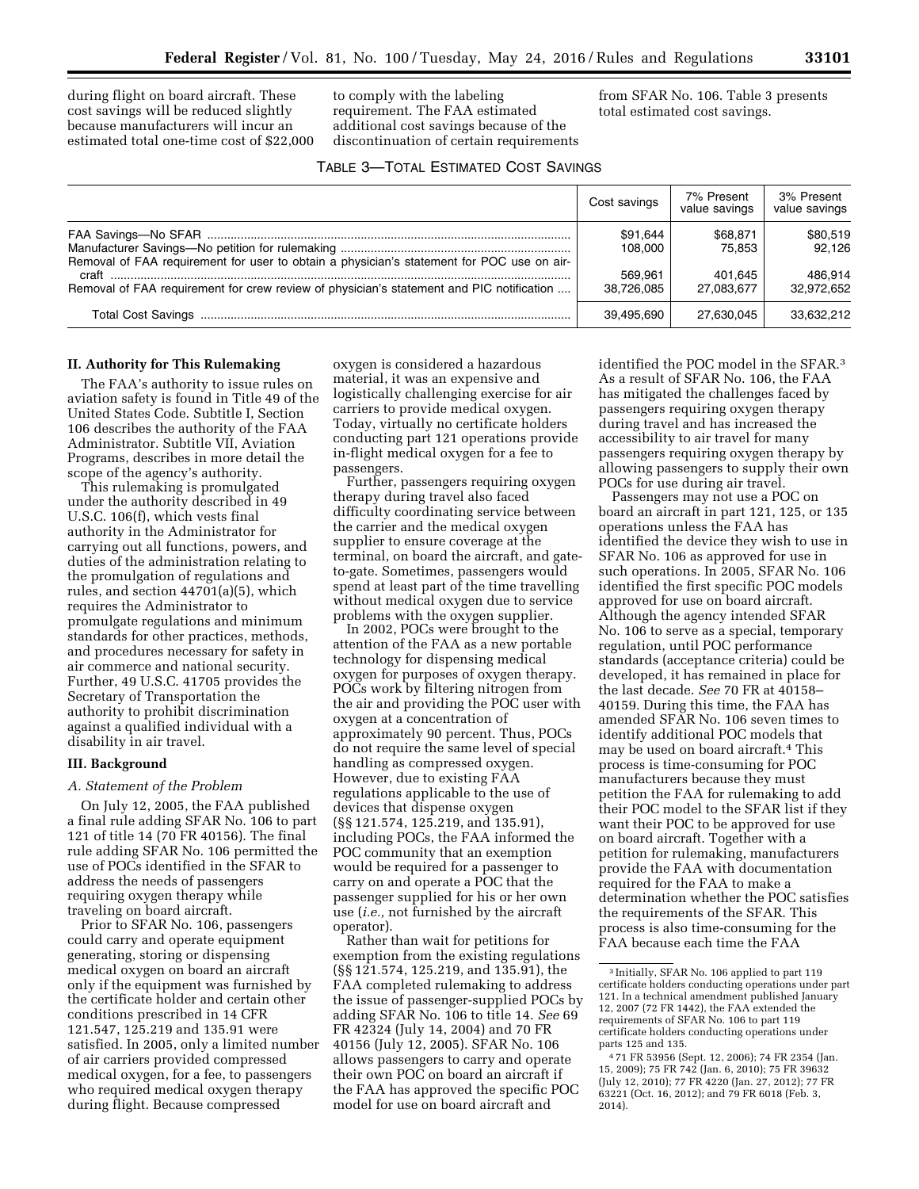during flight on board aircraft. These cost savings will be reduced slightly because manufacturers will incur an estimated total one-time cost of $22,000 to comply with the labeling requirement. The FAA estimated additional cost savings because of the discontinuation of certain requirements from SFAR No. 106. Table 3 presents total estimated cost savings.

TABLE 3—TOTAL ESTIMATED COST SAVINGS

| | Cost savings | 7% Present value savings | 3% Present value savings |
|---|---|---|---|
| FAA Savings—No SFAR | $91,644 | $68,871 | $80,519 |
| Manufacturer Savings—No petition for rulemaking | 108,000 | 75,853 | 92,126 |
| Removal of FAA requirement for user to obtain a physician's statement for POC use on aircraft | 569,961 | 401,645 | 486,914 |
| Removal of FAA requirement for crew review of physician's statement and PIC notification | 38,726,085 | 27,083,677 | 32,972,652 |
| Total Cost Savings | 39,495,690 | 27,630,045 | 33,632,212 |

## II. Authority for This Rulemaking

The FAA's authority to issue rules on aviation safety is found in Title 49 of the United States Code. Subtitle I, Section 106 describes the authority of the FAA Administrator. Subtitle VII, Aviation Programs, describes in more detail the scope of the agency's authority.

This rulemaking is promulgated under the authority described in 49 U.S.C. 106(f), which vests final authority in the Administrator for carrying out all functions, powers, and duties of the administration relating to the promulgation of regulations and rules, and section 44701(a)(5), which requires the Administrator to promulgate regulations and minimum standards for other practices, methods, and procedures necessary for safety in air commerce and national security. Further, 49 U.S.C. 41705 provides the Secretary of Transportation the authority to prohibit discrimination against a qualified individual with a disability in air travel.

## III. Background

### A. Statement of the Problem

On July 12, 2005, the FAA published a final rule adding SFAR No. 106 to part 121 of title 14 (70 FR 40156). The final rule adding SFAR No. 106 permitted the use of POCs identified in the SFAR to address the needs of passengers requiring oxygen therapy while traveling on board aircraft.

Prior to SFAR No. 106, passengers could carry and operate equipment generating, storing or dispensing medical oxygen on board an aircraft only if the equipment was furnished by the certificate holder and certain other conditions prescribed in 14 CFR 121.547, 125.219 and 135.91 were satisfied. In 2005, only a limited number of air carriers provided compressed medical oxygen, for a fee, to passengers who required medical oxygen therapy during flight. Because compressed oxygen is considered a hazardous material, it was an expensive and logistically challenging exercise for air carriers to provide medical oxygen. Today, virtually no certificate holders conducting part 121 operations provide in-flight medical oxygen for a fee to passengers.

Further, passengers requiring oxygen therapy during travel also faced difficulty coordinating service between the carrier and the medical oxygen supplier to ensure coverage at the terminal, on board the aircraft, and gate-to-gate. Sometimes, passengers would spend at least part of the time travelling without medical oxygen due to service problems with the oxygen supplier.

In 2002, POCs were brought to the attention of the FAA as a new portable technology for dispensing medical oxygen for purposes of oxygen therapy. POCs work by filtering nitrogen from the air and providing the POC user with oxygen at a concentration of approximately 90 percent. Thus, POCs do not require the same level of special handling as compressed oxygen. However, due to existing FAA regulations applicable to the use of devices that dispense oxygen (§§ 121.574, 125.219, and 135.91), including POCs, the FAA informed the POC community that an exemption would be required for a passenger to carry on and operate a POC that the passenger supplied for his or her own use (*i.e.,* not furnished by the aircraft operator).

Rather than wait for petitions for exemption from the existing regulations (§§ 121.574, 125.219, and 135.91), the FAA completed rulemaking to address the issue of passenger-supplied POCs by adding SFAR No. 106 to title 14. *See* 69 FR 42324 (July 14, 2004) and 70 FR 40156 (July 12, 2005). SFAR No. 106 allows passengers to carry and operate their own POC on board an aircraft if the FAA has approved the specific POC model for use on board aircraft and identified the POC model in the SFAR.[3] As a result of SFAR No. 106, the FAA has mitigated the challenges faced by passengers requiring oxygen therapy during travel and has increased the accessibility to air travel for many passengers requiring oxygen therapy by allowing passengers to supply their own POCs for use during air travel.

Passengers may not use a POC on board an aircraft in part 121, 125, or 135 operations unless the FAA has identified the device they wish to use in SFAR No. 106 as approved for use in such operations. In 2005, SFAR No. 106 identified the first specific POC models approved for use on board aircraft. Although the agency intended SFAR No. 106 to serve as a special, temporary regulation, until POC performance standards (acceptance criteria) could be developed, it has remained in place for the last decade. *See* 70 FR at 40158–40159. During this time, the FAA has amended SFAR No. 106 seven times to identify additional POC models that may be used on board aircraft.[4] This process is time-consuming for POC manufacturers because they must petition the FAA for rulemaking to add their POC model to the SFAR list if they want their POC to be approved for use on board aircraft. Together with a petition for rulemaking, manufacturers provide the FAA with documentation required for the FAA to make a determination whether the POC satisfies the requirements of the SFAR. This process is also time-consuming for the FAA because each time the FAA

[3] Initially, SFAR No. 106 applied to part 119 certificate holders conducting operations under part 121. In a technical amendment published January 12, 2007 (72 FR 1442), the FAA extended the requirements of SFAR No. 106 to part 119 certificate holders conducting operations under parts 125 and 135.

[4] 71 FR 53956 (Sept. 12, 2006); 74 FR 2354 (Jan. 15, 2009); 75 FR 742 (Jan. 6, 2010); 75 FR 39632 (July 12, 2010); 77 FR 4220 (Jan. 27, 2012); 77 FR 63221 (Oct. 16, 2012); and 79 FR 6018 (Feb. 3, 2014).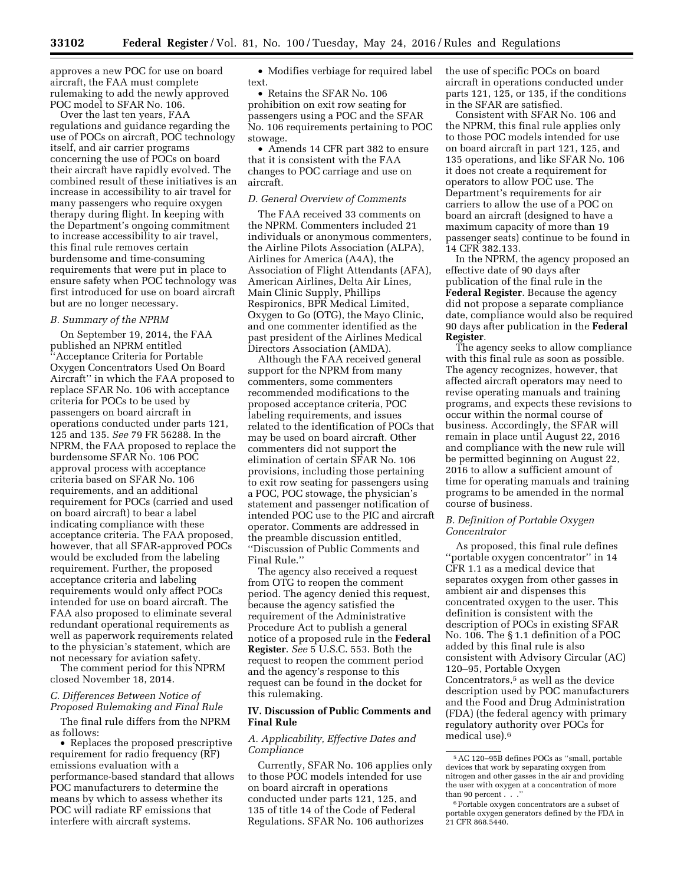approves a new POC for use on board aircraft, the FAA must complete rulemaking to add the newly approved POC model to SFAR No. 106.

Over the last ten years, FAA regulations and guidance regarding the use of POCs on aircraft, POC technology itself, and air carrier programs concerning the use of POCs on board their aircraft have rapidly evolved. The combined result of these initiatives is an increase in accessibility to air travel for many passengers who require oxygen therapy during flight. In keeping with the Department's ongoing commitment to increase accessibility to air travel, this final rule removes certain burdensome and time-consuming requirements that were put in place to ensure safety when POC technology was first introduced for use on board aircraft but are no longer necessary.

### *B. Summary of the NPRM*

On September 19, 2014, the FAA published an NPRM entitled ''Acceptance Criteria for Portable Oxygen Concentrators Used On Board Aircraft'' in which the FAA proposed to replace SFAR No. 106 with acceptance criteria for POCs to be used by passengers on board aircraft in operations conducted under parts 121, 125 and 135. *See* 79 FR 56288. In the NPRM, the FAA proposed to replace the burdensome SFAR No. 106 POC approval process with acceptance criteria based on SFAR No. 106 requirements, and an additional requirement for POCs (carried and used on board aircraft) to bear a label indicating compliance with these acceptance criteria. The FAA proposed, however, that all SFAR-approved POCs would be excluded from the labeling requirement. Further, the proposed acceptance criteria and labeling requirements would only affect POCs intended for use on board aircraft. The FAA also proposed to eliminate several redundant operational requirements as well as paperwork requirements related to the physician's statement, which are not necessary for aviation safety.

The comment period for this NPRM closed November 18, 2014.

### *C. Differences Between Notice of Proposed Rulemaking and Final Rule*

The final rule differs from the NPRM as follows:

- Replaces the proposed prescriptive requirement for radio frequency (RF) emissions evaluation with a performance-based standard that allows POC manufacturers to determine the means by which to assess whether its POC will radiate RF emissions that interfere with aircraft systems.
- Modifies verbiage for required label text.
- Retains the SFAR No. 106 prohibition on exit row seating for passengers using a POC and the SFAR No. 106 requirements pertaining to POC stowage.
- Amends 14 CFR part 382 to ensure that it is consistent with the FAA changes to POC carriage and use on aircraft.

### *D. General Overview of Comments*

The FAA received 33 comments on the NPRM. Commenters included 21 individuals or anonymous commenters, the Airline Pilots Association (ALPA), Airlines for America (A4A), the Association of Flight Attendants (AFA), American Airlines, Delta Air Lines, Main Clinic Supply, Phillips Respironics, BPR Medical Limited, Oxygen to Go (OTG), the Mayo Clinic, and one commenter identified as the past president of the Airlines Medical Directors Association (AMDA).

Although the FAA received general support for the NPRM from many commenters, some commenters recommended modifications to the proposed acceptance criteria, POC labeling requirements, and issues related to the identification of POCs that may be used on board aircraft. Other commenters did not support the elimination of certain SFAR No. 106 provisions, including those pertaining to exit row seating for passengers using a POC, POC stowage, the physician's statement and passenger notification of intended POC use to the PIC and aircraft operator. Comments are addressed in the preamble discussion entitled, ''Discussion of Public Comments and Final Rule.''

The agency also received a request from OTG to reopen the comment period. The agency denied this request, because the agency satisfied the requirement of the Administrative Procedure Act to publish a general notice of a proposed rule in the **Federal Register**. *See* 5 U.S.C. 553. Both the request to reopen the comment period and the agency's response to this request can be found in the docket for this rulemaking.

## IV. Discussion of Public Comments and Final Rule

### *A. Applicability, Effective Dates and Compliance*

Currently, SFAR No. 106 applies only to those POC models intended for use on board aircraft in operations conducted under parts 121, 125, and 135 of title 14 of the Code of Federal Regulations. SFAR No. 106 authorizes the use of specific POCs on board aircraft in operations conducted under parts 121, 125, or 135, if the conditions in the SFAR are satisfied.

Consistent with SFAR No. 106 and the NPRM, this final rule applies only to those POC models intended for use on board aircraft in part 121, 125, and 135 operations, and like SFAR No. 106 it does not create a requirement for operators to allow POC use. The Department's requirements for air carriers to allow the use of a POC on board an aircraft (designed to have a maximum capacity of more than 19 passenger seats) continue to be found in 14 CFR 382.133.

In the NPRM, the agency proposed an effective date of 90 days after publication of the final rule in the **Federal Register**. Because the agency did not propose a separate compliance date, compliance would also be required 90 days after publication in the **Federal Register**.

The agency seeks to allow compliance with this final rule as soon as possible. The agency recognizes, however, that affected aircraft operators may need to revise operating manuals and training programs, and expects these revisions to occur within the normal course of business. Accordingly, the SFAR will remain in place until August 22, 2016 and compliance with the new rule will be permitted beginning on August 22, 2016 to allow a sufficient amount of time for operating manuals and training programs to be amended in the normal course of business.

### *B. Definition of Portable Oxygen Concentrator*

As proposed, this final rule defines ''portable oxygen concentrator'' in 14 CFR 1.1 as a medical device that separates oxygen from other gasses in ambient air and dispenses this concentrated oxygen to the user. This definition is consistent with the description of POCs in existing SFAR No. 106. The § 1.1 definition of a POC added by this final rule is also consistent with Advisory Circular (AC) 120–95, Portable Oxygen Concentrators,[5] as well as the device description used by POC manufacturers and the Food and Drug Administration (FDA) (the federal agency with primary regulatory authority over POCs for medical use).[6]

---

[5] AC 120–95B defines POCs as ''small, portable devices that work by separating oxygen from nitrogen and other gasses in the air and providing the user with oxygen at a concentration of more than 90 percent . . .''

[6] Portable oxygen concentrators are a subset of portable oxygen generators defined by the FDA in 21 CFR 868.5440.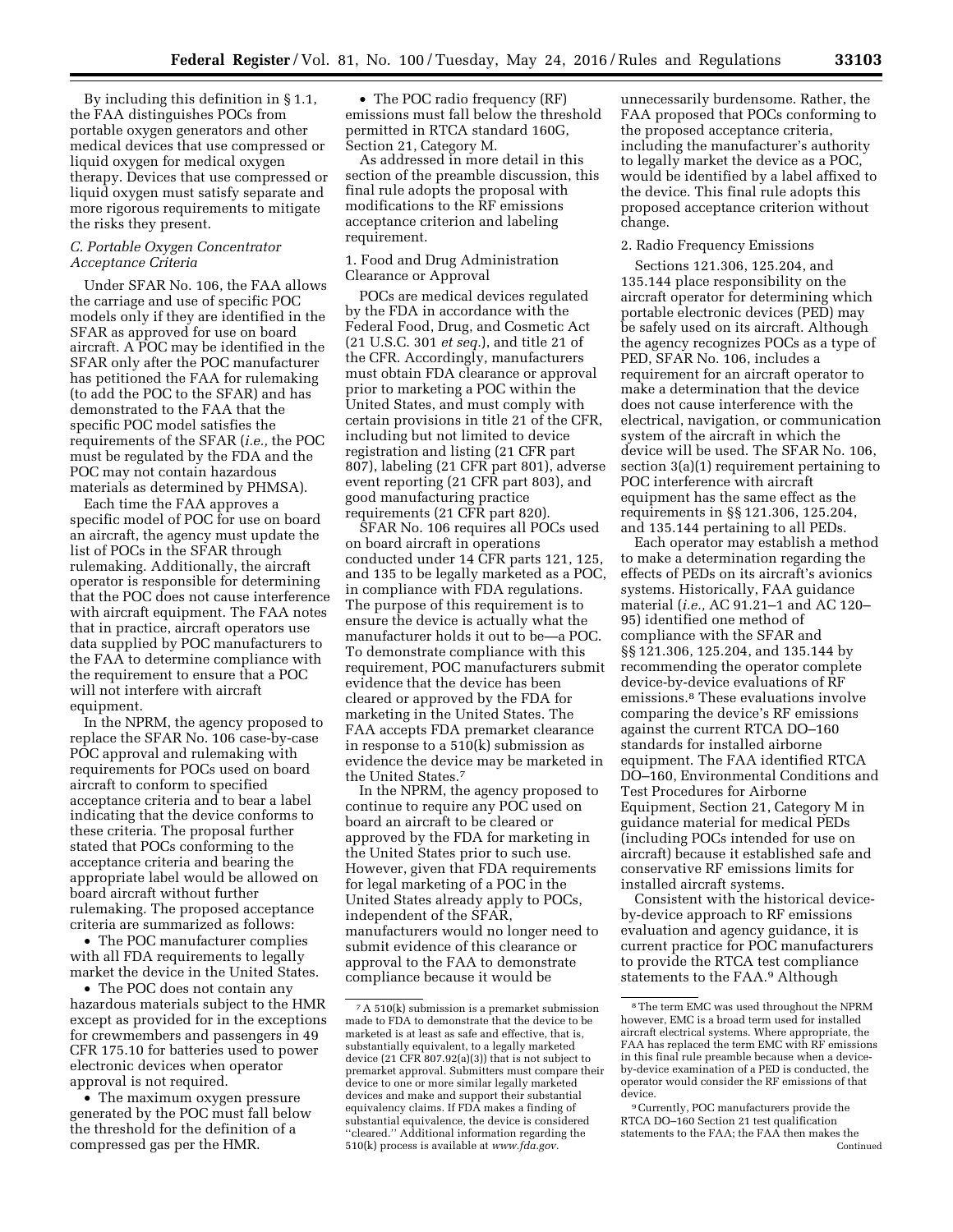By including this definition in § 1.1, the FAA distinguishes POCs from portable oxygen generators and other medical devices that use compressed or liquid oxygen for medical oxygen therapy. Devices that use compressed or liquid oxygen must satisfy separate and more rigorous requirements to mitigate the risks they present.

### C. Portable Oxygen Concentrator Acceptance Criteria

Under SFAR No. 106, the FAA allows the carriage and use of specific POC models only if they are identified in the SFAR as approved for use on board aircraft. A POC may be identified in the SFAR only after the POC manufacturer has petitioned the FAA for rulemaking (to add the POC to the SFAR) and has demonstrated to the FAA that the specific POC model satisfies the requirements of the SFAR (*i.e.,* the POC must be regulated by the FDA and the POC may not contain hazardous materials as determined by PHMSA).

Each time the FAA approves a specific model of POC for use on board an aircraft, the agency must update the list of POCs in the SFAR through rulemaking. Additionally, the aircraft operator is responsible for determining that the POC does not cause interference with aircraft equipment. The FAA notes that in practice, aircraft operators use data supplied by POC manufacturers to the FAA to determine compliance with the requirement to ensure that a POC will not interfere with aircraft equipment.

In the NPRM, the agency proposed to replace the SFAR No. 106 case-by-case POC approval and rulemaking with requirements for POCs used on board aircraft to conform to specified acceptance criteria and to bear a label indicating that the device conforms to these criteria. The proposal further stated that POCs conforming to the acceptance criteria and bearing the appropriate label would be allowed on board aircraft without further rulemaking. The proposed acceptance criteria are summarized as follows:

- The POC manufacturer complies with all FDA requirements to legally market the device in the United States.
- The POC does not contain any hazardous materials subject to the HMR except as provided for in the exceptions for crewmembers and passengers in 49 CFR 175.10 for batteries used to power electronic devices when operator approval is not required.
- The maximum oxygen pressure generated by the POC must fall below the threshold for the definition of a compressed gas per the HMR.
- The POC radio frequency (RF) emissions must fall below the threshold permitted in RTCA standard 160G, Section 21, Category M.

As addressed in more detail in this section of the preamble discussion, this final rule adopts the proposal with modifications to the RF emissions acceptance criterion and labeling requirement.

#### 1. Food and Drug Administration Clearance or Approval

POCs are medical devices regulated by the FDA in accordance with the Federal Food, Drug, and Cosmetic Act (21 U.S.C. 301 *et seq.*), and title 21 of the CFR. Accordingly, manufacturers must obtain FDA clearance or approval prior to marketing a POC within the United States, and must comply with certain provisions in title 21 of the CFR, including but not limited to device registration and listing (21 CFR part 807), labeling (21 CFR part 801), adverse event reporting (21 CFR part 803), and good manufacturing practice requirements (21 CFR part 820).

SFAR No. 106 requires all POCs used on board aircraft in operations conducted under 14 CFR parts 121, 125, and 135 to be legally marketed as a POC, in compliance with FDA regulations. The purpose of this requirement is to ensure the device is actually what the manufacturer holds it out to be—a POC. To demonstrate compliance with this requirement, POC manufacturers submit evidence that the device has been cleared or approved by the FDA for marketing in the United States. The FAA accepts FDA premarket clearance in response to a 510(k) submission as evidence the device may be marketed in the United States.[7]

In the NPRM, the agency proposed to continue to require any POC used on board an aircraft to be cleared or approved by the FDA for marketing in the United States prior to such use. However, given that FDA requirements for legal marketing of a POC in the United States already apply to POCs, independent of the SFAR, manufacturers would no longer need to submit evidence of this clearance or approval to the FAA to demonstrate compliance because it would be unnecessarily burdensome. Rather, the FAA proposed that POCs conforming to the proposed acceptance criteria, including the manufacturer's authority to legally market the device as a POC, would be identified by a label affixed to the device. This final rule adopts this proposed acceptance criterion without change.

#### 2. Radio Frequency Emissions

Sections 121.306, 125.204, and 135.144 place responsibility on the aircraft operator for determining which portable electronic devices (PED) may be safely used on its aircraft. Although the agency recognizes POCs as a type of PED, SFAR No. 106, includes a requirement for an aircraft operator to make a determination that the device does not cause interference with the electrical, navigation, or communication system of the aircraft in which the device will be used. The SFAR No. 106, section 3(a)(1) requirement pertaining to POC interference with aircraft equipment has the same effect as the requirements in §§ 121.306, 125.204, and 135.144 pertaining to all PEDs.

Each operator may establish a method to make a determination regarding the effects of PEDs on its aircraft's avionics systems. Historically, FAA guidance material (*i.e.,* AC 91.21–1 and AC 120–95) identified one method of compliance with the SFAR and §§ 121.306, 125.204, and 135.144 by recommending the operator complete device-by-device evaluations of RF emissions.[8] These evaluations involve comparing the device's RF emissions against the current RTCA DO–160 standards for installed airborne equipment. The FAA identified RTCA DO–160, Environmental Conditions and Test Procedures for Airborne Equipment, Section 21, Category M in guidance material for medical PEDs (including POCs intended for use on aircraft) because it established safe and conservative RF emissions limits for installed aircraft systems.

Consistent with the historical device-by-device approach to RF emissions evaluation and agency guidance, it is current practice for POC manufacturers to provide the RTCA test compliance statements to the FAA.[9] Although

---

[7] A 510(k) submission is a premarket submission made to FDA to demonstrate that the device to be marketed is at least as safe and effective, that is, substantially equivalent, to a legally marketed device (21 CFR 807.92(a)(3)) that is not subject to premarket approval. Submitters must compare their device to one or more similar legally marketed devices and make and support their substantial equivalency claims. If FDA makes a finding of substantial equivalence, the device is considered "cleared." Additional information regarding the 510(k) process is available at *www.fda.gov.*

[8] The term EMC was used throughout the NPRM however, EMC is a broad term used for installed aircraft electrical systems. Where appropriate, the FAA has replaced the term EMC with RF emissions in this final rule preamble because when a device-by-device examination of a PED is conducted, the operator would consider the RF emissions of that device.

[9] Currently, POC manufacturers provide the RTCA DO–160 Section 21 test qualification statements to the FAA; the FAA then makes the

Continued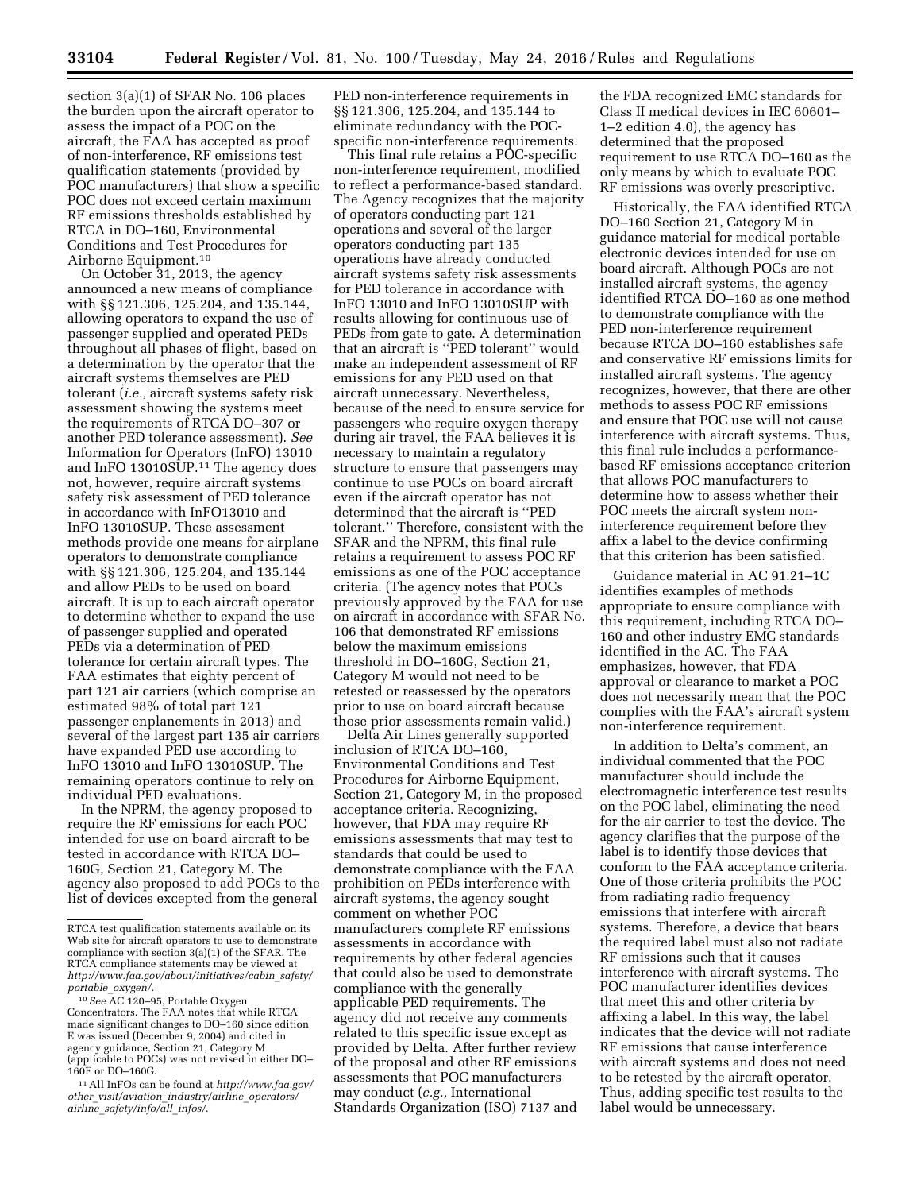section 3(a)(1) of SFAR No. 106 places the burden upon the aircraft operator to assess the impact of a POC on the aircraft, the FAA has accepted as proof of non-interference, RF emissions test qualification statements (provided by POC manufacturers) that show a specific POC does not exceed certain maximum RF emissions thresholds established by RTCA in DO–160, Environmental Conditions and Test Procedures for Airborne Equipment.[10]

On October 31, 2013, the agency announced a new means of compliance with §§ 121.306, 125.204, and 135.144, allowing operators to expand the use of passenger supplied and operated PEDs throughout all phases of flight, based on a determination by the operator that the aircraft systems themselves are PED tolerant (*i.e.,* aircraft systems safety risk assessment showing the systems meet the requirements of RTCA DO–307 or another PED tolerance assessment). *See* Information for Operators (InFO) 13010 and InFO 13010SUP.[11] The agency does not, however, require aircraft systems safety risk assessment of PED tolerance in accordance with InFO13010 and InFO 13010SUP. These assessment methods provide one means for airplane operators to demonstrate compliance with §§ 121.306, 125.204, and 135.144 and allow PEDs to be used on board aircraft. It is up to each aircraft operator to determine whether to expand the use of passenger supplied and operated PEDs via a determination of PED tolerance for certain aircraft types. The FAA estimates that eighty percent of part 121 air carriers (which comprise an estimated 98% of total part 121 passenger enplanements in 2013) and several of the largest part 135 air carriers have expanded PED use according to InFO 13010 and InFO 13010SUP. The remaining operators continue to rely on individual PED evaluations.

In the NPRM, the agency proposed to require the RF emissions for each POC intended for use on board aircraft to be tested in accordance with RTCA DO–160G, Section 21, Category M. The agency also proposed to add POCs to the list of devices excepted from the general PED non-interference requirements in §§ 121.306, 125.204, and 135.144 to eliminate redundancy with the POC-specific non-interference requirements.

This final rule retains a POC-specific non-interference requirement, modified to reflect a performance-based standard. The Agency recognizes that the majority of operators conducting part 121 operations and several of the larger operators conducting part 135 operations have already conducted aircraft systems safety risk assessments for PED tolerance in accordance with InFO 13010 and InFO 13010SUP with results allowing for continuous use of PEDs from gate to gate. A determination that an aircraft is ''PED tolerant'' would make an independent assessment of RF emissions for any PED used on that aircraft unnecessary. Nevertheless, because of the need to ensure service for passengers who require oxygen therapy during air travel, the FAA believes it is necessary to maintain a regulatory structure to ensure that passengers may continue to use POCs on board aircraft even if the aircraft operator has not determined that the aircraft is ''PED tolerant.'' Therefore, consistent with the SFAR and the NPRM, this final rule retains a requirement to assess POC RF emissions as one of the POC acceptance criteria. (The agency notes that POCs previously approved by the FAA for use on aircraft in accordance with SFAR No. 106 that demonstrated RF emissions below the maximum emissions threshold in DO–160G, Section 21, Category M would not need to be retested or reassessed by the operators prior to use on board aircraft because those prior assessments remain valid.)

Delta Air Lines generally supported inclusion of RTCA DO–160, Environmental Conditions and Test Procedures for Airborne Equipment, Section 21, Category M, in the proposed acceptance criteria. Recognizing, however, that FDA may require RF emissions assessments that may test to standards that could be used to demonstrate compliance with the FAA prohibition on PEDs interference with aircraft systems, the agency sought comment on whether POC manufacturers complete RF emissions assessments in accordance with requirements by other federal agencies that could also be used to demonstrate compliance with the generally applicable PED requirements. The agency did not receive any comments related to this specific issue except as provided by Delta. After further review of the proposal and other RF emissions assessments that POC manufacturers may conduct (*e.g.,* International Standards Organization (ISO) 7137 and the FDA recognized EMC standards for Class II medical devices in IEC 60601–1–2 edition 4.0), the agency has determined that the proposed requirement to use RTCA DO–160 as the only means by which to evaluate POC RF emissions was overly prescriptive.

Historically, the FAA identified RTCA DO–160 Section 21, Category M in guidance material for medical portable electronic devices intended for use on board aircraft. Although POCs are not installed aircraft systems, the agency identified RTCA DO–160 as one method to demonstrate compliance with the PED non-interference requirement because RTCA DO–160 establishes safe and conservative RF emissions limits for installed aircraft systems. The agency recognizes, however, that there are other methods to assess POC RF emissions and ensure that POC use will not cause interference with aircraft systems. Thus, this final rule includes a performance-based RF emissions acceptance criterion that allows POC manufacturers to determine how to assess whether their POC meets the aircraft system non-interference requirement before they affix a label to the device confirming that this criterion has been satisfied.

Guidance material in AC 91.21–1C identifies examples of methods appropriate to ensure compliance with this requirement, including RTCA DO–160 and other industry EMC standards identified in the AC. The FAA emphasizes, however, that FDA approval or clearance to market a POC does not necessarily mean that the POC complies with the FAA's aircraft system non-interference requirement.

In addition to Delta's comment, an individual commented that the POC manufacturer should include the electromagnetic interference test results on the POC label, eliminating the need for the air carrier to test the device. The agency clarifies that the purpose of the label is to identify those devices that conform to the FAA acceptance criteria. One of those criteria prohibits the POC from radiating radio frequency emissions that interfere with aircraft systems. Therefore, a device that bears the required label must also not radiate RF emissions such that it causes interference with aircraft systems. The POC manufacturer identifies devices that meet this and other criteria by affixing a label. In this way, the label indicates that the device will not radiate RF emissions that cause interference with aircraft systems and does not need to be retested by the aircraft operator. Thus, adding specific test results to the label would be unnecessary.

---

RTCA test qualification statements available on its Web site for aircraft operators to use to demonstrate compliance with section 3(a)(1) of the SFAR. The RTCA compliance statements may be viewed at *http://www.faa.gov/about/initiatives/cabin_safety/portable_oxygen/*.

[10] *See* AC 120–95, Portable Oxygen Concentrators. The FAA notes that while RTCA made significant changes to DO–160 since edition E was issued (December 9, 2004) and cited in agency guidance, Section 21, Category M (applicable to POCs) was not revised in either DO–160F or DO–160G.

[11] All InFOs can be found at *http://www.faa.gov/other_visit/aviation_industry/airline_operators/airline_safety/info/all_infos/*.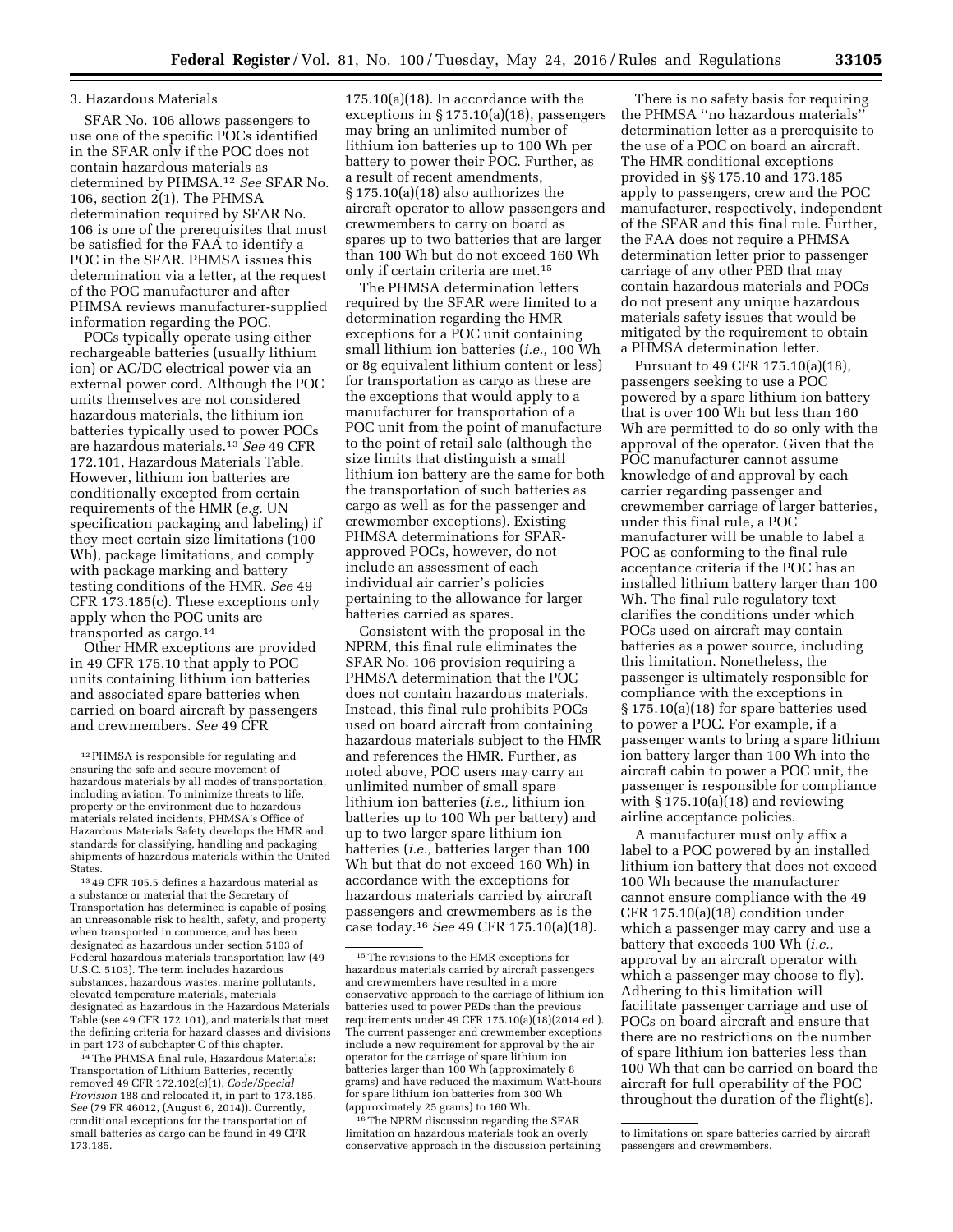3. Hazardous Materials

SFAR No. 106 allows passengers to use one of the specific POCs identified in the SFAR only if the POC does not contain hazardous materials as determined by PHMSA.[12] *See* SFAR No. 106, section 2(1). The PHMSA determination required by SFAR No. 106 is one of the prerequisites that must be satisfied for the FAA to identify a POC in the SFAR. PHMSA issues this determination via a letter, at the request of the POC manufacturer and after PHMSA reviews manufacturer-supplied information regarding the POC.

POCs typically operate using either rechargeable batteries (usually lithium ion) or AC/DC electrical power via an external power cord. Although the POC units themselves are not considered hazardous materials, the lithium ion batteries typically used to power POCs are hazardous materials.[13] *See* 49 CFR 172.101, Hazardous Materials Table. However, lithium ion batteries are conditionally excepted from certain requirements of the HMR (*e.g.* UN specification packaging and labeling) if they meet certain size limitations (100 Wh), package limitations, and comply with package marking and battery testing conditions of the HMR. *See* 49 CFR 173.185(c). These exceptions only apply when the POC units are transported as cargo.[14]

Other HMR exceptions are provided in 49 CFR 175.10 that apply to POC units containing lithium ion batteries and associated spare batteries when carried on board aircraft by passengers and crewmembers. *See* 49 CFR 175.10(a)(18). In accordance with the exceptions in § 175.10(a)(18), passengers may bring an unlimited number of lithium ion batteries up to 100 Wh per battery to power their POC. Further, as a result of recent amendments, § 175.10(a)(18) also authorizes the aircraft operator to allow passengers and crewmembers to carry on board as spares up to two batteries that are larger than 100 Wh but do not exceed 160 Wh only if certain criteria are met.[15]

The PHMSA determination letters required by the SFAR were limited to a determination regarding the HMR exceptions for a POC unit containing small lithium ion batteries (*i.e.,* 100 Wh or 8g equivalent lithium content or less) for transportation as cargo as these are the exceptions that would apply to a manufacturer for transportation of a POC unit from the point of manufacture to the point of retail sale (although the size limits that distinguish a small lithium ion battery are the same for both the transportation of such batteries as cargo as well as for the passenger and crewmember exceptions). Existing PHMSA determinations for SFAR-approved POCs, however, do not include an assessment of each individual air carrier's policies pertaining to the allowance for larger batteries carried as spares.

Consistent with the proposal in the NPRM, this final rule eliminates the SFAR No. 106 provision requiring a PHMSA determination that the POC does not contain hazardous materials. Instead, this final rule prohibits POCs used on board aircraft from containing hazardous materials subject to the HMR and references the HMR. Further, as noted above, POC users may carry an unlimited number of small spare lithium ion batteries (*i.e.,* lithium ion batteries up to 100 Wh per battery) and up to two larger spare lithium ion batteries (*i.e.,* batteries larger than 100 Wh but that do not exceed 160 Wh) in accordance with the exceptions for hazardous materials carried by aircraft passengers and crewmembers as is the case today.[16] *See* 49 CFR 175.10(a)(18).

There is no safety basis for requiring the PHMSA ''no hazardous materials'' determination letter as a prerequisite to the use of a POC on board an aircraft. The HMR conditional exceptions provided in §§ 175.10 and 173.185 apply to passengers, crew and the POC manufacturer, respectively, independent of the SFAR and this final rule. Further, the FAA does not require a PHMSA determination letter prior to passenger carriage of any other PED that may contain hazardous materials and POCs do not present any unique hazardous materials safety issues that would be mitigated by the requirement to obtain a PHMSA determination letter.

Pursuant to 49 CFR 175.10(a)(18), passengers seeking to use a POC powered by a spare lithium ion battery that is over 100 Wh but less than 160 Wh are permitted to do so only with the approval of the operator. Given that the POC manufacturer cannot assume knowledge of and approval by each carrier regarding passenger and crewmember carriage of larger batteries, under this final rule, a POC manufacturer will be unable to label a POC as conforming to the final rule acceptance criteria if the POC has an installed lithium battery larger than 100 Wh. The final rule regulatory text clarifies the conditions under which POCs used on aircraft may contain batteries as a power source, including this limitation. Nonetheless, the passenger is ultimately responsible for compliance with the exceptions in § 175.10(a)(18) for spare batteries used to power a POC. For example, if a passenger wants to bring a spare lithium ion battery larger than 100 Wh into the aircraft cabin to power a POC unit, the passenger is responsible for compliance with § 175.10(a)(18) and reviewing airline acceptance policies.

A manufacturer must only affix a label to a POC powered by an installed lithium ion battery that does not exceed 100 Wh because the manufacturer cannot ensure compliance with the 49 CFR 175.10(a)(18) condition under which a passenger may carry and use a battery that exceeds 100 Wh (*i.e.,* approval by an aircraft operator with which a passenger may choose to fly). Adhering to this limitation will facilitate passenger carriage and use of POCs on board aircraft and ensure that there are no restrictions on the number of spare lithium ion batteries less than 100 Wh that can be carried on board the aircraft for full operability of the POC throughout the duration of the flight(s).

---

[12] PHMSA is responsible for regulating and ensuring the safe and secure movement of hazardous materials by all modes of transportation, including aviation. To minimize threats to life, property or the environment due to hazardous materials related incidents, PHMSA's Office of Hazardous Materials Safety develops the HMR and standards for classifying, handling and packaging shipments of hazardous materials within the United States.

[13] 49 CFR 105.5 defines a hazardous material as a substance or material that the Secretary of Transportation has determined is capable of posing an unreasonable risk to health, safety, and property when transported in commerce, and has been designated as hazardous under section 5103 of Federal hazardous materials transportation law (49 U.S.C. 5103). The term includes hazardous substances, hazardous wastes, marine pollutants, elevated temperature materials, materials designated as hazardous in the Hazardous Materials Table (see 49 CFR 172.101), and materials that meet the defining criteria for hazard classes and divisions in part 173 of subchapter C of this chapter.

[14] The PHMSA final rule, Hazardous Materials: Transportation of Lithium Batteries, recently removed 49 CFR 172.102(c)(1), *Code/Special Provision* 188 and relocated it, in part to 173.185. *See* (79 FR 46012, (August 6, 2014)). Currently, conditional exceptions for the transportation of small batteries as cargo can be found in 49 CFR 173.185.

[15] The revisions to the HMR exceptions for hazardous materials carried by aircraft passengers and crewmembers have resulted in a more conservative approach to the carriage of lithium ion batteries used to power PEDs than the previous requirements under 49 CFR 175.10(a)(18)(2014 ed.). The current passenger and crewmember exceptions include a new requirement for approval by the air operator for the carriage of spare lithium ion batteries larger than 100 Wh (approximately 8 grams) and have reduced the maximum Watt-hours for spare lithium ion batteries from 300 Wh (approximately 25 grams) to 160 Wh.

[16] The NPRM discussion regarding the SFAR limitation on hazardous materials took an overly conservative approach in the discussion pertaining to limitations on spare batteries carried by aircraft passengers and crewmembers.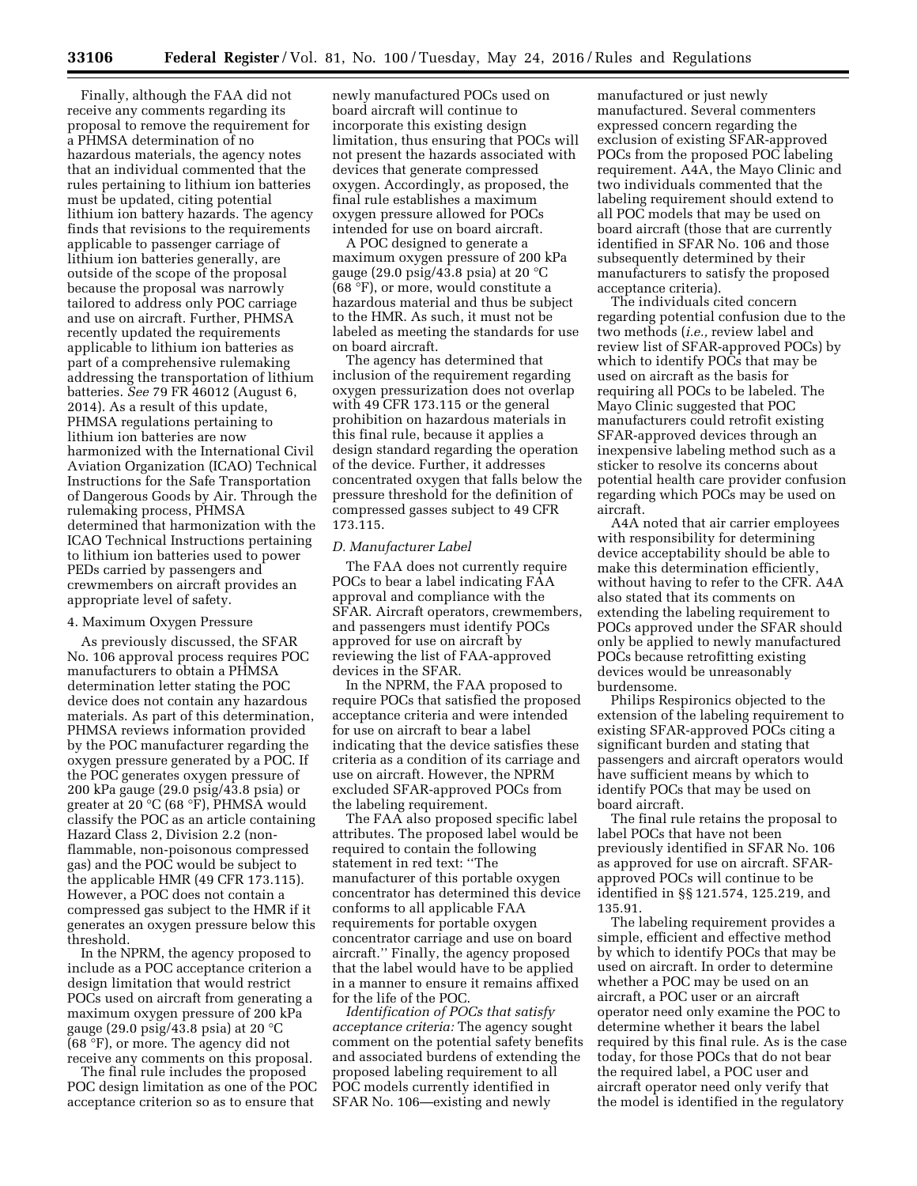Finally, although the FAA did not receive any comments regarding its proposal to remove the requirement for a PHMSA determination of no hazardous materials, the agency notes that an individual commented that the rules pertaining to lithium ion batteries must be updated, citing potential lithium ion battery hazards. The agency finds that revisions to the requirements applicable to passenger carriage of lithium ion batteries generally, are outside of the scope of the proposal because the proposal was narrowly tailored to address only POC carriage and use on aircraft. Further, PHMSA recently updated the requirements applicable to lithium ion batteries as part of a comprehensive rulemaking addressing the transportation of lithium batteries. *See* 79 FR 46012 (August 6, 2014). As a result of this update, PHMSA regulations pertaining to lithium ion batteries are now harmonized with the International Civil Aviation Organization (ICAO) Technical Instructions for the Safe Transportation of Dangerous Goods by Air. Through the rulemaking process, PHMSA determined that harmonization with the ICAO Technical Instructions pertaining to lithium ion batteries used to power PEDs carried by passengers and crewmembers on aircraft provides an appropriate level of safety.

4. Maximum Oxygen Pressure

As previously discussed, the SFAR No. 106 approval process requires POC manufacturers to obtain a PHMSA determination letter stating the POC device does not contain any hazardous materials. As part of this determination, PHMSA reviews information provided by the POC manufacturer regarding the oxygen pressure generated by a POC. If the POC generates oxygen pressure of 200 kPa gauge (29.0 psig/43.8 psia) or greater at 20 °C (68 °F), PHMSA would classify the POC as an article containing Hazard Class 2, Division 2.2 (non-flammable, non-poisonous compressed gas) and the POC would be subject to the applicable HMR (49 CFR 173.115). However, a POC does not contain a compressed gas subject to the HMR if it generates an oxygen pressure below this threshold.

In the NPRM, the agency proposed to include as a POC acceptance criterion a design limitation that would restrict POCs used on aircraft from generating a maximum oxygen pressure of 200 kPa gauge (29.0 psig/43.8 psia) at 20 °C (68 °F), or more. The agency did not receive any comments on this proposal.

The final rule includes the proposed POC design limitation as one of the POC acceptance criterion so as to ensure that newly manufactured POCs used on board aircraft will continue to incorporate this existing design limitation, thus ensuring that POCs will not present the hazards associated with devices that generate compressed oxygen. Accordingly, as proposed, the final rule establishes a maximum oxygen pressure allowed for POCs intended for use on board aircraft.

A POC designed to generate a maximum oxygen pressure of 200 kPa gauge (29.0 psig/43.8 psia) at 20 °C (68 °F), or more, would constitute a hazardous material and thus be subject to the HMR. As such, it must not be labeled as meeting the standards for use on board aircraft.

The agency has determined that inclusion of the requirement regarding oxygen pressurization does not overlap with 49 CFR 173.115 or the general prohibition on hazardous materials in this final rule, because it applies a design standard regarding the operation of the device. Further, it addresses concentrated oxygen that falls below the pressure threshold for the definition of compressed gasses subject to 49 CFR 173.115.

### *D. Manufacturer Label*

The FAA does not currently require POCs to bear a label indicating FAA approval and compliance with the SFAR. Aircraft operators, crewmembers, and passengers must identify POCs approved for use on aircraft by reviewing the list of FAA-approved devices in the SFAR.

In the NPRM, the FAA proposed to require POCs that satisfied the proposed acceptance criteria and were intended for use on aircraft to bear a label indicating that the device satisfies these criteria as a condition of its carriage and use on aircraft. However, the NPRM excluded SFAR-approved POCs from the labeling requirement.

The FAA also proposed specific label attributes. The proposed label would be required to contain the following statement in red text: ''The manufacturer of this portable oxygen concentrator has determined this device conforms to all applicable FAA requirements for portable oxygen concentrator carriage and use on board aircraft.'' Finally, the agency proposed that the label would have to be applied in a manner to ensure it remains affixed for the life of the POC.

*Identification of POCs that satisfy acceptance criteria:* The agency sought comment on the potential safety benefits and associated burdens of extending the proposed labeling requirement to all POC models currently identified in SFAR No. 106—existing and newly manufactured or just newly manufactured. Several commenters expressed concern regarding the exclusion of existing SFAR-approved POCs from the proposed POC labeling requirement. A4A, the Mayo Clinic and two individuals commented that the labeling requirement should extend to all POC models that may be used on board aircraft (those that are currently identified in SFAR No. 106 and those subsequently determined by their manufacturers to satisfy the proposed acceptance criteria).

The individuals cited concern regarding potential confusion due to the two methods (*i.e.,* review label and review list of SFAR-approved POCs) by which to identify POCs that may be used on aircraft as the basis for requiring all POCs to be labeled. The Mayo Clinic suggested that POC manufacturers could retrofit existing SFAR-approved devices through an inexpensive labeling method such as a sticker to resolve its concerns about potential health care provider confusion regarding which POCs may be used on aircraft.

A4A noted that air carrier employees with responsibility for determining device acceptability should be able to make this determination efficiently, without having to refer to the CFR. A4A also stated that its comments on extending the labeling requirement to POCs approved under the SFAR should only be applied to newly manufactured POCs because retrofitting existing devices would be unreasonably burdensome.

Philips Respironics objected to the extension of the labeling requirement to existing SFAR-approved POCs citing a significant burden and stating that passengers and aircraft operators would have sufficient means by which to identify POCs that may be used on board aircraft.

The final rule retains the proposal to label POCs that have not been previously identified in SFAR No. 106 as approved for use on aircraft. SFAR-approved POCs will continue to be identified in §§ 121.574, 125.219, and 135.91.

The labeling requirement provides a simple, efficient and effective method by which to identify POCs that may be used on aircraft. In order to determine whether a POC may be used on an aircraft, a POC user or an aircraft operator need only examine the POC to determine whether it bears the label required by this final rule. As is the case today, for those POCs that do not bear the required label, a POC user and aircraft operator need only verify that the model is identified in the regulatory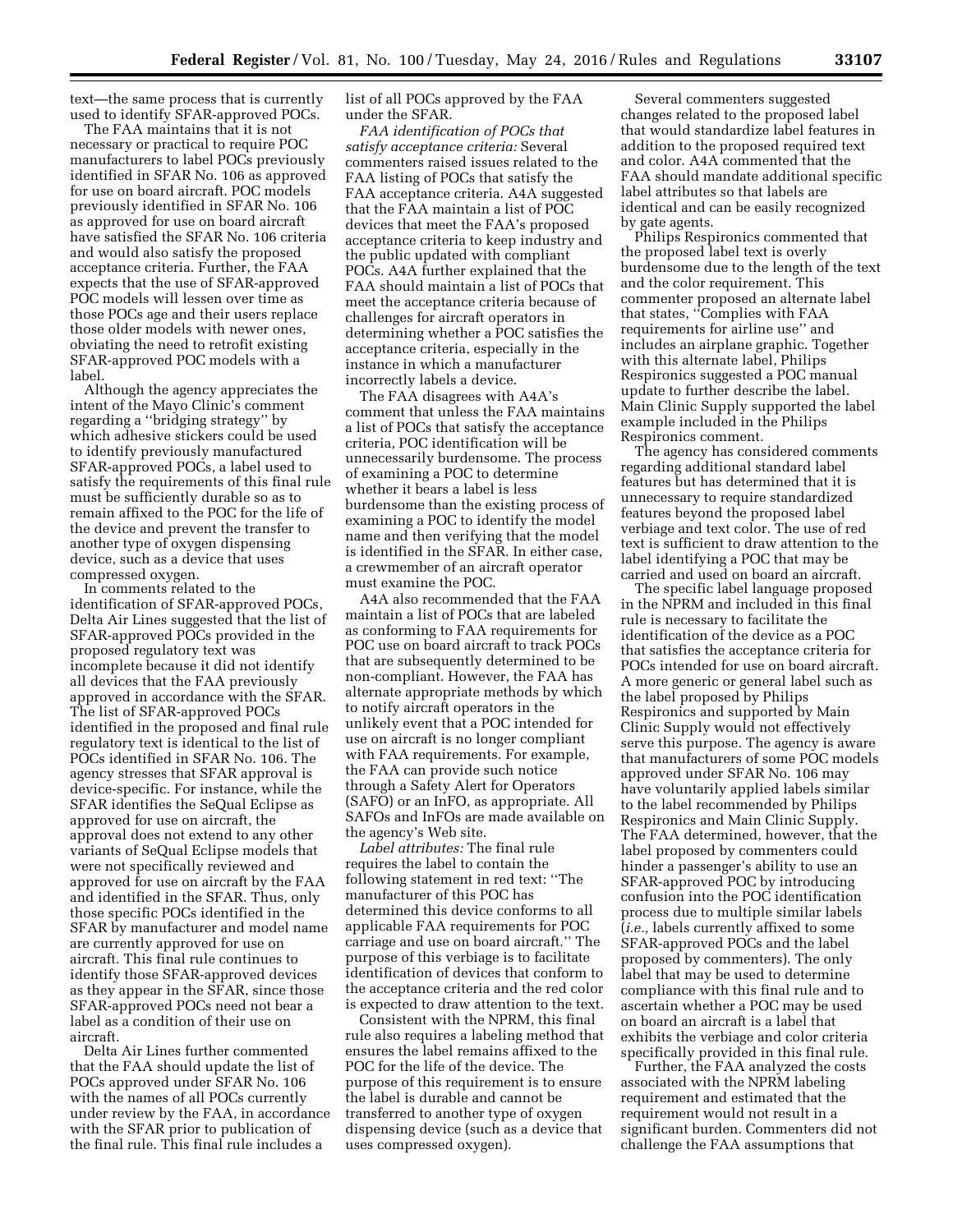text—the same process that is currently used to identify SFAR-approved POCs.

The FAA maintains that it is not necessary or practical to require POC manufacturers to label POCs previously identified in SFAR No. 106 as approved for use on board aircraft. POC models previously identified in SFAR No. 106 as approved for use on board aircraft have satisfied the SFAR No. 106 criteria and would also satisfy the proposed acceptance criteria. Further, the FAA expects that the use of SFAR-approved POC models will lessen over time as those POCs age and their users replace those older models with newer ones, obviating the need to retrofit existing SFAR-approved POC models with a label.

Although the agency appreciates the intent of the Mayo Clinic's comment regarding a "bridging strategy" by which adhesive stickers could be used to identify previously manufactured SFAR-approved POCs, a label used to satisfy the requirements of this final rule must be sufficiently durable so as to remain affixed to the POC for the life of the device and prevent the transfer to another type of oxygen dispensing device, such as a device that uses compressed oxygen.

In comments related to the identification of SFAR-approved POCs, Delta Air Lines suggested that the list of SFAR-approved POCs provided in the proposed regulatory text was incomplete because it did not identify all devices that the FAA previously approved in accordance with the SFAR. The list of SFAR-approved POCs identified in the proposed and final rule regulatory text is identical to the list of POCs identified in SFAR No. 106. The agency stresses that SFAR approval is device-specific. For instance, while the SFAR identifies the SeQual Eclipse as approved for use on aircraft, the approval does not extend to any other variants of SeQual Eclipse models that were not specifically reviewed and approved for use on aircraft by the FAA and identified in the SFAR. Thus, only those specific POCs identified in the SFAR by manufacturer and model name are currently approved for use on aircraft. This final rule continues to identify those SFAR-approved devices as they appear in the SFAR, since those SFAR-approved POCs need not bear a label as a condition of their use on aircraft.

Delta Air Lines further commented that the FAA should update the list of POCs approved under SFAR No. 106 with the names of all POCs currently under review by the FAA, in accordance with the SFAR prior to publication of the final rule. This final rule includes a list of all POCs approved by the FAA under the SFAR.

*FAA identification of POCs that satisfy acceptance criteria:* Several commenters raised issues related to the FAA listing of POCs that satisfy the FAA acceptance criteria. A4A suggested that the FAA maintain a list of POC devices that meet the FAA's proposed acceptance criteria to keep industry and the public updated with compliant POCs. A4A further explained that the FAA should maintain a list of POCs that meet the acceptance criteria because of challenges for aircraft operators in determining whether a POC satisfies the acceptance criteria, especially in the instance in which a manufacturer incorrectly labels a device.

The FAA disagrees with A4A's comment that unless the FAA maintains a list of POCs that satisfy the acceptance criteria, POC identification will be unnecessarily burdensome. The process of examining a POC to determine whether it bears a label is less burdensome than the existing process of examining a POC to identify the model name and then verifying that the model is identified in the SFAR. In either case, a crewmember of an aircraft operator must examine the POC.

A4A also recommended that the FAA maintain a list of POCs that are labeled as conforming to FAA requirements for POC use on board aircraft to track POCs that are subsequently determined to be non-compliant. However, the FAA has alternate appropriate methods by which to notify aircraft operators in the unlikely event that a POC intended for use on aircraft is no longer compliant with FAA requirements. For example, the FAA can provide such notice through a Safety Alert for Operators (SAFO) or an InFO, as appropriate. All SAFOs and InFOs are made available on the agency's Web site.

*Label attributes:* The final rule requires the label to contain the following statement in red text: "The manufacturer of this POC has determined this device conforms to all applicable FAA requirements for POC carriage and use on board aircraft." The purpose of this verbiage is to facilitate identification of devices that conform to the acceptance criteria and the red color is expected to draw attention to the text.

Consistent with the NPRM, this final rule also requires a labeling method that ensures the label remains affixed to the POC for the life of the device. The purpose of this requirement is to ensure the label is durable and cannot be transferred to another type of oxygen dispensing device (such as a device that uses compressed oxygen).

Several commenters suggested changes related to the proposed label that would standardize label features in addition to the proposed required text and color. A4A commented that the FAA should mandate additional specific label attributes so that labels are identical and can be easily recognized by gate agents.

Philips Respironics commented that the proposed label text is overly burdensome due to the length of the text and the color requirement. This commenter proposed an alternate label that states, "Complies with FAA requirements for airline use" and includes an airplane graphic. Together with this alternate label, Philips Respironics suggested a POC manual update to further describe the label. Main Clinic Supply supported the label example included in the Philips Respironics comment.

The agency has considered comments regarding additional standard label features but has determined that it is unnecessary to require standardized features beyond the proposed label verbiage and text color. The use of red text is sufficient to draw attention to the label identifying a POC that may be carried and used on board an aircraft.

The specific label language proposed in the NPRM and included in this final rule is necessary to facilitate the identification of the device as a POC that satisfies the acceptance criteria for POCs intended for use on board aircraft. A more generic or general label such as the label proposed by Philips Respironics and supported by Main Clinic Supply would not effectively serve this purpose. The agency is aware that manufacturers of some POC models approved under SFAR No. 106 may have voluntarily applied labels similar to the label recommended by Philips Respironics and Main Clinic Supply. The FAA determined, however, that the label proposed by commenters could hinder a passenger's ability to use an SFAR-approved POC by introducing confusion into the POC identification process due to multiple similar labels (*i.e.,* labels currently affixed to some SFAR-approved POCs and the label proposed by commenters). The only label that may be used to determine compliance with this final rule and to ascertain whether a POC may be used on board an aircraft is a label that exhibits the verbiage and color criteria specifically provided in this final rule.

Further, the FAA analyzed the costs associated with the NPRM labeling requirement and estimated that the requirement would not result in a significant burden. Commenters did not challenge the FAA assumptions that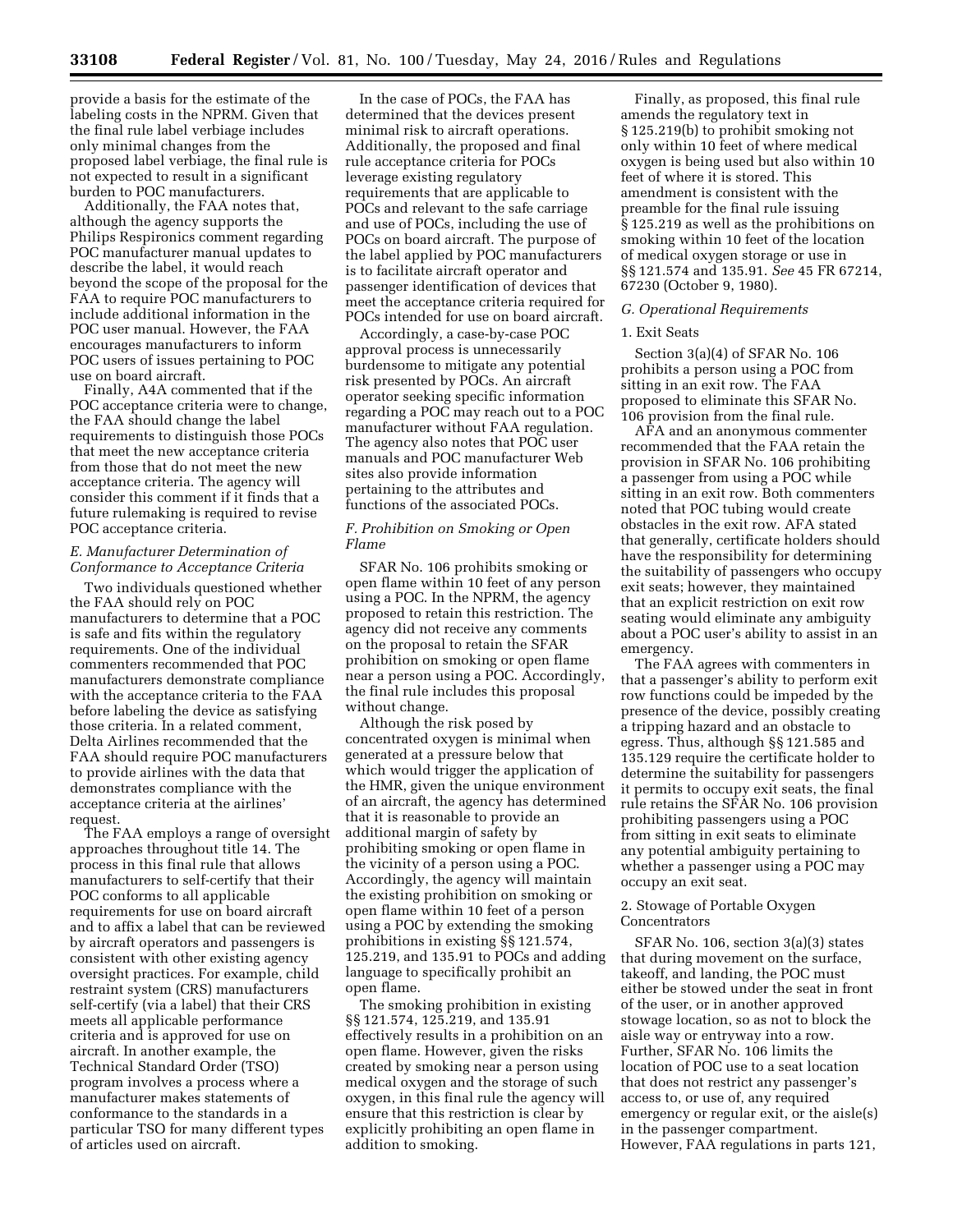provide a basis for the estimate of the labeling costs in the NPRM. Given that the final rule label verbiage includes only minimal changes from the proposed label verbiage, the final rule is not expected to result in a significant burden to POC manufacturers.

Additionally, the FAA notes that, although the agency supports the Philips Respironics comment regarding POC manufacturer manual updates to describe the label, it would reach beyond the scope of the proposal for the FAA to require POC manufacturers to include additional information in the POC user manual. However, the FAA encourages manufacturers to inform POC users of issues pertaining to POC use on board aircraft.

Finally, A4A commented that if the POC acceptance criteria were to change, the FAA should change the label requirements to distinguish those POCs that meet the new acceptance criteria from those that do not meet the new acceptance criteria. The agency will consider this comment if it finds that a future rulemaking is required to revise POC acceptance criteria.

### *E. Manufacturer Determination of Conformance to Acceptance Criteria*

Two individuals questioned whether the FAA should rely on POC manufacturers to determine that a POC is safe and fits within the regulatory requirements. One of the individual commenters recommended that POC manufacturers demonstrate compliance with the acceptance criteria to the FAA before labeling the device as satisfying those criteria. In a related comment, Delta Airlines recommended that the FAA should require POC manufacturers to provide airlines with the data that demonstrates compliance with the acceptance criteria at the airlines' request.

The FAA employs a range of oversight approaches throughout title 14. The process in this final rule that allows manufacturers to self-certify that their POC conforms to all applicable requirements for use on board aircraft and to affix a label that can be reviewed by aircraft operators and passengers is consistent with other existing agency oversight practices. For example, child restraint system (CRS) manufacturers self-certify (via a label) that their CRS meets all applicable performance criteria and is approved for use on aircraft. In another example, the Technical Standard Order (TSO) program involves a process where a manufacturer makes statements of conformance to the standards in a particular TSO for many different types of articles used on aircraft.

In the case of POCs, the FAA has determined that the devices present minimal risk to aircraft operations. Additionally, the proposed and final rule acceptance criteria for POCs leverage existing regulatory requirements that are applicable to POCs and relevant to the safe carriage and use of POCs, including the use of POCs on board aircraft. The purpose of the label applied by POC manufacturers is to facilitate aircraft operator and passenger identification of devices that meet the acceptance criteria required for POCs intended for use on board aircraft.

Accordingly, a case-by-case POC approval process is unnecessarily burdensome to mitigate any potential risk presented by POCs. An aircraft operator seeking specific information regarding a POC may reach out to a POC manufacturer without FAA regulation. The agency also notes that POC user manuals and POC manufacturer Web sites also provide information pertaining to the attributes and functions of the associated POCs.

### *F. Prohibition on Smoking or Open Flame*

SFAR No. 106 prohibits smoking or open flame within 10 feet of any person using a POC. In the NPRM, the agency proposed to retain this restriction. The agency did not receive any comments on the proposal to retain the SFAR prohibition on smoking or open flame near a person using a POC. Accordingly, the final rule includes this proposal without change.

Although the risk posed by concentrated oxygen is minimal when generated at a pressure below that which would trigger the application of the HMR, given the unique environment of an aircraft, the agency has determined that it is reasonable to provide an additional margin of safety by prohibiting smoking or open flame in the vicinity of a person using a POC. Accordingly, the agency will maintain the existing prohibition on smoking or open flame within 10 feet of a person using a POC by extending the smoking prohibitions in existing §§ 121.574, 125.219, and 135.91 to POCs and adding language to specifically prohibit an open flame.

The smoking prohibition in existing §§ 121.574, 125.219, and 135.91 effectively results in a prohibition on an open flame. However, given the risks created by smoking near a person using medical oxygen and the storage of such oxygen, in this final rule the agency will ensure that this restriction is clear by explicitly prohibiting an open flame in addition to smoking.

Finally, as proposed, this final rule amends the regulatory text in § 125.219(b) to prohibit smoking not only within 10 feet of where medical oxygen is being used but also within 10 feet of where it is stored. This amendment is consistent with the preamble for the final rule issuing § 125.219 as well as the prohibitions on smoking within 10 feet of the location of medical oxygen storage or use in §§ 121.574 and 135.91. *See* 45 FR 67214, 67230 (October 9, 1980).

### *G. Operational Requirements*

#### 1. Exit Seats

Section 3(a)(4) of SFAR No. 106 prohibits a person using a POC from sitting in an exit row. The FAA proposed to eliminate this SFAR No. 106 provision from the final rule.

AFA and an anonymous commenter recommended that the FAA retain the provision in SFAR No. 106 prohibiting a passenger from using a POC while sitting in an exit row. Both commenters noted that POC tubing would create obstacles in the exit row. AFA stated that generally, certificate holders should have the responsibility for determining the suitability of passengers who occupy exit seats; however, they maintained that an explicit restriction on exit row seating would eliminate any ambiguity about a POC user's ability to assist in an emergency.

The FAA agrees with commenters in that a passenger's ability to perform exit row functions could be impeded by the presence of the device, possibly creating a tripping hazard and an obstacle to egress. Thus, although §§ 121.585 and 135.129 require the certificate holder to determine the suitability for passengers it permits to occupy exit seats, the final rule retains the SFAR No. 106 provision prohibiting passengers using a POC from sitting in exit seats to eliminate any potential ambiguity pertaining to whether a passenger using a POC may occupy an exit seat.

#### 2. Stowage of Portable Oxygen Concentrators

SFAR No. 106, section 3(a)(3) states that during movement on the surface, takeoff, and landing, the POC must either be stowed under the seat in front of the user, or in another approved stowage location, so as not to block the aisle way or entryway into a row. Further, SFAR No. 106 limits the location of POC use to a seat location that does not restrict any passenger's access to, or use of, any required emergency or regular exit, or the aisle(s) in the passenger compartment. However, FAA regulations in parts 121,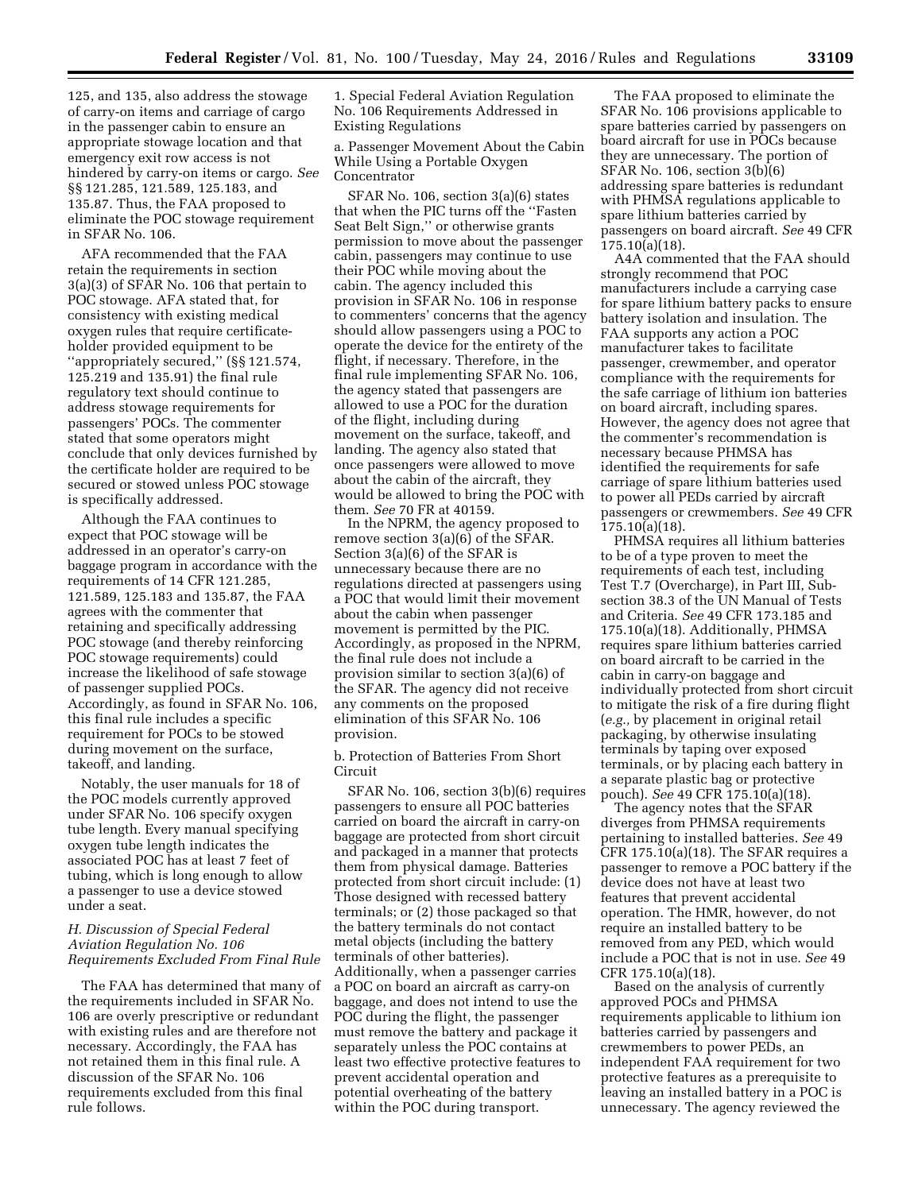125, and 135, also address the stowage of carry-on items and carriage of cargo in the passenger cabin to ensure an appropriate stowage location and that emergency exit row access is not hindered by carry-on items or cargo. *See* §§ 121.285, 121.589, 125.183, and 135.87. Thus, the FAA proposed to eliminate the POC stowage requirement in SFAR No. 106.

AFA recommended that the FAA retain the requirements in section 3(a)(3) of SFAR No. 106 that pertain to POC stowage. AFA stated that, for consistency with existing medical oxygen rules that require certificate-holder provided equipment to be ''appropriately secured,'' (§§ 121.574, 125.219 and 135.91) the final rule regulatory text should continue to address stowage requirements for passengers' POCs. The commenter stated that some operators might conclude that only devices furnished by the certificate holder are required to be secured or stowed unless POC stowage is specifically addressed.

Although the FAA continues to expect that POC stowage will be addressed in an operator's carry-on baggage program in accordance with the requirements of 14 CFR 121.285, 121.589, 125.183 and 135.87, the FAA agrees with the commenter that retaining and specifically addressing POC stowage (and thereby reinforcing POC stowage requirements) could increase the likelihood of safe stowage of passenger supplied POCs. Accordingly, as found in SFAR No. 106, this final rule includes a specific requirement for POCs to be stowed during movement on the surface, takeoff, and landing.

Notably, the user manuals for 18 of the POC models currently approved under SFAR No. 106 specify oxygen tube length. Every manual specifying oxygen tube length indicates the associated POC has at least 7 feet of tubing, which is long enough to allow a passenger to use a device stowed under a seat.

### *H. Discussion of Special Federal Aviation Regulation No. 106 Requirements Excluded From Final Rule*

The FAA has determined that many of the requirements included in SFAR No. 106 are overly prescriptive or redundant with existing rules and are therefore not necessary. Accordingly, the FAA has not retained them in this final rule. A discussion of the SFAR No. 106 requirements excluded from this final rule follows.

#### 1. Special Federal Aviation Regulation No. 106 Requirements Addressed in Existing Regulations

##### a. Passenger Movement About the Cabin While Using a Portable Oxygen Concentrator

SFAR No. 106, section 3(a)(6) states that when the PIC turns off the ''Fasten Seat Belt Sign,'' or otherwise grants permission to move about the passenger cabin, passengers may continue to use their POC while moving about the cabin. The agency included this provision in SFAR No. 106 in response to commenters' concerns that the agency should allow passengers using a POC to operate the device for the entirety of the flight, if necessary. Therefore, in the final rule implementing SFAR No. 106, the agency stated that passengers are allowed to use a POC for the duration of the flight, including during movement on the surface, takeoff, and landing. The agency also stated that once passengers were allowed to move about the cabin of the aircraft, they would be allowed to bring the POC with them. *See* 70 FR at 40159.

In the NPRM, the agency proposed to remove section 3(a)(6) of the SFAR. Section 3(a)(6) of the SFAR is unnecessary because there are no regulations directed at passengers using a POC that would limit their movement about the cabin when passenger movement is permitted by the PIC. Accordingly, as proposed in the NPRM, the final rule does not include a provision similar to section 3(a)(6) of the SFAR. The agency did not receive any comments on the proposed elimination of this SFAR No. 106 provision.

##### b. Protection of Batteries From Short Circuit

SFAR No. 106, section 3(b)(6) requires passengers to ensure all POC batteries carried on board the aircraft in carry-on baggage are protected from short circuit and packaged in a manner that protects them from physical damage. Batteries protected from short circuit include: (1) Those designed with recessed battery terminals; or (2) those packaged so that the battery terminals do not contact metal objects (including the battery terminals of other batteries). Additionally, when a passenger carries a POC on board an aircraft as carry-on baggage, and does not intend to use the POC during the flight, the passenger must remove the battery and package it separately unless the POC contains at least two effective protective features to prevent accidental operation and potential overheating of the battery within the POC during transport.

The FAA proposed to eliminate the SFAR No. 106 provisions applicable to spare batteries carried by passengers on board aircraft for use in POCs because they are unnecessary. The portion of SFAR No. 106, section 3(b)(6) addressing spare batteries is redundant with PHMSA regulations applicable to spare lithium batteries carried by passengers on board aircraft. *See* 49 CFR 175.10(a)(18).

A4A commented that the FAA should strongly recommend that POC manufacturers include a carrying case for spare lithium battery packs to ensure battery isolation and insulation. The FAA supports any action a POC manufacturer takes to facilitate passenger, crewmember, and operator compliance with the requirements for the safe carriage of lithium ion batteries on board aircraft, including spares. However, the agency does not agree that the commenter's recommendation is necessary because PHMSA has identified the requirements for safe carriage of spare lithium batteries used to power all PEDs carried by aircraft passengers or crewmembers. *See* 49 CFR 175.10(a)(18).

PHMSA requires all lithium batteries to be of a type proven to meet the requirements of each test, including Test T.7 (Overcharge), in Part III, Sub-section 38.3 of the UN Manual of Tests and Criteria. *See* 49 CFR 173.185 and 175.10(a)(18). Additionally, PHMSA requires spare lithium batteries carried on board aircraft to be carried in the cabin in carry-on baggage and individually protected from short circuit to mitigate the risk of a fire during flight (*e.g.,* by placement in original retail packaging, by otherwise insulating terminals by taping over exposed terminals, or by placing each battery in a separate plastic bag or protective pouch). *See* 49 CFR 175.10(a)(18).

The agency notes that the SFAR diverges from PHMSA requirements pertaining to installed batteries. *See* 49 CFR 175.10(a)(18). The SFAR requires a passenger to remove a POC battery if the device does not have at least two features that prevent accidental operation. The HMR, however, do not require an installed battery to be removed from any PED, which would include a POC that is not in use. *See* 49 CFR 175.10(a)(18).

Based on the analysis of currently approved POCs and PHMSA requirements applicable to lithium ion batteries carried by passengers and crewmembers to power PEDs, an independent FAA requirement for two protective features as a prerequisite to leaving an installed battery in a POC is unnecessary. The agency reviewed the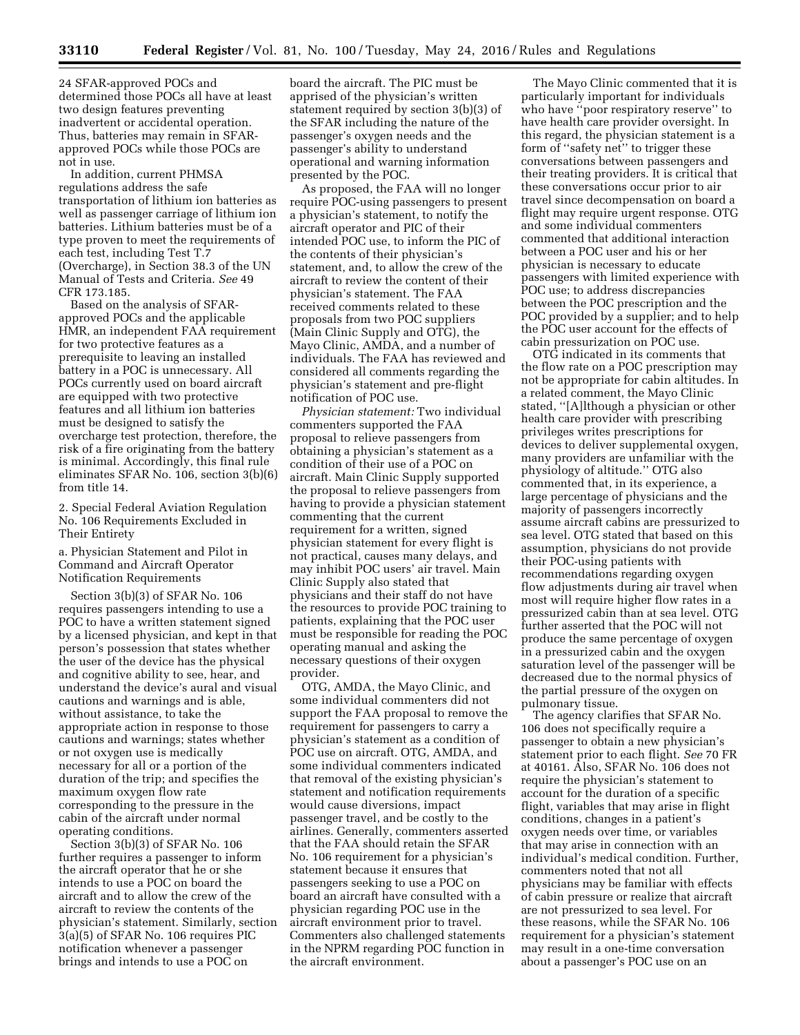24 SFAR-approved POCs and determined those POCs all have at least two design features preventing inadvertent or accidental operation. Thus, batteries may remain in SFAR-approved POCs while those POCs are not in use.

In addition, current PHMSA regulations address the safe transportation of lithium ion batteries as well as passenger carriage of lithium ion batteries. Lithium batteries must be of a type proven to meet the requirements of each test, including Test T.7 (Overcharge), in Section 38.3 of the UN Manual of Tests and Criteria. *See* 49 CFR 173.185.

Based on the analysis of SFAR-approved POCs and the applicable HMR, an independent FAA requirement for two protective features as a prerequisite to leaving an installed battery in a POC is unnecessary. All POCs currently used on board aircraft are equipped with two protective features and all lithium ion batteries must be designed to satisfy the overcharge test protection, therefore, the risk of a fire originating from the battery is minimal. Accordingly, this final rule eliminates SFAR No. 106, section 3(b)(6) from title 14.

2. Special Federal Aviation Regulation No. 106 Requirements Excluded in Their Entirety

a. Physician Statement and Pilot in Command and Aircraft Operator Notification Requirements

Section 3(b)(3) of SFAR No. 106 requires passengers intending to use a POC to have a written statement signed by a licensed physician, and kept in that person's possession that states whether the user of the device has the physical and cognitive ability to see, hear, and understand the device's aural and visual cautions and warnings and is able, without assistance, to take the appropriate action in response to those cautions and warnings; states whether or not oxygen use is medically necessary for all or a portion of the duration of the trip; and specifies the maximum oxygen flow rate corresponding to the pressure in the cabin of the aircraft under normal operating conditions.

Section 3(b)(3) of SFAR No. 106 further requires a passenger to inform the aircraft operator that he or she intends to use a POC on board the aircraft and to allow the crew of the aircraft to review the contents of the physician's statement. Similarly, section 3(a)(5) of SFAR No. 106 requires PIC notification whenever a passenger brings and intends to use a POC on board the aircraft. The PIC must be apprised of the physician's written statement required by section 3(b)(3) of the SFAR including the nature of the passenger's oxygen needs and the passenger's ability to understand operational and warning information presented by the POC.

As proposed, the FAA will no longer require POC-using passengers to present a physician's statement, to notify the aircraft operator and PIC of their intended POC use, to inform the PIC of the contents of their physician's statement, and, to allow the crew of the aircraft to review the content of their physician's statement. The FAA received comments related to these proposals from two POC suppliers (Main Clinic Supply and OTG), the Mayo Clinic, AMDA, and a number of individuals. The FAA has reviewed and considered all comments regarding the physician's statement and pre-flight notification of POC use.

*Physician statement:* Two individual commenters supported the FAA proposal to relieve passengers from obtaining a physician's statement as a condition of their use of a POC on aircraft. Main Clinic Supply supported the proposal to relieve passengers from having to provide a physician statement commenting that the current requirement for a written, signed physician statement for every flight is not practical, causes many delays, and may inhibit POC users' air travel. Main Clinic Supply also stated that physicians and their staff do not have the resources to provide POC training to patients, explaining that the POC user must be responsible for reading the POC operating manual and asking the necessary questions of their oxygen provider.

OTG, AMDA, the Mayo Clinic, and some individual commenters did not support the FAA proposal to remove the requirement for passengers to carry a physician's statement as a condition of POC use on aircraft. OTG, AMDA, and some individual commenters indicated that removal of the existing physician's statement and notification requirements would cause diversions, impact passenger travel, and be costly to the airlines. Generally, commenters asserted that the FAA should retain the SFAR No. 106 requirement for a physician's statement because it ensures that passengers seeking to use a POC on board an aircraft have consulted with a physician regarding POC use in the aircraft environment prior to travel. Commenters also challenged statements in the NPRM regarding POC function in the aircraft environment.

The Mayo Clinic commented that it is particularly important for individuals who have "poor respiratory reserve" to have health care provider oversight. In this regard, the physician statement is a form of "safety net" to trigger these conversations between passengers and their treating providers. It is critical that these conversations occur prior to air travel since decompensation on board a flight may require urgent response. OTG and some individual commenters commented that additional interaction between a POC user and his or her physician is necessary to educate passengers with limited experience with POC use; to address discrepancies between the POC prescription and the POC provided by a supplier; and to help the POC user account for the effects of cabin pressurization on POC use.

OTG indicated in its comments that the flow rate on a POC prescription may not be appropriate for cabin altitudes. In a related comment, the Mayo Clinic stated, "[A]lthough a physician or other health care provider with prescribing privileges writes prescriptions for devices to deliver supplemental oxygen, many providers are unfamiliar with the physiology of altitude." OTG also commented that, in its experience, a large percentage of physicians and the majority of passengers incorrectly assume aircraft cabins are pressurized to sea level. OTG stated that based on this assumption, physicians do not provide their POC-using patients with recommendations regarding oxygen flow adjustments during air travel when most will require higher flow rates in a pressurized cabin than at sea level. OTG further asserted that the POC will not produce the same percentage of oxygen in a pressurized cabin and the oxygen saturation level of the passenger will be decreased due to the normal physics of the partial pressure of the oxygen on pulmonary tissue.

The agency clarifies that SFAR No. 106 does not specifically require a passenger to obtain a new physician's statement prior to each flight. *See* 70 FR at 40161. Also, SFAR No. 106 does not require the physician's statement to account for the duration of a specific flight, variables that may arise in flight conditions, changes in a patient's oxygen needs over time, or variables that may arise in connection with an individual's medical condition. Further, commenters noted that not all physicians may be familiar with effects of cabin pressure or realize that aircraft are not pressurized to sea level. For these reasons, while the SFAR No. 106 requirement for a physician's statement may result in a one-time conversation about a passenger's POC use on an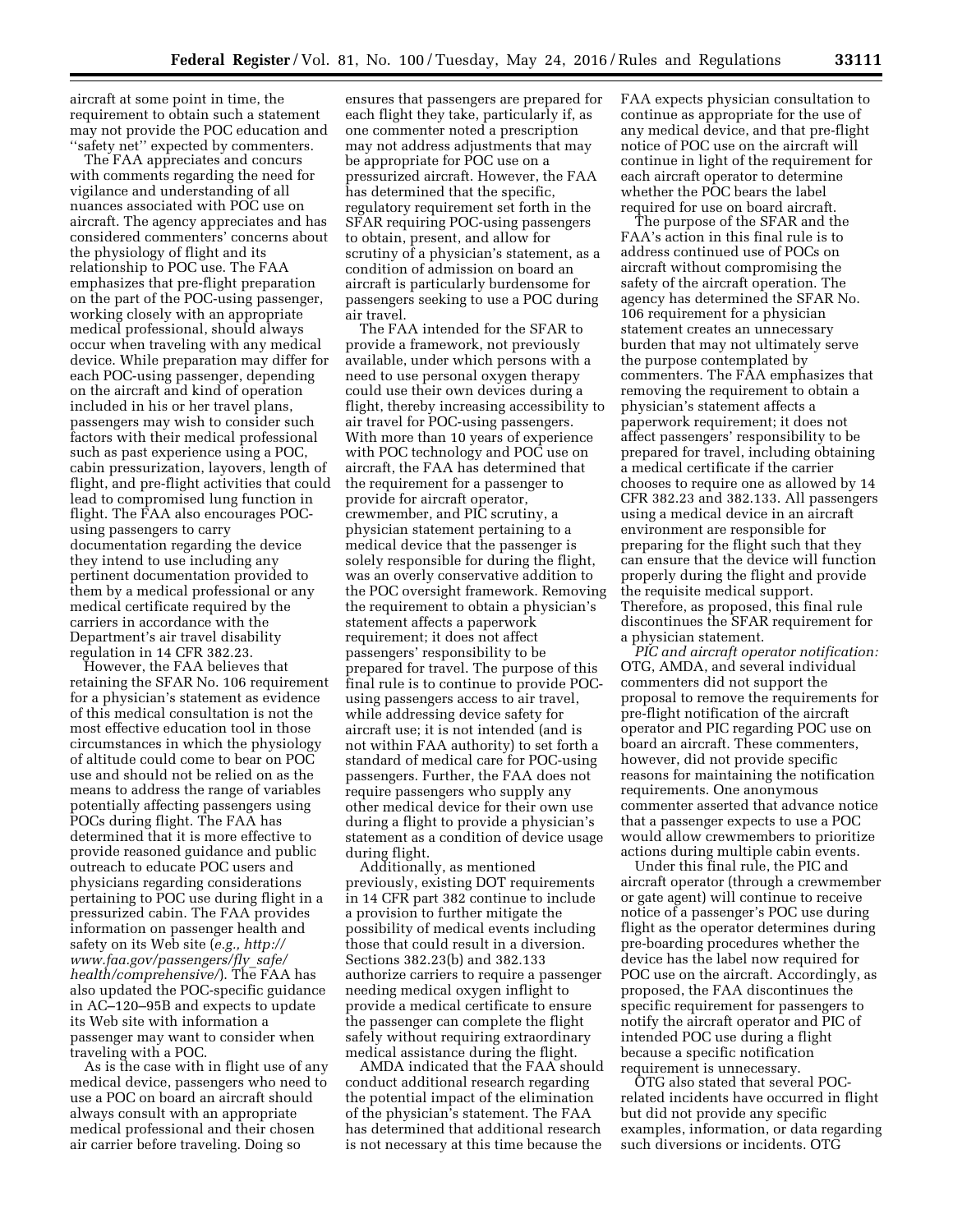aircraft at some point in time, the requirement to obtain such a statement may not provide the POC education and ''safety net'' expected by commenters.

The FAA appreciates and concurs with comments regarding the need for vigilance and understanding of all nuances associated with POC use on aircraft. The agency appreciates and has considered commenters' concerns about the physiology of flight and its relationship to POC use. The FAA emphasizes that pre-flight preparation on the part of the POC-using passenger, working closely with an appropriate medical professional, should always occur when traveling with any medical device. While preparation may differ for each POC-using passenger, depending on the aircraft and kind of operation included in his or her travel plans, passengers may wish to consider such factors with their medical professional such as past experience using a POC, cabin pressurization, layovers, length of flight, and pre-flight activities that could lead to compromised lung function in flight. The FAA also encourages POC-using passengers to carry documentation regarding the device they intend to use including any pertinent documentation provided to them by a medical professional or any medical certificate required by the carriers in accordance with the Department's air travel disability regulation in 14 CFR 382.23.

However, the FAA believes that retaining the SFAR No. 106 requirement for a physician's statement as evidence of this medical consultation is not the most effective education tool in those circumstances in which the physiology of altitude could come to bear on POC use and should not be relied on as the means to address the range of variables potentially affecting passengers using POCs during flight. The FAA has determined that it is more effective to provide reasoned guidance and public outreach to educate POC users and physicians regarding considerations pertaining to POC use during flight in a pressurized cabin. The FAA provides information on passenger health and safety on its Web site (*e.g., http://www.faa.gov/passengers/fly_safe/health/comprehensive/*). The FAA has also updated the POC-specific guidance in AC–120–95B and expects to update its Web site with information a passenger may want to consider when traveling with a POC.

As is the case with in flight use of any medical device, passengers who need to use a POC on board an aircraft should always consult with an appropriate medical professional and their chosen air carrier before traveling. Doing so ensures that passengers are prepared for each flight they take, particularly if, as one commenter noted a prescription may not address adjustments that may be appropriate for POC use on a pressurized aircraft. However, the FAA has determined that the specific, regulatory requirement set forth in the SFAR requiring POC-using passengers to obtain, present, and allow for scrutiny of a physician's statement, as a condition of admission on board an aircraft is particularly burdensome for passengers seeking to use a POC during air travel.

The FAA intended for the SFAR to provide a framework, not previously available, under which persons with a need to use personal oxygen therapy could use their own devices during a flight, thereby increasing accessibility to air travel for POC-using passengers. With more than 10 years of experience with POC technology and POC use on aircraft, the FAA has determined that the requirement for a passenger to provide for aircraft operator, crewmember, and PIC scrutiny, a physician statement pertaining to a medical device that the passenger is solely responsible for during the flight, was an overly conservative addition to the POC oversight framework. Removing the requirement to obtain a physician's statement affects a paperwork requirement; it does not affect passengers' responsibility to be prepared for travel. The purpose of this final rule is to continue to provide POC-using passengers access to air travel, while addressing device safety for aircraft use; it is not intended (and is not within FAA authority) to set forth a standard of medical care for POC-using passengers. Further, the FAA does not require passengers who supply any other medical device for their own use during a flight to provide a physician's statement as a condition of device usage during flight.

Additionally, as mentioned previously, existing DOT requirements in 14 CFR part 382 continue to include a provision to further mitigate the possibility of medical events including those that could result in a diversion. Sections 382.23(b) and 382.133 authorize carriers to require a passenger needing medical oxygen inflight to provide a medical certificate to ensure the passenger can complete the flight safely without requiring extraordinary medical assistance during the flight.

AMDA indicated that the FAA should conduct additional research regarding the potential impact of the elimination of the physician's statement. The FAA has determined that additional research is not necessary at this time because the FAA expects physician consultation to continue as appropriate for the use of any medical device, and that pre-flight notice of POC use on the aircraft will continue in light of the requirement for each aircraft operator to determine whether the POC bears the label required for use on board aircraft.

The purpose of the SFAR and the FAA's action in this final rule is to address continued use of POCs on aircraft without compromising the safety of the aircraft operation. The agency has determined the SFAR No. 106 requirement for a physician statement creates an unnecessary burden that may not ultimately serve the purpose contemplated by commenters. The FAA emphasizes that removing the requirement to obtain a physician's statement affects a paperwork requirement; it does not affect passengers' responsibility to be prepared for travel, including obtaining a medical certificate if the carrier chooses to require one as allowed by 14 CFR 382.23 and 382.133. All passengers using a medical device in an aircraft environment are responsible for preparing for the flight such that they can ensure that the device will function properly during the flight and provide the requisite medical support. Therefore, as proposed, this final rule discontinues the SFAR requirement for a physician statement.

*PIC and aircraft operator notification:* OTG, AMDA, and several individual commenters did not support the proposal to remove the requirements for pre-flight notification of the aircraft operator and PIC regarding POC use on board an aircraft. These commenters, however, did not provide specific reasons for maintaining the notification requirements. One anonymous commenter asserted that advance notice that a passenger expects to use a POC would allow crewmembers to prioritize actions during multiple cabin events.

Under this final rule, the PIC and aircraft operator (through a crewmember or gate agent) will continue to receive notice of a passenger's POC use during flight as the operator determines during pre-boarding procedures whether the device has the label now required for POC use on the aircraft. Accordingly, as proposed, the FAA discontinues the specific requirement for passengers to notify the aircraft operator and PIC of intended POC use during a flight because a specific notification requirement is unnecessary.

OTG also stated that several POC-related incidents have occurred in flight but did not provide any specific examples, information, or data regarding such diversions or incidents. OTG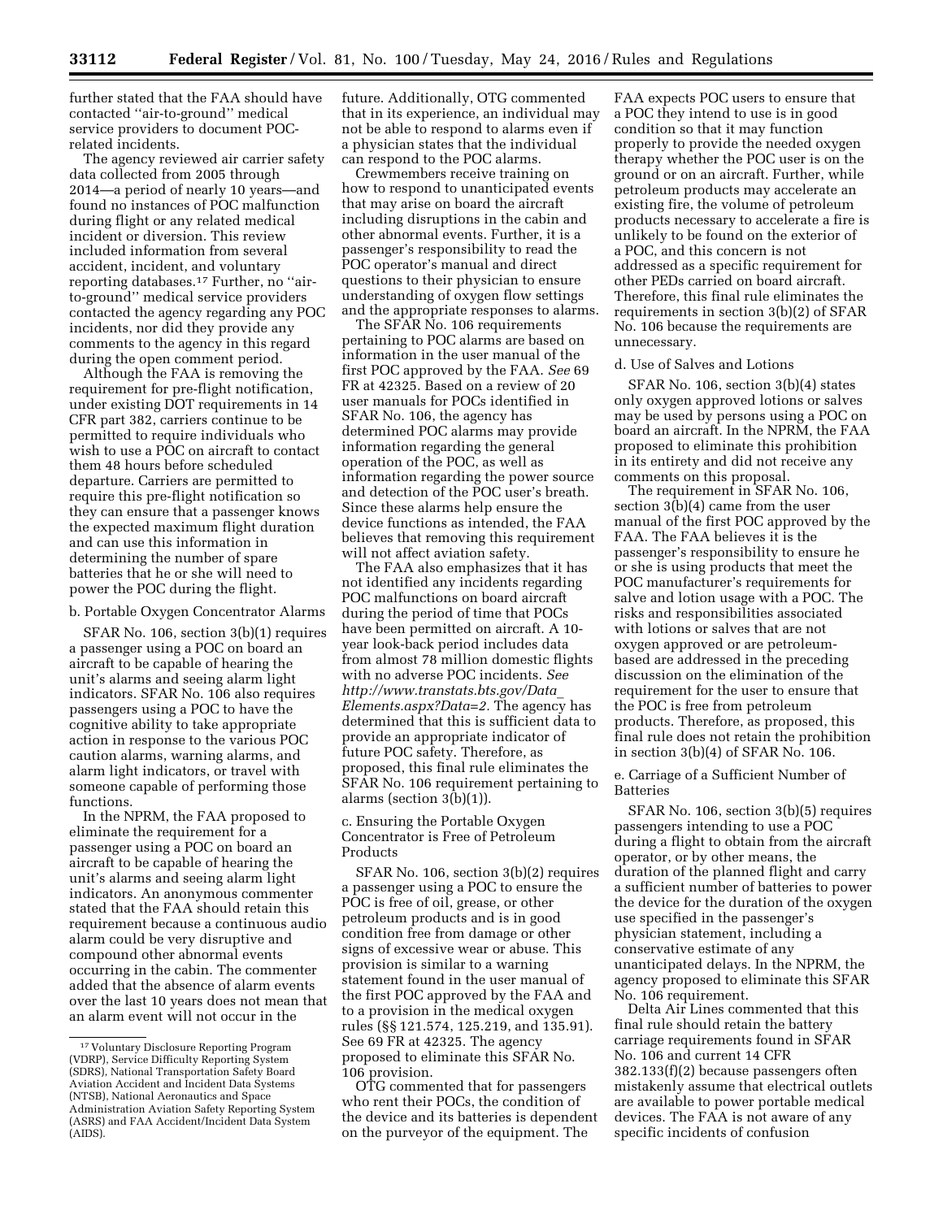further stated that the FAA should have contacted ''air-to-ground'' medical service providers to document POC-related incidents.

The agency reviewed air carrier safety data collected from 2005 through 2014—a period of nearly 10 years—and found no instances of POC malfunction during flight or any related medical incident or diversion. This review included information from several accident, incident, and voluntary reporting databases.[17] Further, no ''air-to-ground'' medical service providers contacted the agency regarding any POC incidents, nor did they provide any comments to the agency in this regard during the open comment period.

Although the FAA is removing the requirement for pre-flight notification, under existing DOT requirements in 14 CFR part 382, carriers continue to be permitted to require individuals who wish to use a POC on aircraft to contact them 48 hours before scheduled departure. Carriers are permitted to require this pre-flight notification so they can ensure that a passenger knows the expected maximum flight duration and can use this information in determining the number of spare batteries that he or she will need to power the POC during the flight.

b. Portable Oxygen Concentrator Alarms

SFAR No. 106, section 3(b)(1) requires a passenger using a POC on board an aircraft to be capable of hearing the unit's alarms and seeing alarm light indicators. SFAR No. 106 also requires passengers using a POC to have the cognitive ability to take appropriate action in response to the various POC caution alarms, warning alarms, and alarm light indicators, or travel with someone capable of performing those functions.

In the NPRM, the FAA proposed to eliminate the requirement for a passenger using a POC on board an aircraft to be capable of hearing the unit's alarms and seeing alarm light indicators. An anonymous commenter stated that the FAA should retain this requirement because a continuous audio alarm could be very disruptive and compound other abnormal events occurring in the cabin. The commenter added that the absence of alarm events over the last 10 years does not mean that an alarm event will not occur in the future. Additionally, OTG commented that in its experience, an individual may not be able to respond to alarms even if a physician states that the individual can respond to the POC alarms.

Crewmembers receive training on how to respond to unanticipated events that may arise on board the aircraft including disruptions in the cabin and other abnormal events. Further, it is a passenger's responsibility to read the POC operator's manual and direct questions to their physician to ensure understanding of oxygen flow settings and the appropriate responses to alarms.

The SFAR No. 106 requirements pertaining to POC alarms are based on information in the user manual of the first POC approved by the FAA. *See* 69 FR at 42325. Based on a review of 20 user manuals for POCs identified in SFAR No. 106, the agency has determined POC alarms may provide information regarding the general operation of the POC, as well as information regarding the power source and detection of the POC user's breath. Since these alarms help ensure the device functions as intended, the FAA believes that removing this requirement will not affect aviation safety.

The FAA also emphasizes that it has not identified any incidents regarding POC malfunctions on board aircraft during the period of time that POCs have been permitted on aircraft. A 10-year look-back period includes data from almost 78 million domestic flights with no adverse POC incidents. *See http://www.transtats.bts.gov/Data_Elements.aspx?Data=2.* The agency has determined that this is sufficient data to provide an appropriate indicator of future POC safety. Therefore, as proposed, this final rule eliminates the SFAR No. 106 requirement pertaining to alarms (section 3(b)(1)).

c. Ensuring the Portable Oxygen Concentrator Is Free of Petroleum Products

SFAR No. 106, section 3(b)(2) requires a passenger using a POC to ensure the POC is free of oil, grease, or other petroleum products and is in good condition free from damage or other signs of excessive wear or abuse. This provision is similar to a warning statement found in the user manual of the first POC approved by the FAA and to a provision in the medical oxygen rules (§§ 121.574, 125.219, and 135.91). See 69 FR at 42325. The agency proposed to eliminate this SFAR No. 106 provision.

OTG commented that for passengers who rent their POCs, the condition of the device and its batteries is dependent on the purveyor of the equipment. The FAA expects POC users to ensure that a POC they intend to use is in good condition so that it may function properly to provide the needed oxygen therapy whether the POC user is on the ground or on an aircraft. Further, while petroleum products may accelerate an existing fire, the volume of petroleum products necessary to accelerate a fire is unlikely to be found on the exterior of a POC, and this concern is not addressed as a specific requirement for other PEDs carried on board aircraft. Therefore, this final rule eliminates the requirements in section 3(b)(2) of SFAR No. 106 because the requirements are unnecessary.

d. Use of Salves and Lotions

SFAR No. 106, section 3(b)(4) states only oxygen approved lotions or salves may be used by persons using a POC on board an aircraft. In the NPRM, the FAA proposed to eliminate this prohibition in its entirety and did not receive any comments on this proposal.

The requirement in SFAR No. 106, section 3(b)(4) came from the user manual of the first POC approved by the FAA. The FAA believes it is the passenger's responsibility to ensure he or she is using products that meet the POC manufacturer's requirements for salve and lotion usage with a POC. The risks and responsibilities associated with lotions or salves that are not oxygen approved or are petroleum-based are addressed in the preceding discussion on the elimination of the requirement for the user to ensure that the POC is free from petroleum products. Therefore, as proposed, this final rule does not retain the prohibition in section 3(b)(4) of SFAR No. 106.

e. Carriage of a Sufficient Number of Batteries

SFAR No. 106, section 3(b)(5) requires passengers intending to use a POC during a flight to obtain from the aircraft operator, or by other means, the duration of the planned flight and carry a sufficient number of batteries to power the device for the duration of the oxygen use specified in the passenger's physician statement, including a conservative estimate of any unanticipated delays. In the NPRM, the agency proposed to eliminate this SFAR No. 106 requirement.

Delta Air Lines commented that this final rule should retain the battery carriage requirements found in SFAR No. 106 and current 14 CFR 382.133(f)(2) because passengers often mistakenly assume that electrical outlets are available to power portable medical devices. The FAA is not aware of any specific incidents of confusion

[17] Voluntary Disclosure Reporting Program (VDRP), Service Difficulty Reporting System (SDRS), National Transportation Safety Board Aviation Accident and Incident Data Systems (NTSB), National Aeronautics and Space Administration Aviation Safety Reporting System (ASRS) and FAA Accident/Incident Data System (AIDS).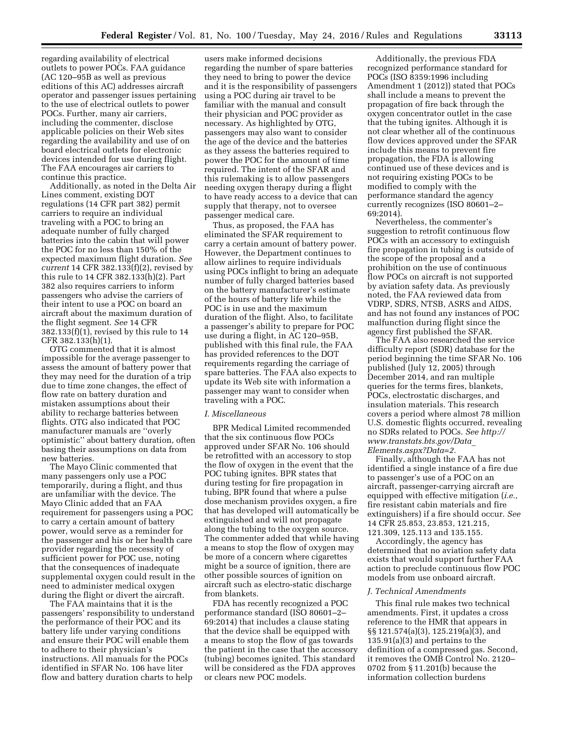regarding availability of electrical outlets to power POCs. FAA guidance (AC 120–95B as well as previous editions of this AC) addresses aircraft operator and passenger issues pertaining to the use of electrical outlets to power POCs. Further, many air carriers, including the commenter, disclose applicable policies on their Web sites regarding the availability and use of on board electrical outlets for electronic devices intended for use during flight. The FAA encourages air carriers to continue this practice.

Additionally, as noted in the Delta Air Lines comment, existing DOT regulations (14 CFR part 382) permit carriers to require an individual traveling with a POC to bring an adequate number of fully charged batteries into the cabin that will power the POC for no less than 150% of the expected maximum flight duration. *See current* 14 CFR 382.133(f)(2), revised by this rule to 14 CFR 382.133(h)(2). Part 382 also requires carriers to inform passengers who advise the carriers of their intent to use a POC on board an aircraft about the maximum duration of the flight segment. *See* 14 CFR 382.133(f)(1), revised by this rule to 14 CFR 382.133(h)(1).

OTG commented that it is almost impossible for the average passenger to assess the amount of battery power that they may need for the duration of a trip due to time zone changes, the effect of flow rate on battery duration and mistaken assumptions about their ability to recharge batteries between flights. OTG also indicated that POC manufacturer manuals are ''overly optimistic'' about battery duration, often basing their assumptions on data from new batteries.

The Mayo Clinic commented that many passengers only use a POC temporarily, during a flight, and thus are unfamiliar with the device. The Mayo Clinic added that an FAA requirement for passengers using a POC to carry a certain amount of battery power, would serve as a reminder for the passenger and his or her health care provider regarding the necessity of sufficient power for POC use, noting that the consequences of inadequate supplemental oxygen could result in the need to administer medical oxygen during the flight or divert the aircraft.

The FAA maintains that it is the passengers' responsibility to understand the performance of their POC and its battery life under varying conditions and ensure their POC will enable them to adhere to their physician's instructions. All manuals for the POCs identified in SFAR No. 106 have liter flow and battery duration charts to help users make informed decisions regarding the number of spare batteries they need to bring to power the device and it is the responsibility of passengers using a POC during air travel to be familiar with the manual and consult their physician and POC provider as necessary. As highlighted by OTG, passengers may also want to consider the age of the device and the batteries as they assess the batteries required to power the POC for the amount of time required. The intent of the SFAR and this rulemaking is to allow passengers needing oxygen therapy during a flight to have ready access to a device that can supply that therapy, not to oversee passenger medical care.

Thus, as proposed, the FAA has eliminated the SFAR requirement to carry a certain amount of battery power. However, the Department continues to allow airlines to require individuals using POCs inflight to bring an adequate number of fully charged batteries based on the battery manufacturer's estimate of the hours of battery life while the POC is in use and the maximum duration of the flight. Also, to facilitate a passenger's ability to prepare for POC use during a flight, in AC 120–95B, published with this final rule, the FAA has provided references to the DOT requirements regarding the carriage of spare batteries. The FAA also expects to update its Web site with information a passenger may want to consider when traveling with a POC.

### *I. Miscellaneous*

BPR Medical Limited recommended that the six continuous flow POCs approved under SFAR No. 106 should be retrofitted with an accessory to stop the flow of oxygen in the event that the POC tubing ignites. BPR states that during testing for fire propagation in tubing, BPR found that where a pulse dose mechanism provides oxygen, a fire that has developed will automatically be extinguished and will not propagate along the tubing to the oxygen source. The commenter added that while having a means to stop the flow of oxygen may be more of a concern where cigarettes might be a source of ignition, there are other possible sources of ignition on aircraft such as electro-static discharge from blankets.

FDA has recently recognized a POC performance standard (ISO 80601–2–69:2014) that includes a clause stating that the device shall be equipped with a means to stop the flow of gas towards the patient in the case that the accessory (tubing) becomes ignited. This standard will be considered as the FDA approves or clears new POC models.

Additionally, the previous FDA recognized performance standard for POCs (ISO 8359:1996 including Amendment 1 (2012)) stated that POCs shall include a means to prevent the propagation of fire back through the oxygen concentrator outlet in the case that the tubing ignites. Although it is not clear whether all of the continuous flow devices approved under the SFAR include this means to prevent fire propagation, the FDA is allowing continued use of these devices and is not requiring existing POCs to be modified to comply with the performance standard the agency currently recognizes (ISO 80601–2–69:2014).

Nevertheless, the commenter's suggestion to retrofit continuous flow POCs with an accessory to extinguish fire propagation in tubing is outside of the scope of the proposal and a prohibition on the use of continuous flow POCs on aircraft is not supported by aviation safety data. As previously noted, the FAA reviewed data from VDRP, SDRS, NTSB, ASRS and AIDS, and has not found any instances of POC malfunction during flight since the agency first published the SFAR.

The FAA also researched the service difficulty report (SDR) database for the period beginning the time SFAR No. 106 published (July 12, 2005) through December 2014, and ran multiple queries for the terms fires, blankets, POCs, electrostatic discharges, and insulation materials. This research covers a period where almost 78 million U.S. domestic flights occurred, revealing no SDRs related to POCs. *See http://www.transtats.bts.gov/Data_Elements.aspx?Data=2.*

Finally, although the FAA has not identified a single instance of a fire due to passenger's use of a POC on an aircraft, passenger-carrying aircraft are equipped with effective mitigation (*i.e.,* fire resistant cabin materials and fire extinguishers) if a fire should occur. *See* 14 CFR 25.853, 23.853, 121.215, 121.309, 125.113 and 135.155.

Accordingly, the agency has determined that no aviation safety data exists that would support further FAA action to preclude continuous flow POC models from use onboard aircraft.

### *J. Technical Amendments*

This final rule makes two technical amendments. First, it updates a cross reference to the HMR that appears in §§ 121.574(a)(3), 125.219(a)(3), and 135.91(a)(3) and pertains to the definition of a compressed gas. Second, it removes the OMB Control No. 2120–0702 from § 11.201(b) because the information collection burdens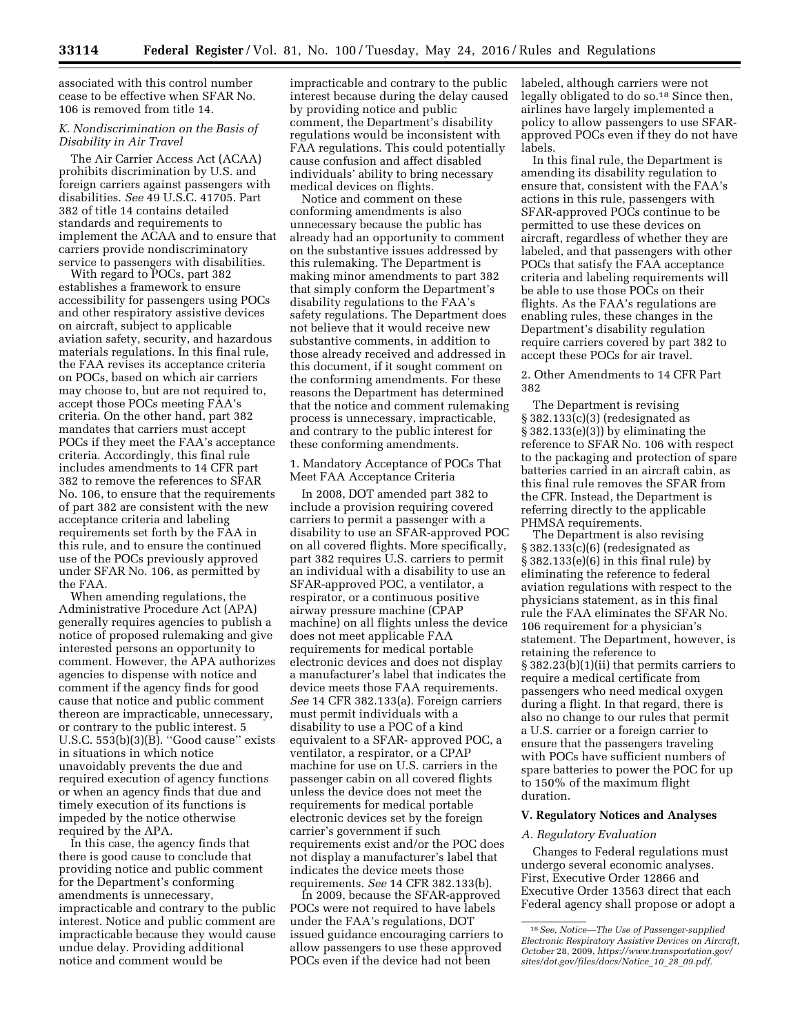associated with this control number cease to be effective when SFAR No. 106 is removed from title 14.

*K. Nondiscrimination on the Basis of Disability in Air Travel*

The Air Carrier Access Act (ACAA) prohibits discrimination by U.S. and foreign carriers against passengers with disabilities. *See* 49 U.S.C. 41705. Part 382 of title 14 contains detailed standards and requirements to implement the ACAA and to ensure that carriers provide nondiscriminatory service to passengers with disabilities.

With regard to POCs, part 382 establishes a framework to ensure accessibility for passengers using POCs and other respiratory assistive devices on aircraft, subject to applicable aviation safety, security, and hazardous materials regulations. In this final rule, the FAA revises its acceptance criteria on POCs, based on which air carriers may choose to, but are not required to, accept those POCs meeting FAA's criteria. On the other hand, part 382 mandates that carriers must accept POCs if they meet the FAA's acceptance criteria. Accordingly, this final rule includes amendments to 14 CFR part 382 to remove the references to SFAR No. 106, to ensure that the requirements of part 382 are consistent with the new acceptance criteria and labeling requirements set forth by the FAA in this rule, and to ensure the continued use of the POCs previously approved under SFAR No. 106, as permitted by the FAA.

When amending regulations, the Administrative Procedure Act (APA) generally requires agencies to publish a notice of proposed rulemaking and give interested persons an opportunity to comment. However, the APA authorizes agencies to dispense with notice and comment if the agency finds for good cause that notice and public comment thereon are impracticable, unnecessary, or contrary to the public interest. 5 U.S.C. 553(b)(3)(B). ''Good cause'' exists in situations in which notice unavoidably prevents the due and required execution of agency functions or when an agency finds that due and timely execution of its functions is impeded by the notice otherwise required by the APA.

In this case, the agency finds that there is good cause to conclude that providing notice and public comment for the Department's conforming amendments is unnecessary, impracticable and contrary to the public interest. Notice and public comment are impracticable because they would cause undue delay. Providing additional notice and comment would be impracticable and contrary to the public interest because during the delay caused by providing notice and public comment, the Department's disability regulations would be inconsistent with FAA regulations. This could potentially cause confusion and affect disabled individuals' ability to bring necessary medical devices on flights.

Notice and comment on these conforming amendments is also unnecessary because the public has already had an opportunity to comment on the substantive issues addressed by this rulemaking. The Department is making minor amendments to part 382 that simply conform the Department's disability regulations to the FAA's safety regulations. The Department does not believe that it would receive new substantive comments, in addition to those already received and addressed in this document, if it sought comment on the conforming amendments. For these reasons the Department has determined that the notice and comment rulemaking process is unnecessary, impracticable, and contrary to the public interest for these conforming amendments.

1. Mandatory Acceptance of POCs That Meet FAA Acceptance Criteria

In 2008, DOT amended part 382 to include a provision requiring covered carriers to permit a passenger with a disability to use an SFAR-approved POC on all covered flights. More specifically, part 382 requires U.S. carriers to permit an individual with a disability to use an SFAR-approved POC, a ventilator, a respirator, or a continuous positive airway pressure machine (CPAP machine) on all flights unless the device does not meet applicable FAA requirements for medical portable electronic devices and does not display a manufacturer's label that indicates the device meets those FAA requirements. *See* 14 CFR 382.133(a). Foreign carriers must permit individuals with a disability to use a POC of a kind equivalent to a SFAR- approved POC, a ventilator, a respirator, or a CPAP machine for use on U.S. carriers in the passenger cabin on all covered flights unless the device does not meet the requirements for medical portable electronic devices set by the foreign carrier's government if such requirements exist and/or the POC does not display a manufacturer's label that indicates the device meets those requirements. *See* 14 CFR 382.133(b).

In 2009, because the SFAR-approved POCs were not required to have labels under the FAA's regulations, DOT issued guidance encouraging carriers to allow passengers to use these approved POCs even if the device had not been labeled, although carriers were not legally obligated to do so.[18] Since then, airlines have largely implemented a policy to allow passengers to use SFAR-approved POCs even if they do not have labels.

In this final rule, the Department is amending its disability regulation to ensure that, consistent with the FAA's actions in this rule, passengers with SFAR-approved POCs continue to be permitted to use these devices on aircraft, regardless of whether they are labeled, and that passengers with other POCs that satisfy the FAA acceptance criteria and labeling requirements will be able to use those POCs on their flights. As the FAA's regulations are enabling rules, these changes in the Department's disability regulation require carriers covered by part 382 to accept these POCs for air travel.

2. Other Amendments to 14 CFR Part 382

The Department is revising § 382.133(c)(3) (redesignated as § 382.133(e)(3)) by eliminating the reference to SFAR No. 106 with respect to the packaging and protection of spare batteries carried in an aircraft cabin, as this final rule removes the SFAR from the CFR. Instead, the Department is referring directly to the applicable PHMSA requirements.

The Department is also revising § 382.133(c)(6) (redesignated as § 382.133(e)(6) in this final rule) by eliminating the reference to federal aviation regulations with respect to the physicians statement, as in this final rule the FAA eliminates the SFAR No. 106 requirement for a physician's statement. The Department, however, is retaining the reference to § 382.23(b)(1)(ii) that permits carriers to require a medical certificate from passengers who need medical oxygen during a flight. In that regard, there is also no change to our rules that permit a U.S. carrier or a foreign carrier to ensure that the passengers traveling with POCs have sufficient numbers of spare batteries to power the POC for up to 150% of the maximum flight duration.

## V. Regulatory Notices and Analyses

*A. Regulatory Evaluation*

Changes to Federal regulations must undergo several economic analyses. First, Executive Order 12866 and Executive Order 13563 direct that each Federal agency shall propose or adopt a

[18] *See, Notice—The Use of Passenger-supplied Electronic Respiratory Assistive Devices on Aircraft, October* 28, 2009, *https://www.transportation.gov/sites/dot.gov/files/docs/Notice_10_28_09.pdf.*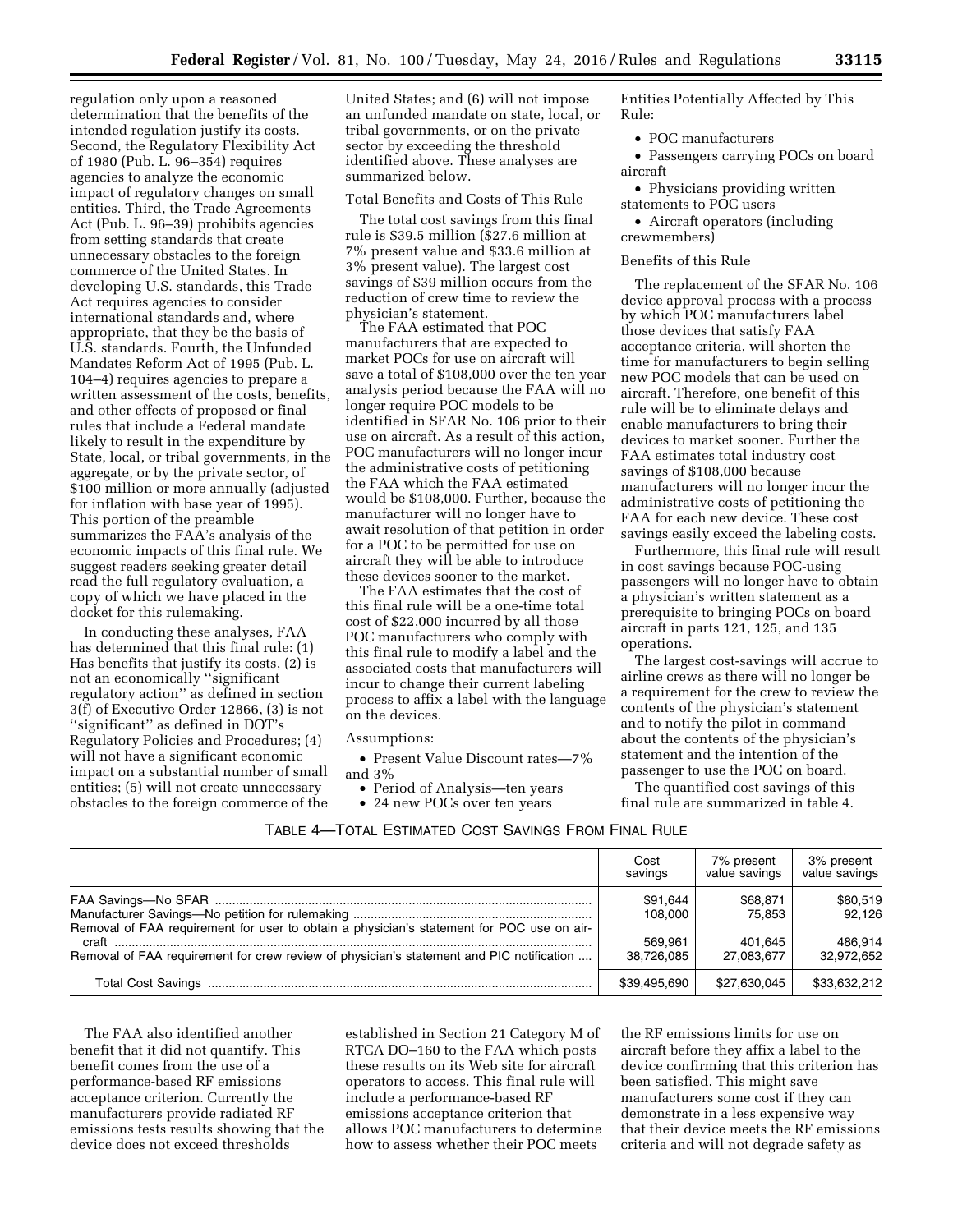regulation only upon a reasoned determination that the benefits of the intended regulation justify its costs. Second, the Regulatory Flexibility Act of 1980 (Pub. L. 96–354) requires agencies to analyze the economic impact of regulatory changes on small entities. Third, the Trade Agreements Act (Pub. L. 96–39) prohibits agencies from setting standards that create unnecessary obstacles to the foreign commerce of the United States. In developing U.S. standards, this Trade Act requires agencies to consider international standards and, where appropriate, that they be the basis of U.S. standards. Fourth, the Unfunded Mandates Reform Act of 1995 (Pub. L. 104–4) requires agencies to prepare a written assessment of the costs, benefits, and other effects of proposed or final rules that include a Federal mandate likely to result in the expenditure by State, local, or tribal governments, in the aggregate, or by the private sector, of $100 million or more annually (adjusted for inflation with base year of 1995). This portion of the preamble summarizes the FAA's analysis of the economic impacts of this final rule. We suggest readers seeking greater detail read the full regulatory evaluation, a copy of which we have placed in the docket for this rulemaking.

In conducting these analyses, FAA has determined that this final rule: (1) Has benefits that justify its costs, (2) is not an economically ''significant regulatory action'' as defined in section 3(f) of Executive Order 12866, (3) is not ''significant'' as defined in DOT's Regulatory Policies and Procedures; (4) will not have a significant economic impact on a substantial number of small entities; (5) will not create unnecessary obstacles to the foreign commerce of the United States; and (6) will not impose an unfunded mandate on state, local, or tribal governments, or on the private sector by exceeding the threshold identified above. These analyses are summarized below.

Total Benefits and Costs of This Rule

The total cost savings from this final rule is $39.5 million ($27.6 million at 7% present value and $33.6 million at 3% present value). The largest cost savings of $39 million occurs from the reduction of crew time to review the physician's statement.

The FAA estimated that POC manufacturers that are expected to market POCs for use on aircraft will save a total of $108,000 over the ten year analysis period because the FAA will no longer require POC models to be identified in SFAR No. 106 prior to their use on aircraft. As a result of this action, POC manufacturers will no longer incur the administrative costs of petitioning the FAA which the FAA estimated would be $108,000. Further, because the manufacturer will no longer have to await resolution of that petition in order for a POC to be permitted for use on aircraft they will be able to introduce these devices sooner to the market.

The FAA estimates that the cost of this final rule will be a one-time total cost of $22,000 incurred by all those POC manufacturers who comply with this final rule to modify a label and the associated costs that manufacturers will incur to change their current labeling process to affix a label with the language on the devices.

Assumptions:

- Present Value Discount rates—7% and 3%
- Period of Analysis—ten years
- 24 new POCs over ten years

Entities Potentially Affected by This Rule:

- POC manufacturers
- Passengers carrying POCs on board aircraft
- Physicians providing written statements to POC users
- Aircraft operators (including crewmembers)

Benefits of this Rule

The replacement of the SFAR No. 106 device approval process with a process by which POC manufacturers label those devices that satisfy FAA acceptance criteria, will shorten the time for manufacturers to begin selling new POC models that can be used on aircraft. Therefore, one benefit of this rule will be to eliminate delays and enable manufacturers to bring their devices to market sooner. Further the FAA estimates total industry cost savings of $108,000 because manufacturers will no longer incur the administrative costs of petitioning the FAA for each new device. These cost savings easily exceed the labeling costs.

Furthermore, this final rule will result in cost savings because POC-using passengers will no longer have to obtain a physician's written statement as a prerequisite to bringing POCs on board aircraft in parts 121, 125, and 135 operations.

The largest cost-savings will accrue to airline crews as there will no longer be a requirement for the crew to review the contents of the physician's statement and to notify the pilot in command about the contents of the physician's statement and the intention of the passenger to use the POC on board.

The quantified cost savings of this final rule are summarized in table 4.

TABLE 4—TOTAL ESTIMATED COST SAVINGS FROM FINAL RULE

| | Cost savings | 7% present value savings | 3% present value savings |
|---|---|---|---|
| FAA Savings—No SFAR | $91,644 | $68,871 | $80,519 |
| Manufacturer Savings—No petition for rulemaking | 108,000 | 75,853 | 92,126 |
| Removal of FAA requirement for user to obtain a physician's statement for POC use on aircraft | 569,961 | 401,645 | 486,914 |
| Removal of FAA requirement for crew review of physician's statement and PIC notification | 38,726,085 | 27,083,677 | 32,972,652 |
| Total Cost Savings | $39,495,690 | $27,630,045 | $33,632,212 |

The FAA also identified another benefit that it did not quantify. This benefit comes from the use of a performance-based RF emissions acceptance criterion. Currently the manufacturers provide radiated RF emissions tests results showing that the device does not exceed thresholds established in Section 21 Category M of RTCA DO–160 to the FAA which posts these results on its Web site for aircraft operators to access. This final rule will include a performance-based RF emissions acceptance criterion that allows POC manufacturers to determine how to assess whether their POC meets the RF emissions limits for use on aircraft before they affix a label to the device confirming that this criterion has been satisfied. This might save manufacturers some cost if they can demonstrate in a less expensive way that their device meets the RF emissions criteria and will not degrade safety as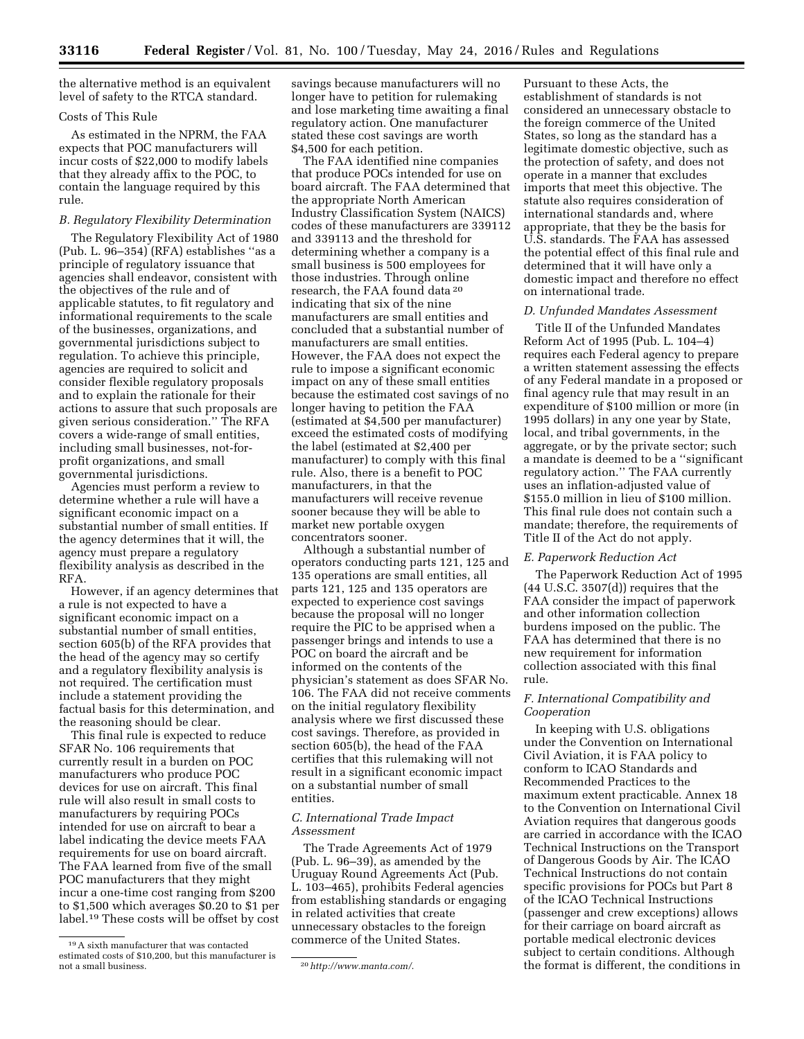the alternative method is an equivalent level of safety to the RTCA standard.

Costs of This Rule

As estimated in the NPRM, the FAA expects that POC manufacturers will incur costs of $22,000 to modify labels that they already affix to the POC, to contain the language required by this rule.

### *B. Regulatory Flexibility Determination*

The Regulatory Flexibility Act of 1980 (Pub. L. 96–354) (RFA) establishes ''as a principle of regulatory issuance that agencies shall endeavor, consistent with the objectives of the rule and of applicable statutes, to fit regulatory and informational requirements to the scale of the businesses, organizations, and governmental jurisdictions subject to regulation. To achieve this principle, agencies are required to solicit and consider flexible regulatory proposals and to explain the rationale for their actions to assure that such proposals are given serious consideration.'' The RFA covers a wide-range of small entities, including small businesses, not-for-profit organizations, and small governmental jurisdictions.

Agencies must perform a review to determine whether a rule will have a significant economic impact on a substantial number of small entities. If the agency determines that it will, the agency must prepare a regulatory flexibility analysis as described in the RFA.

However, if an agency determines that a rule is not expected to have a significant economic impact on a substantial number of small entities, section 605(b) of the RFA provides that the head of the agency may so certify and a regulatory flexibility analysis is not required. The certification must include a statement providing the factual basis for this determination, and the reasoning should be clear.

This final rule is expected to reduce SFAR No. 106 requirements that currently result in a burden on POC manufacturers who produce POC devices for use on aircraft. This final rule will also result in small costs to manufacturers by requiring POCs intended for use on aircraft to bear a label indicating the device meets FAA requirements for use on board aircraft. The FAA learned from five of the small POC manufacturers that they might incur a one-time cost ranging from $200 to $1,500 which averages $0.20 to $1 per label.[19] These costs will be offset by cost savings because manufacturers will no longer have to petition for rulemaking and lose marketing time awaiting a final regulatory action. One manufacturer stated these cost savings are worth $4,500 for each petition.

The FAA identified nine companies that produce POCs intended for use on board aircraft. The FAA determined that the appropriate North American Industry Classification System (NAICS) codes of these manufacturers are 339112 and 339113 and the threshold for determining whether a company is a small business is 500 employees for those industries. Through online research, the FAA found data[20] indicating that six of the nine manufacturers are small entities and concluded that a substantial number of manufacturers are small entities. However, the FAA does not expect the rule to impose a significant economic impact on any of these small entities because the estimated cost savings of no longer having to petition the FAA (estimated at $4,500 per manufacturer) exceed the estimated costs of modifying the label (estimated at $2,400 per manufacturer) to comply with this final rule. Also, there is a benefit to POC manufacturers, in that the manufacturers will receive revenue sooner because they will be able to market new portable oxygen concentrators sooner.

Although a substantial number of operators conducting parts 121, 125 and 135 operations are small entities, all parts 121, 125 and 135 operators are expected to experience cost savings because the proposal will no longer require the PIC to be apprised when a passenger brings and intends to use a POC on board the aircraft and be informed on the contents of the physician's statement as does SFAR No. 106. The FAA did not receive comments on the initial regulatory flexibility analysis where we first discussed these cost savings. Therefore, as provided in section 605(b), the head of the FAA certifies that this rulemaking will not result in a significant economic impact on a substantial number of small entities.

### *C. International Trade Impact Assessment*

The Trade Agreements Act of 1979 (Pub. L. 96–39), as amended by the Uruguay Round Agreements Act (Pub. L. 103–465), prohibits Federal agencies from establishing standards or engaging in related activities that create unnecessary obstacles to the foreign commerce of the United States. Pursuant to these Acts, the establishment of standards is not considered an unnecessary obstacle to the foreign commerce of the United States, so long as the standard has a legitimate domestic objective, such as the protection of safety, and does not operate in a manner that excludes imports that meet this objective. The statute also requires consideration of international standards and, where appropriate, that they be the basis for U.S. standards. The FAA has assessed the potential effect of this final rule and determined that it will have only a domestic impact and therefore no effect on international trade.

### *D. Unfunded Mandates Assessment*

Title II of the Unfunded Mandates Reform Act of 1995 (Pub. L. 104–4) requires each Federal agency to prepare a written statement assessing the effects of any Federal mandate in a proposed or final agency rule that may result in an expenditure of $100 million or more (in 1995 dollars) in any one year by State, local, and tribal governments, in the aggregate, or by the private sector; such a mandate is deemed to be a ''significant regulatory action.'' The FAA currently uses an inflation-adjusted value of $155.0 million in lieu of $100 million. This final rule does not contain such a mandate; therefore, the requirements of Title II of the Act do not apply.

### *E. Paperwork Reduction Act*

The Paperwork Reduction Act of 1995 (44 U.S.C. 3507(d)) requires that the FAA consider the impact of paperwork and other information collection burdens imposed on the public. The FAA has determined that there is no new requirement for information collection associated with this final rule.

### *F. International Compatibility and Cooperation*

In keeping with U.S. obligations under the Convention on International Civil Aviation, it is FAA policy to conform to ICAO Standards and Recommended Practices to the maximum extent practicable. Annex 18 to the Convention on International Civil Aviation requires that dangerous goods are carried in accordance with the ICAO Technical Instructions on the Transport of Dangerous Goods by Air. The ICAO Technical Instructions do not contain specific provisions for POCs but Part 8 of the ICAO Technical Instructions (passenger and crew exceptions) allows for their carriage on board aircraft as portable medical electronic devices subject to certain conditions. Although the format is different, the conditions in

[19] A sixth manufacturer that was contacted estimated costs of $10,200, but this manufacturer is not a small business.

[20] *http://www.manta.com/*.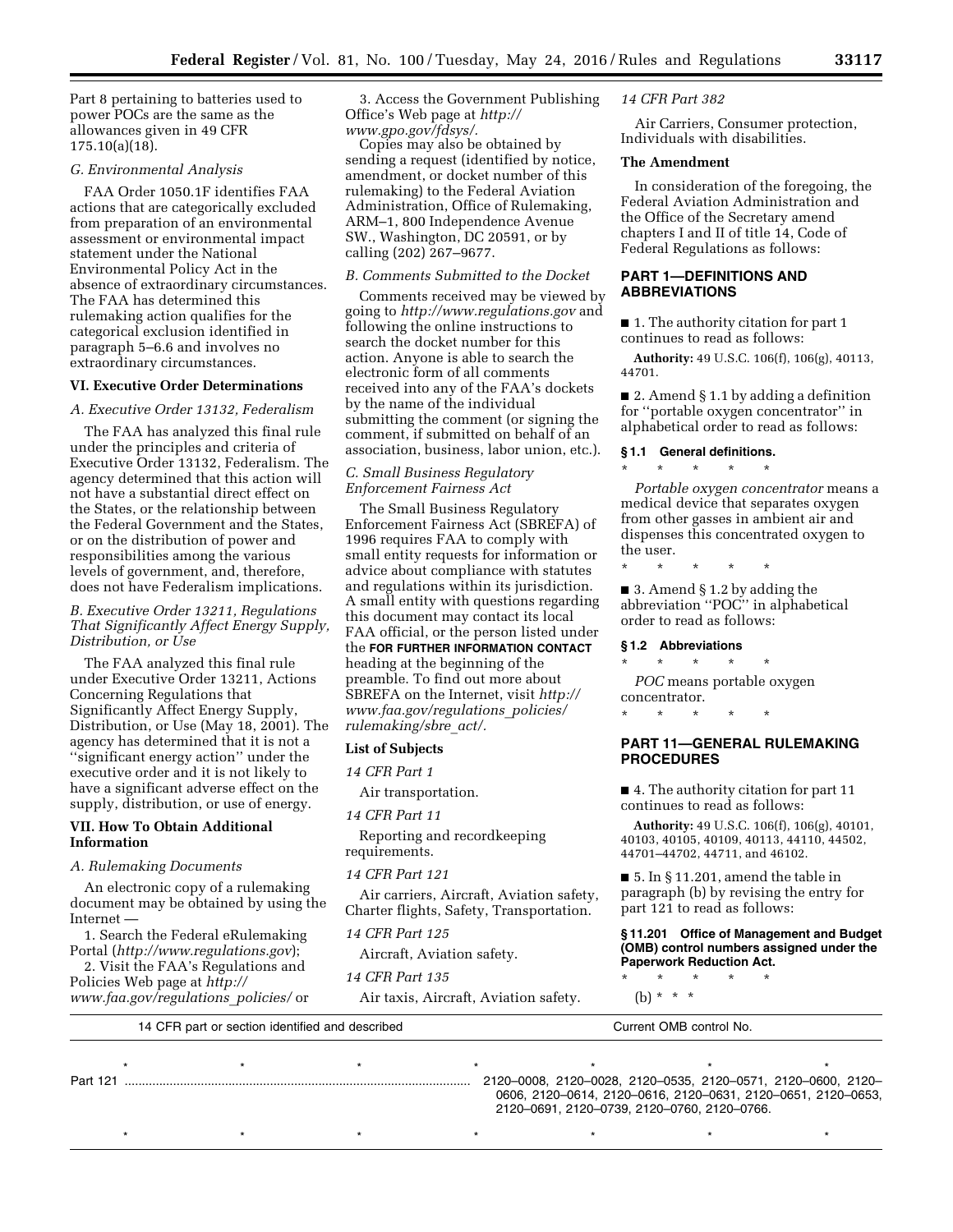Part 8 pertaining to batteries used to power POCs are the same as the allowances given in 49 CFR 175.10(a)(18).

### G. Environmental Analysis

FAA Order 1050.1F identifies FAA actions that are categorically excluded from preparation of an environmental assessment or environmental impact statement under the National Environmental Policy Act in the absence of extraordinary circumstances. The FAA has determined this rulemaking action qualifies for the categorical exclusion identified in paragraph 5–6.6 and involves no extraordinary circumstances.

## VI. Executive Order Determinations

### A. Executive Order 13132, Federalism

The FAA has analyzed this final rule under the principles and criteria of Executive Order 13132, Federalism. The agency determined that this action will not have a substantial direct effect on the States, or the relationship between the Federal Government and the States, or on the distribution of power and responsibilities among the various levels of government, and, therefore, does not have Federalism implications.

### B. Executive Order 13211, Regulations That Significantly Affect Energy Supply, Distribution, or Use

The FAA analyzed this final rule under Executive Order 13211, Actions Concerning Regulations that Significantly Affect Energy Supply, Distribution, or Use (May 18, 2001). The agency has determined that it is not a ''significant energy action'' under the executive order and it is not likely to have a significant adverse effect on the supply, distribution, or use of energy.

## VII. How To Obtain Additional Information

### A. Rulemaking Documents

An electronic copy of a rulemaking document may be obtained by using the Internet —

1. Search the Federal eRulemaking Portal (*http://www.regulations.gov*);

2. Visit the FAA's Regulations and Policies Web page at *http://www.faa.gov/regulations_policies/* or

3. Access the Government Publishing Office's Web page at *http://www.gpo.gov/fdsys/.*

Copies may also be obtained by sending a request (identified by notice, amendment, or docket number of this rulemaking) to the Federal Aviation Administration, Office of Rulemaking, ARM–1, 800 Independence Avenue SW., Washington, DC 20591, or by calling (202) 267–9677.

### B. Comments Submitted to the Docket

Comments received may be viewed by going to *http://www.regulations.gov* and following the online instructions to search the docket number for this action. Anyone is able to search the electronic form of all comments received into any of the FAA's dockets by the name of the individual submitting the comment (or signing the comment, if submitted on behalf of an association, business, labor union, etc.).

### C. Small Business Regulatory Enforcement Fairness Act

The Small Business Regulatory Enforcement Fairness Act (SBREFA) of 1996 requires FAA to comply with small entity requests for information or advice about compliance with statutes and regulations within its jurisdiction. A small entity with questions regarding this document may contact its local FAA official, or the person listed under the **FOR FURTHER INFORMATION CONTACT** heading at the beginning of the preamble. To find out more about SBREFA on the Internet, visit *http://www.faa.gov/regulations_policies/rulemaking/sbre_act/.*

## List of Subjects

*14 CFR Part 1*

Air transportation.

*14 CFR Part 11*

Reporting and recordkeeping requirements.

*14 CFR Part 121*

Air carriers, Aircraft, Aviation safety, Charter flights, Safety, Transportation.

*14 CFR Part 125*

Aircraft, Aviation safety.

*14 CFR Part 135*

Air taxis, Aircraft, Aviation safety.

*14 CFR Part 382*

Air Carriers, Consumer protection, Individuals with disabilities.

## The Amendment

In consideration of the foregoing, the Federal Aviation Administration and the Office of the Secretary amend chapters I and II of title 14, Code of Federal Regulations as follows:

## PART 1—DEFINITIONS AND ABBREVIATIONS

■ 1. The authority citation for part 1 continues to read as follows:

**Authority:** 49 U.S.C. 106(f), 106(g), 40113, 44701.

■ 2. Amend § 1.1 by adding a definition for ''portable oxygen concentrator'' in alphabetical order to read as follows:

**§ 1.1 General definitions.**

\* \* \* \* \*

*Portable oxygen concentrator* means a medical device that separates oxygen from other gasses in ambient air and dispenses this concentrated oxygen to the user.

\* \* \* \* \*

■ 3. Amend § 1.2 by adding the abbreviation ''POC'' in alphabetical order to read as follows:

**§ 1.2 Abbreviations**

\* \* \* \* \*

*POC* means portable oxygen concentrator.

\* \* \* \* \*

## PART 11—GENERAL RULEMAKING PROCEDURES

■ 4. The authority citation for part 11 continues to read as follows:

**Authority:** 49 U.S.C. 106(f), 106(g), 40101, 40103, 40105, 40109, 40113, 44110, 44502, 44701–44702, 44711, and 46102.

■ 5. In § 11.201, amend the table in paragraph (b) by revising the entry for part 121 to read as follows:

**§ 11.201 Office of Management and Budget (OMB) control numbers assigned under the Paperwork Reduction Act.**

\* \* \* \* \*

(b) \* \* \*

| 14 CFR part or section identified and described | Current OMB control No. |
|---|---|
| \* \* \* | \* \* \* \* |
| Part 121 | 2120–0008, 2120–0028, 2120–0535, 2120–0571, 2120–0600, 2120–0606, 2120–0614, 2120–0616, 2120–0631, 2120–0651, 2120–0653, 2120–0691, 2120–0739, 2120–0760, 2120–0766. |
| \* \* \* | \* \* \* \* |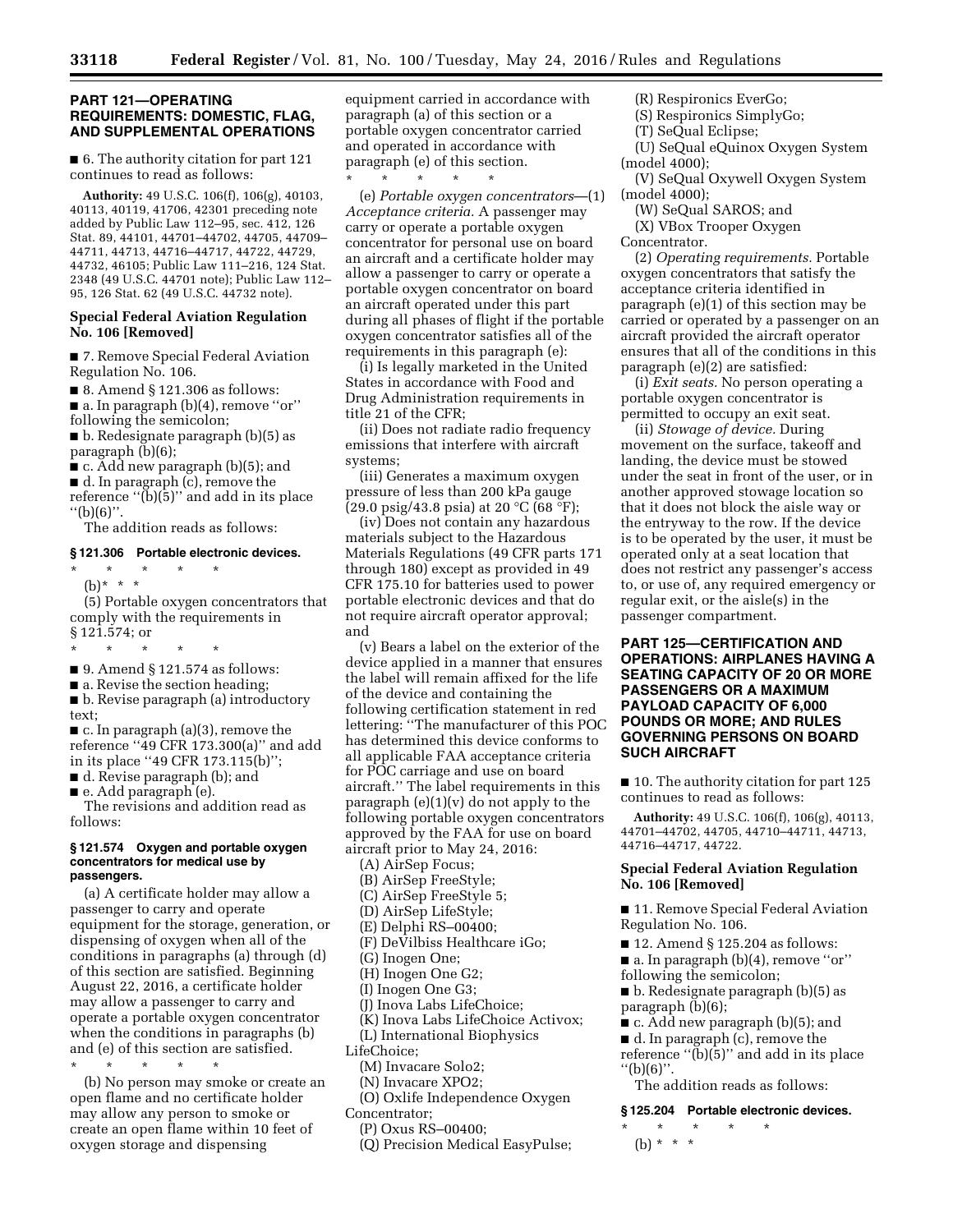## PART 121—OPERATING REQUIREMENTS: DOMESTIC, FLAG, AND SUPPLEMENTAL OPERATIONS

■ 6. The authority citation for part 121 continues to read as follows:

**Authority:** 49 U.S.C. 106(f), 106(g), 40103, 40113, 40119, 41706, 42301 preceding note added by Public Law 112–95, sec. 412, 126 Stat. 89, 44101, 44701–44702, 44705, 44709–44711, 44713, 44716–44717, 44722, 44729, 44732, 46105; Public Law 111–216, 124 Stat. 2348 (49 U.S.C. 44701 note); Public Law 112–95, 126 Stat. 62 (49 U.S.C. 44732 note).

### Special Federal Aviation Regulation No. 106 [Removed]

■ 7. Remove Special Federal Aviation Regulation No. 106.

■ 8. Amend § 121.306 as follows:

■ a. In paragraph (b)(4), remove "or" following the semicolon;

■ b. Redesignate paragraph (b)(5) as paragraph (b)(6);

■ c. Add new paragraph (b)(5); and

■ d. In paragraph (c), remove the reference "(b)(5)" and add in its place "(b)(6)".

The addition reads as follows:

#### § 121.306 Portable electronic devices.

\* \* \* \* \*

(b) \* \* \*

(5) Portable oxygen concentrators that comply with the requirements in § 121.574; or

\* \* \* \* \*

■ 9. Amend § 121.574 as follows:

■ a. Revise the section heading;

■ b. Revise paragraph (a) introductory text;

■ c. In paragraph (a)(3), remove the reference "49 CFR 173.300(a)" and add in its place "49 CFR 173.115(b)";

■ d. Revise paragraph (b); and

■ e. Add paragraph (e).

The revisions and addition read as follows:

#### § 121.574 Oxygen and portable oxygen concentrators for medical use by passengers.

(a) A certificate holder may allow a passenger to carry and operate equipment for the storage, generation, or dispensing of oxygen when all of the conditions in paragraphs (a) through (d) of this section are satisfied. Beginning August 22, 2016, a certificate holder may allow a passenger to carry and operate a portable oxygen concentrator when the conditions in paragraphs (b) and (e) of this section are satisfied.

\* \* \* \* \*

(b) No person may smoke or create an open flame and no certificate holder may allow any person to smoke or create an open flame within 10 feet of oxygen storage and dispensing equipment carried in accordance with paragraph (a) of this section or a portable oxygen concentrator carried and operated in accordance with paragraph (e) of this section.

\* \* \* \* \*

(e) *Portable oxygen concentrators*—(1) *Acceptance criteria.* A passenger may carry or operate a portable oxygen concentrator for personal use on board an aircraft and a certificate holder may allow a passenger to carry or operate a portable oxygen concentrator on board an aircraft operated under this part during all phases of flight if the portable oxygen concentrator satisfies all of the requirements in this paragraph (e):

(i) Is legally marketed in the United States in accordance with Food and Drug Administration requirements in title 21 of the CFR;

(ii) Does not radiate radio frequency emissions that interfere with aircraft systems;

(iii) Generates a maximum oxygen pressure of less than 200 kPa gauge (29.0 psig/43.8 psia) at 20 °C (68 °F);

(iv) Does not contain any hazardous materials subject to the Hazardous Materials Regulations (49 CFR parts 171 through 180) except as provided in 49 CFR 175.10 for batteries used to power portable electronic devices and that do not require aircraft operator approval; and

(v) Bears a label on the exterior of the device applied in a manner that ensures the label will remain affixed for the life of the device and containing the following certification statement in red lettering: "The manufacturer of this POC has determined this device conforms to all applicable FAA acceptance criteria for POC carriage and use on board aircraft." The label requirements in this paragraph (e)(1)(v) do not apply to the following portable oxygen concentrators approved by the FAA for use on board aircraft prior to May 24, 2016:

(A) AirSep Focus;

(B) AirSep FreeStyle;

(C) AirSep FreeStyle 5;

(D) AirSep LifeStyle;

(E) Delphi RS–00400;

(F) DeVilbiss Healthcare iGo;

(G) Inogen One;

(H) Inogen One G2;

(I) Inogen One G3;

(J) Inova Labs LifeChoice;

(K) Inova Labs LifeChoice Activox;

(L) International Biophysics LifeChoice;

(M) Invacare Solo2;

(N) Invacare XPO2;

(O) Oxlife Independence Oxygen Concentrator;

(P) Oxus RS–00400;

(Q) Precision Medical EasyPulse;

(R) Respironics EverGo;

(S) Respironics SimplyGo;

(T) SeQual Eclipse;

(U) SeQual eQuinox Oxygen System (model 4000);

(V) SeQual Oxywell Oxygen System (model 4000);

(W) SeQual SAROS; and

(X) VBox Trooper Oxygen Concentrator.

(2) *Operating requirements.* Portable oxygen concentrators that satisfy the acceptance criteria identified in paragraph (e)(1) of this section may be carried or operated by a passenger on an aircraft provided the aircraft operator ensures that all of the conditions in this paragraph (e)(2) are satisfied:

(i) *Exit seats.* No person operating a portable oxygen concentrator is permitted to occupy an exit seat.

(ii) *Stowage of device.* During movement on the surface, takeoff and landing, the device must be stowed under the seat in front of the user, or in another approved stowage location so that it does not block the aisle way or the entryway to the row. If the device is to be operated by the user, it must be operated only at a seat location that does not restrict any passenger's access to, or use of, any required emergency or regular exit, or the aisle(s) in the passenger compartment.

## PART 125—CERTIFICATION AND OPERATIONS: AIRPLANES HAVING A SEATING CAPACITY OF 20 OR MORE PASSENGERS OR A MAXIMUM PAYLOAD CAPACITY OF 6,000 POUNDS OR MORE; AND RULES GOVERNING PERSONS ON BOARD SUCH AIRCRAFT

■ 10. The authority citation for part 125 continues to read as follows:

**Authority:** 49 U.S.C. 106(f), 106(g), 40113, 44701–44702, 44705, 44710–44711, 44713, 44716–44717, 44722.

### Special Federal Aviation Regulation No. 106 [Removed]

■ 11. Remove Special Federal Aviation Regulation No. 106.

■ 12. Amend § 125.204 as follows:

■ a. In paragraph (b)(4), remove "or" following the semicolon;

■ b. Redesignate paragraph (b)(5) as paragraph (b)(6);

■ c. Add new paragraph (b)(5); and

■ d. In paragraph (c), remove the reference "(b)(5)" and add in its place "(b)(6)".

The addition reads as follows:

#### § 125.204 Portable electronic devices.

\* \* \* \* \*

(b) \* \* \*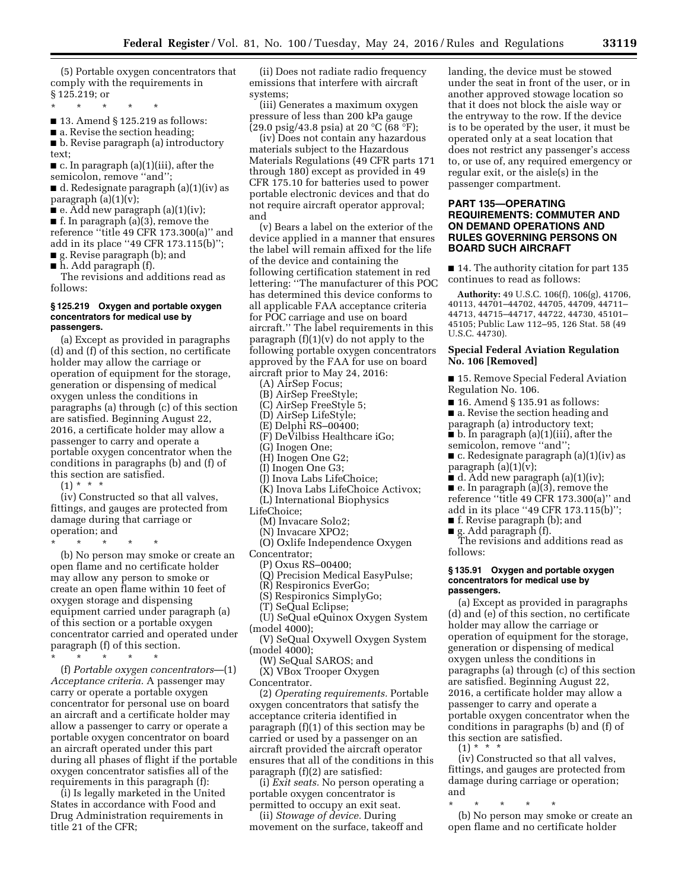(5) Portable oxygen concentrators that comply with the requirements in § 125.219; or

\* \* \* \* \*

■ 13. Amend § 125.219 as follows:

■ a. Revise the section heading;

■ b. Revise paragraph (a) introductory text;

■ c. In paragraph (a)(1)(iii), after the semicolon, remove ''and'';

■ d. Redesignate paragraph (a)(1)(iv) as paragraph (a)(1)(v);

■ e. Add new paragraph (a)(1)(iv);

■ f. In paragraph (a)(3), remove the reference ''title 49 CFR 173.300(a)'' and add in its place ''49 CFR 173.115(b)'';

■ g. Revise paragraph (b); and

■ h. Add paragraph (f).

The revisions and additions read as follows:

#### § 125.219 Oxygen and portable oxygen concentrators for medical use by passengers.

(a) Except as provided in paragraphs (d) and (f) of this section, no certificate holder may allow the carriage or operation of equipment for the storage, generation or dispensing of medical oxygen unless the conditions in paragraphs (a) through (c) of this section are satisfied. Beginning August 22, 2016, a certificate holder may allow a passenger to carry and operate a portable oxygen concentrator when the conditions in paragraphs (b) and (f) of this section are satisfied.

(1) \* \* \*

(iv) Constructed so that all valves, fittings, and gauges are protected from damage during that carriage or operation; and

\* \* \* \* \*

(b) No person may smoke or create an open flame and no certificate holder may allow any person to smoke or create an open flame within 10 feet of oxygen storage and dispensing equipment carried under paragraph (a) of this section or a portable oxygen concentrator carried and operated under paragraph (f) of this section.

\* \* \* \* \*

(f) *Portable oxygen concentrators*—(1) *Acceptance criteria.* A passenger may carry or operate a portable oxygen concentrator for personal use on board an aircraft and a certificate holder may allow a passenger to carry or operate a portable oxygen concentrator on board an aircraft operated under this part during all phases of flight if the portable oxygen concentrator satisfies all of the requirements in this paragraph (f):

(i) Is legally marketed in the United States in accordance with Food and Drug Administration requirements in title 21 of the CFR;

(ii) Does not radiate radio frequency emissions that interfere with aircraft systems;

(iii) Generates a maximum oxygen pressure of less than 200 kPa gauge (29.0 psig/43.8 psia) at 20 °C (68 °F);

(iv) Does not contain any hazardous materials subject to the Hazardous Materials Regulations (49 CFR parts 171 through 180) except as provided in 49 CFR 175.10 for batteries used to power portable electronic devices and that do not require aircraft operator approval; and

(v) Bears a label on the exterior of the device applied in a manner that ensures the label will remain affixed for the life of the device and containing the following certification statement in red lettering: ''The manufacturer of this POC has determined this device conforms to all applicable FAA acceptance criteria for POC carriage and use on board aircraft.'' The label requirements in this paragraph (f)(1)(v) do not apply to the following portable oxygen concentrators approved by the FAA for use on board aircraft prior to May 24, 2016:

(A) AirSep Focus;
(B) AirSep FreeStyle;
(C) AirSep FreeStyle 5;
(D) AirSep LifeStyle;
(E) Delphi RS–00400;
(F) DeVilbiss Healthcare iGo;
(G) Inogen One;
(H) Inogen One G2;
(I) Inogen One G3;
(J) Inova Labs LifeChoice;
(K) Inova Labs LifeChoice Activox;
(L) International Biophysics LifeChoice;
(M) Invacare Solo2;
(N) Invacare XPO2;
(O) Oxlife Independence Oxygen Concentrator;
(P) Oxus RS–00400;
(Q) Precision Medical EasyPulse;
(R) Respironics EverGo;
(S) Respironics SimplyGo;
(T) SeQual Eclipse;
(U) SeQual eQuinox Oxygen System (model 4000);
(V) SeQual Oxywell Oxygen System (model 4000);
(W) SeQual SAROS; and
(X) VBox Trooper Oxygen Concentrator.

(2) *Operating requirements.* Portable oxygen concentrators that satisfy the acceptance criteria identified in paragraph (f)(1) of this section may be carried or used by a passenger on an aircraft provided the aircraft operator ensures that all of the conditions in this paragraph (f)(2) are satisfied:

(i) *Exit seats.* No person operating a portable oxygen concentrator is permitted to occupy an exit seat.

(ii) *Stowage of device.* During movement on the surface, takeoff and landing, the device must be stowed under the seat in front of the user, or in another approved stowage location so that it does not block the aisle way or the entryway to the row. If the device is to be operated by the user, it must be operated only at a seat location that does not restrict any passenger's access to, or use of, any required emergency or regular exit, or the aisle(s) in the passenger compartment.

## PART 135—OPERATING REQUIREMENTS: COMMUTER AND ON DEMAND OPERATIONS AND RULES GOVERNING PERSONS ON BOARD SUCH AIRCRAFT

■ 14. The authority citation for part 135 continues to read as follows:

**Authority:** 49 U.S.C. 106(f), 106(g), 41706, 40113, 44701–44702, 44705, 44709, 44711–44713, 44715–44717, 44722, 44730, 45101–45105; Public Law 112–95, 126 Stat. 58 (49 U.S.C. 44730).

### Special Federal Aviation Regulation No. 106 [Removed]

■ 15. Remove Special Federal Aviation Regulation No. 106.

■ 16. Amend § 135.91 as follows:

■ a. Revise the section heading and paragraph (a) introductory text;

■ b. In paragraph (a)(1)(iii), after the semicolon, remove ''and'';

■ c. Redesignate paragraph (a)(1)(iv) as paragraph (a)(1)(v);

■ d. Add new paragraph (a)(1)(iv);

■ e. In paragraph (a)(3), remove the reference ''title 49 CFR 173.300(a)'' and add in its place ''49 CFR 173.115(b)'';

■ f. Revise paragraph (b); and

■ g. Add paragraph (f).

The revisions and additions read as follows:

#### § 135.91 Oxygen and portable oxygen concentrators for medical use by passengers.

(a) Except as provided in paragraphs (d) and (e) of this section, no certificate holder may allow the carriage or operation of equipment for the storage, generation or dispensing of medical oxygen unless the conditions in paragraphs (a) through (c) of this section are satisfied. Beginning August 22, 2016, a certificate holder may allow a passenger to carry and operate a portable oxygen concentrator when the conditions in paragraphs (b) and (f) of this section are satisfied.

(1) \* \* \*

(iv) Constructed so that all valves, fittings, and gauges are protected from damage during carriage or operation; and

\* \* \* \* \*

(b) No person may smoke or create an open flame and no certificate holder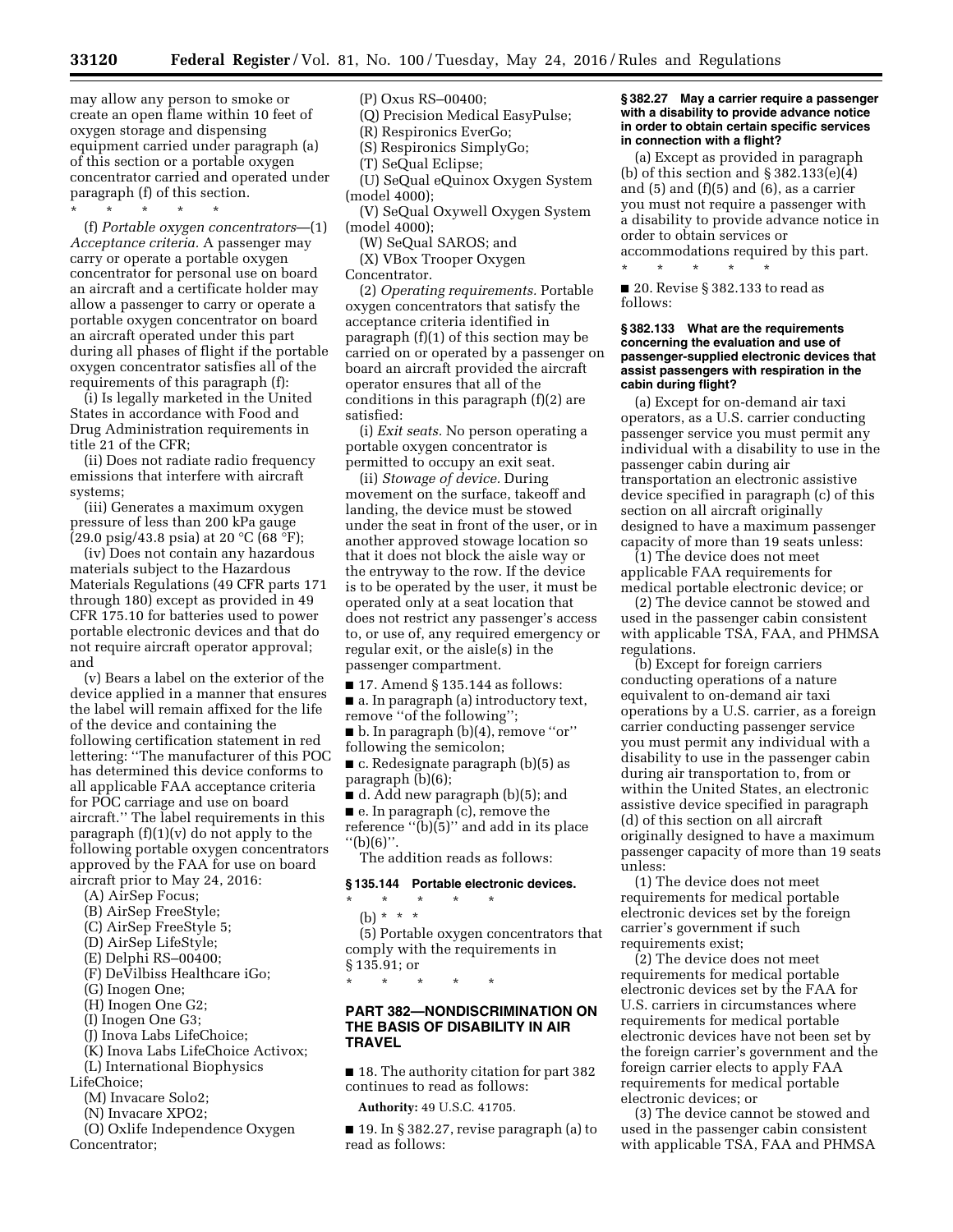may allow any person to smoke or create an open flame within 10 feet of oxygen storage and dispensing equipment carried under paragraph (a) of this section or a portable oxygen concentrator carried and operated under paragraph (f) of this section.

\* \* \* \* \*

(f) *Portable oxygen concentrators*—(1) *Acceptance criteria.* A passenger may carry or operate a portable oxygen concentrator for personal use on board an aircraft and a certificate holder may allow a passenger to carry or operate a portable oxygen concentrator on board an aircraft operated under this part during all phases of flight if the portable oxygen concentrator satisfies all of the requirements of this paragraph (f):

(i) Is legally marketed in the United States in accordance with Food and Drug Administration requirements in title 21 of the CFR;

(ii) Does not radiate radio frequency emissions that interfere with aircraft systems;

(iii) Generates a maximum oxygen pressure of less than 200 kPa gauge (29.0 psig/43.8 psia) at 20 °C (68 °F);

(iv) Does not contain any hazardous materials subject to the Hazardous Materials Regulations (49 CFR parts 171 through 180) except as provided in 49 CFR 175.10 for batteries used to power portable electronic devices and that do not require aircraft operator approval; and

(v) Bears a label on the exterior of the device applied in a manner that ensures the label will remain affixed for the life of the device and containing the following certification statement in red lettering: ''The manufacturer of this POC has determined this device conforms to all applicable FAA acceptance criteria for POC carriage and use on board aircraft.'' The label requirements in this paragraph (f)(1)(v) do not apply to the following portable oxygen concentrators approved by the FAA for use on board aircraft prior to May 24, 2016:

(A) AirSep Focus;

(B) AirSep FreeStyle;

(C) AirSep FreeStyle 5;

(D) AirSep LifeStyle;

(E) Delphi RS–00400;

(F) DeVilbiss Healthcare iGo;

(G) Inogen One;

(H) Inogen One G2;

(I) Inogen One G3;

(J) Inova Labs LifeChoice;

(K) Inova Labs LifeChoice Activox;

(L) International Biophysics LifeChoice;

(M) Invacare Solo2;

(N) Invacare XPO2;

(O) Oxlife Independence Oxygen Concentrator;

(P) Oxus RS–00400;

(Q) Precision Medical EasyPulse;

(R) Respironics EverGo;

(S) Respironics SimplyGo;

(T) SeQual Eclipse;

(U) SeQual eQuinox Oxygen System (model 4000);

(V) SeQual Oxywell Oxygen System (model 4000);

(W) SeQual SAROS; and

(X) VBox Trooper Oxygen Concentrator.

(2) *Operating requirements.* Portable oxygen concentrators that satisfy the acceptance criteria identified in paragraph (f)(1) of this section may be carried on or operated by a passenger on board an aircraft provided the aircraft operator ensures that all of the conditions in this paragraph (f)(2) are satisfied:

(i) *Exit seats.* No person operating a portable oxygen concentrator is permitted to occupy an exit seat.

(ii) *Stowage of device.* During movement on the surface, takeoff and landing, the device must be stowed under the seat in front of the user, or in another approved stowage location so that it does not block the aisle way or the entryway to the row. If the device is to be operated by the user, it must be operated only at a seat location that does not restrict any passenger's access to, or use of, any required emergency or regular exit, or the aisle(s) in the passenger compartment.

■ 17. Amend § 135.144 as follows:

■ a. In paragraph (a) introductory text, remove ''of the following'';

■ b. In paragraph (b)(4), remove ''or'' following the semicolon;

■ c. Redesignate paragraph (b)(5) as paragraph (b)(6);

■ d. Add new paragraph (b)(5); and

■ e. In paragraph (c), remove the reference ''(b)(5)'' and add in its place ''(b)(6)''.

The addition reads as follows:

**§ 135.144 Portable electronic devices.**

\* \* \* \* \*

(b) \* \* \*

(5) Portable oxygen concentrators that comply with the requirements in § 135.91; or

\* \* \* \* \*

## PART 382—NONDISCRIMINATION ON THE BASIS OF DISABILITY IN AIR TRAVEL

■ 18. The authority citation for part 382 continues to read as follows:

**Authority:** 49 U.S.C. 41705.

■ 19. In § 382.27, revise paragraph (a) to read as follows:

**§ 382.27 May a carrier require a passenger with a disability to provide advance notice in order to obtain certain specific services in connection with a flight?**

(a) Except as provided in paragraph (b) of this section and § 382.133(e)(4) and (5) and (f)(5) and (6), as a carrier you must not require a passenger with a disability to provide advance notice in order to obtain services or accommodations required by this part.

\* \* \* \* \*

■ 20. Revise § 382.133 to read as follows:

**§ 382.133 What are the requirements concerning the evaluation and use of passenger-supplied electronic devices that assist passengers with respiration in the cabin during flight?**

(a) Except for on-demand air taxi operators, as a U.S. carrier conducting passenger service you must permit any individual with a disability to use in the passenger cabin during air transportation an electronic assistive device specified in paragraph (c) of this section on all aircraft originally designed to have a maximum passenger capacity of more than 19 seats unless:

(1) The device does not meet applicable FAA requirements for medical portable electronic device; or

(2) The device cannot be stowed and used in the passenger cabin consistent with applicable TSA, FAA, and PHMSA regulations.

(b) Except for foreign carriers conducting operations of a nature equivalent to on-demand air taxi operations by a U.S. carrier, as a foreign carrier conducting passenger service you must permit any individual with a disability to use in the passenger cabin during air transportation to, from or within the United States, an electronic assistive device specified in paragraph (d) of this section on all aircraft originally designed to have a maximum passenger capacity of more than 19 seats unless:

(1) The device does not meet requirements for medical portable electronic devices set by the foreign carrier's government if such requirements exist;

(2) The device does not meet requirements for medical portable electronic devices set by the FAA for U.S. carriers in circumstances where requirements for medical portable electronic devices have not been set by the foreign carrier's government and the foreign carrier elects to apply FAA requirements for medical portable electronic devices; or

(3) The device cannot be stowed and used in the passenger cabin consistent with applicable TSA, FAA and PHMSA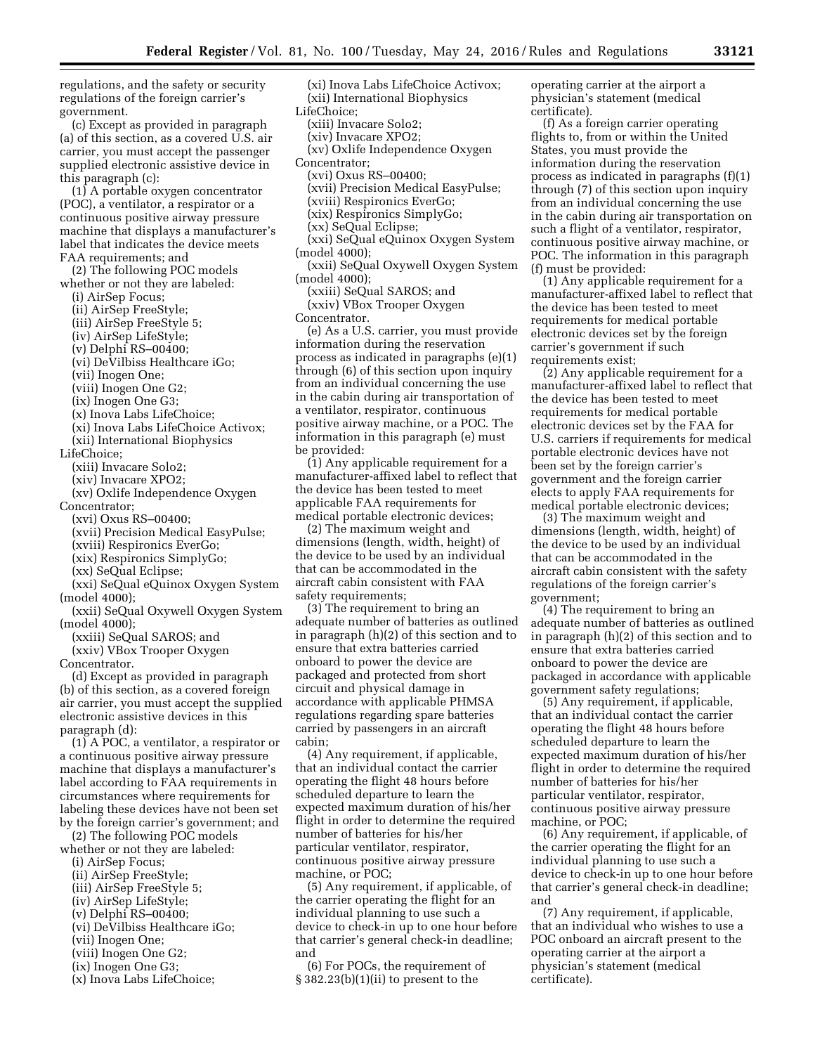regulations, and the safety or security regulations of the foreign carrier's government.

(c) Except as provided in paragraph (a) of this section, as a covered U.S. air carrier, you must accept the passenger supplied electronic assistive device in this paragraph (c):

(1) A portable oxygen concentrator (POC), a ventilator, a respirator or a continuous positive airway pressure machine that displays a manufacturer's label that indicates the device meets FAA requirements; and

(2) The following POC models whether or not they are labeled:

(i) AirSep Focus;

(ii) AirSep FreeStyle;

(iii) AirSep FreeStyle 5;

(iv) AirSep LifeStyle;

(v) Delphi RS–00400;

(vi) DeVilbiss Healthcare iGo;

(vii) Inogen One;

(viii) Inogen One G2;

(ix) Inogen One G3;

(x) Inova Labs LifeChoice;

(xi) Inova Labs LifeChoice Activox;

(xii) International Biophysics LifeChoice;

(xiii) Invacare Solo2;

(xiv) Invacare XPO2;

(xv) Oxlife Independence Oxygen Concentrator;

(xvi) Oxus RS–00400;

(xvii) Precision Medical EasyPulse;

(xviii) Respironics EverGo;

(xix) Respironics SimplyGo;

(xx) SeQual Eclipse;

(xxi) SeQual eQuinox Oxygen System (model 4000);

(xxii) SeQual Oxywell Oxygen System (model 4000);

(xxiii) SeQual SAROS; and

(xxiv) VBox Trooper Oxygen Concentrator.

(d) Except as provided in paragraph (b) of this section, as a covered foreign air carrier, you must accept the supplied electronic assistive devices in this paragraph (d):

(1) A POC, a ventilator, a respirator or a continuous positive airway pressure machine that displays a manufacturer's label according to FAA requirements in circumstances where requirements for labeling these devices have not been set by the foreign carrier's government; and

(2) The following POC models whether or not they are labeled:

(i) AirSep Focus;

(ii) AirSep FreeStyle;

(iii) AirSep FreeStyle 5;

(iv) AirSep LifeStyle;

(v) Delphi RS–00400;

(vi) DeVilbiss Healthcare iGo;

(vii) Inogen One;

(viii) Inogen One G2;

(ix) Inogen One G3;

(x) Inova Labs LifeChoice;

(xi) Inova Labs LifeChoice Activox;

(xii) International Biophysics LifeChoice;

(xiii) Invacare Solo2;

(xiv) Invacare XPO2;

(xv) Oxlife Independence Oxygen Concentrator;

(xvi) Oxus RS–00400;

(xvii) Precision Medical EasyPulse;

(xviii) Respironics EverGo;

(xix) Respironics SimplyGo;

(xx) SeQual Eclipse;

(xxi) SeQual eQuinox Oxygen System (model 4000);

(xxii) SeQual Oxywell Oxygen System (model 4000);

(xxiii) SeQual SAROS; and

(xxiv) VBox Trooper Oxygen Concentrator.

(e) As a U.S. carrier, you must provide information during the reservation process as indicated in paragraphs (e)(1) through (6) of this section upon inquiry from an individual concerning the use in the cabin during air transportation of a ventilator, respirator, continuous positive airway machine, or a POC. The information in this paragraph (e) must be provided:

(1) Any applicable requirement for a manufacturer-affixed label to reflect that the device has been tested to meet applicable FAA requirements for medical portable electronic devices;

(2) The maximum weight and dimensions (length, width, height) of the device to be used by an individual that can be accommodated in the aircraft cabin consistent with FAA safety requirements;

(3) The requirement to bring an adequate number of batteries as outlined in paragraph (h)(2) of this section and to ensure that extra batteries carried onboard to power the device are packaged and protected from short circuit and physical damage in accordance with applicable PHMSA regulations regarding spare batteries carried by passengers in an aircraft cabin;

(4) Any requirement, if applicable, that an individual contact the carrier operating the flight 48 hours before scheduled departure to learn the expected maximum duration of his/her flight in order to determine the required number of batteries for his/her particular ventilator, respirator, continuous positive airway pressure machine, or POC;

(5) Any requirement, if applicable, of the carrier operating the flight for an individual planning to use such a device to check-in up to one hour before that carrier's general check-in deadline; and

(6) For POCs, the requirement of § 382.23(b)(1)(ii) to present to the operating carrier at the airport a physician's statement (medical certificate).

(f) As a foreign carrier operating flights to, from or within the United States, you must provide the information during the reservation process as indicated in paragraphs (f)(1) through (7) of this section upon inquiry from an individual concerning the use in the cabin during air transportation on such a flight of a ventilator, respirator, continuous positive airway machine, or POC. The information in this paragraph (f) must be provided:

(1) Any applicable requirement for a manufacturer-affixed label to reflect that the device has been tested to meet requirements for medical portable electronic devices set by the foreign carrier's government if such requirements exist;

(2) Any applicable requirement for a manufacturer-affixed label to reflect that the device has been tested to meet requirements for medical portable electronic devices set by the FAA for U.S. carriers if requirements for medical portable electronic devices have not been set by the foreign carrier's government and the foreign carrier elects to apply FAA requirements for medical portable electronic devices;

(3) The maximum weight and dimensions (length, width, height) of the device to be used by an individual that can be accommodated in the aircraft cabin consistent with the safety regulations of the foreign carrier's government;

(4) The requirement to bring an adequate number of batteries as outlined in paragraph (h)(2) of this section and to ensure that extra batteries carried onboard to power the device are packaged in accordance with applicable government safety regulations;

(5) Any requirement, if applicable, that an individual contact the carrier operating the flight 48 hours before scheduled departure to learn the expected maximum duration of his/her flight in order to determine the required number of batteries for his/her particular ventilator, respirator, continuous positive airway pressure machine, or POC;

(6) Any requirement, if applicable, of the carrier operating the flight for an individual planning to use such a device to check-in up to one hour before that carrier's general check-in deadline; and

(7) Any requirement, if applicable, that an individual who wishes to use a POC onboard an aircraft present to the operating carrier at the airport a physician's statement (medical certificate).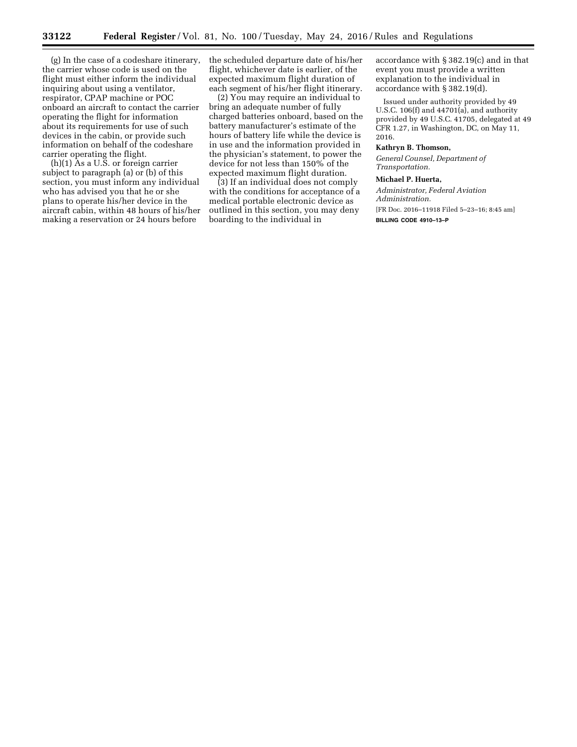(g) In the case of a codeshare itinerary, the carrier whose code is used on the flight must either inform the individual inquiring about using a ventilator, respirator, CPAP machine or POC onboard an aircraft to contact the carrier operating the flight for information about its requirements for use of such devices in the cabin, or provide such information on behalf of the codeshare carrier operating the flight.

(h)(1) As a U.S. or foreign carrier subject to paragraph (a) or (b) of this section, you must inform any individual who has advised you that he or she plans to operate his/her device in the aircraft cabin, within 48 hours of his/her making a reservation or 24 hours before the scheduled departure date of his/her flight, whichever date is earlier, of the expected maximum flight duration of each segment of his/her flight itinerary.

(2) You may require an individual to bring an adequate number of fully charged batteries onboard, based on the battery manufacturer's estimate of the hours of battery life while the device is in use and the information provided in the physician's statement, to power the device for not less than 150% of the expected maximum flight duration.

(3) If an individual does not comply with the conditions for acceptance of a medical portable electronic device as outlined in this section, you may deny boarding to the individual in accordance with § 382.19(c) and in that event you must provide a written explanation to the individual in accordance with § 382.19(d).

Issued under authority provided by 49 U.S.C. 106(f) and 44701(a), and authority provided by 49 U.S.C. 41705, delegated at 49 CFR 1.27, in Washington, DC, on May 11, 2016.

**Kathryn B. Thomson,**

*General Counsel, Department of Transportation.*

**Michael P. Huerta,**

*Administrator, Federal Aviation Administration.*

[FR Doc. 2016–11918 Filed 5–23–16; 8:45 am]

**BILLING CODE 4910–13–P**